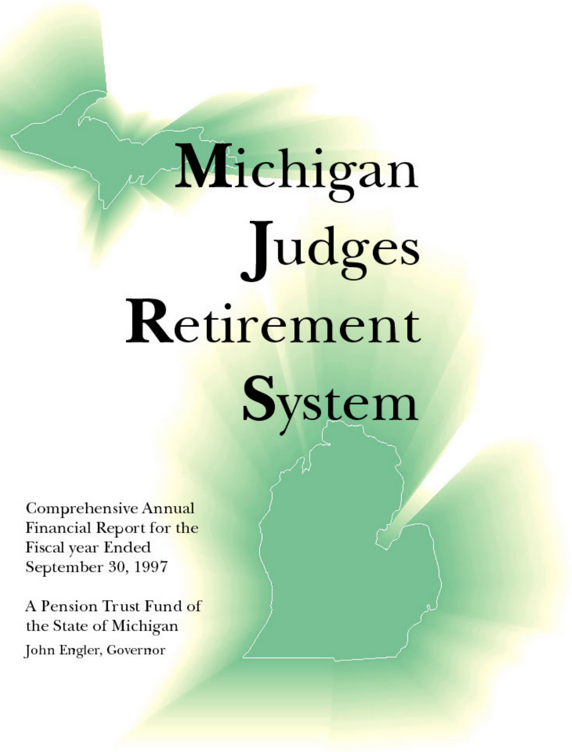# Michigan Judges Retirement System

Comprehensive Annual Financial Report for the Fiscal year Ended September 30, 1997

A Pension Trust Fund of the State of Michigan

John Engler, Governor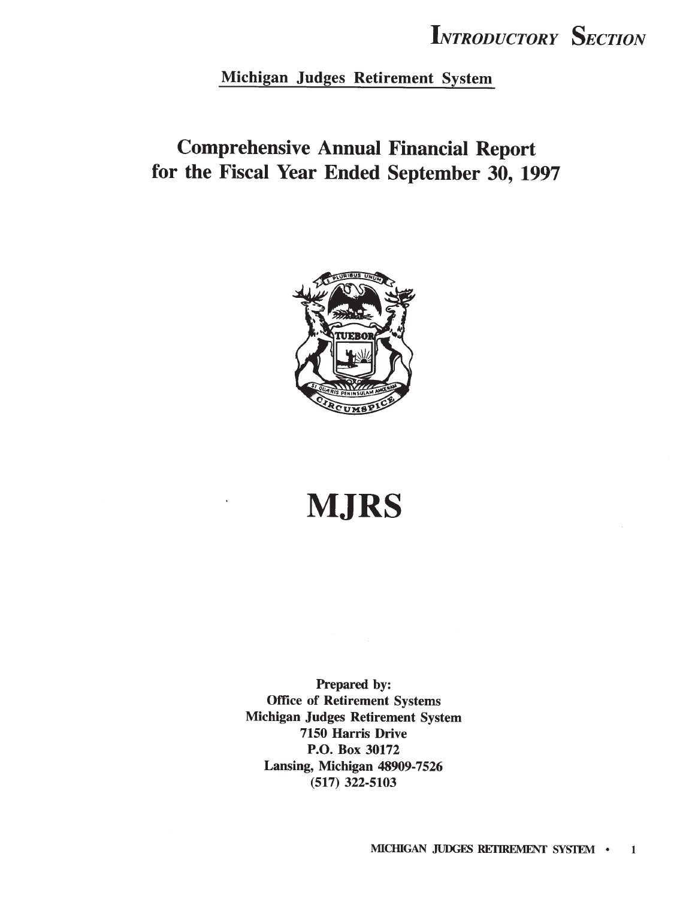## Michigan Judges Retirement System

# Comprehensive Annual Financial Report for the Fiscal Year Ended September 30, 1997

# MJRS

**Prepared by:**
**Office of Retirement Systems**
**Michigan Judges Retirement System**
**7150 Harris Drive**
**P.O. Box 30172**
**Lansing, Michigan 48909-7526**
**(517) 322-5103**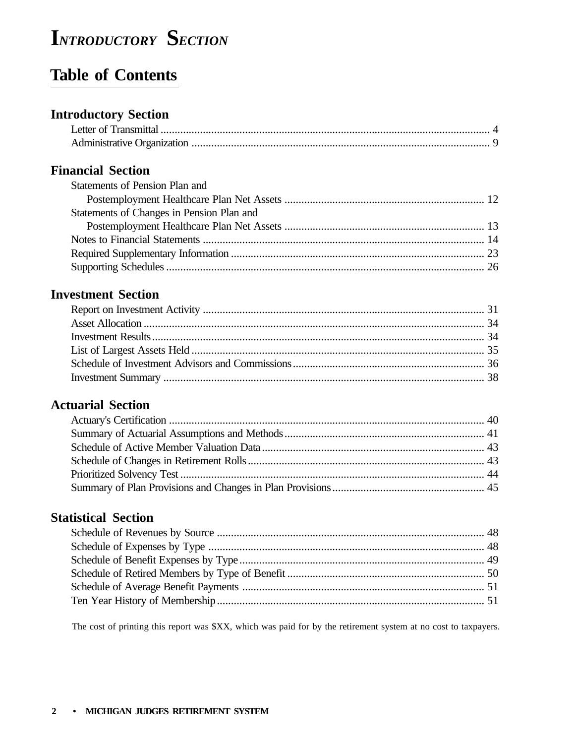# Introductory Section

## Table of Contents

### Introductory Section

Letter of Transmittal .......... 4
Administrative Organization .......... 9

### Financial Section

Statements of Pension Plan and Postemployment Healthcare Plan Net Assets .......... 12
Statements of Changes in Pension Plan and Postemployment Healthcare Plan Net Assets .......... 13
Notes to Financial Statements .......... 14
Required Supplementary Information .......... 23
Supporting Schedules .......... 26

### Investment Section

Report on Investment Activity .......... 31
Asset Allocation .......... 34
Investment Results .......... 34
List of Largest Assets Held .......... 35
Schedule of Investment Advisors and Commissions .......... 36
Investment Summary .......... 38

### Actuarial Section

Actuary's Certification .......... 40
Summary of Actuarial Assumptions and Methods .......... 41
Schedule of Active Member Valuation Data .......... 43
Schedule of Changes in Retirement Rolls .......... 43
Prioritized Solvency Test .......... 44
Summary of Plan Provisions and Changes in Plan Provisions .......... 45

### Statistical Section

Schedule of Revenues by Source .......... 48
Schedule of Expenses by Type .......... 48
Schedule of Benefit Expenses by Type .......... 49
Schedule of Retired Members by Type of Benefit .......... 50
Schedule of Average Benefit Payments .......... 51
Ten Year History of Membership .......... 51

The cost of printing this report was $XX, which was paid for by the retirement system at no cost to taxpayers.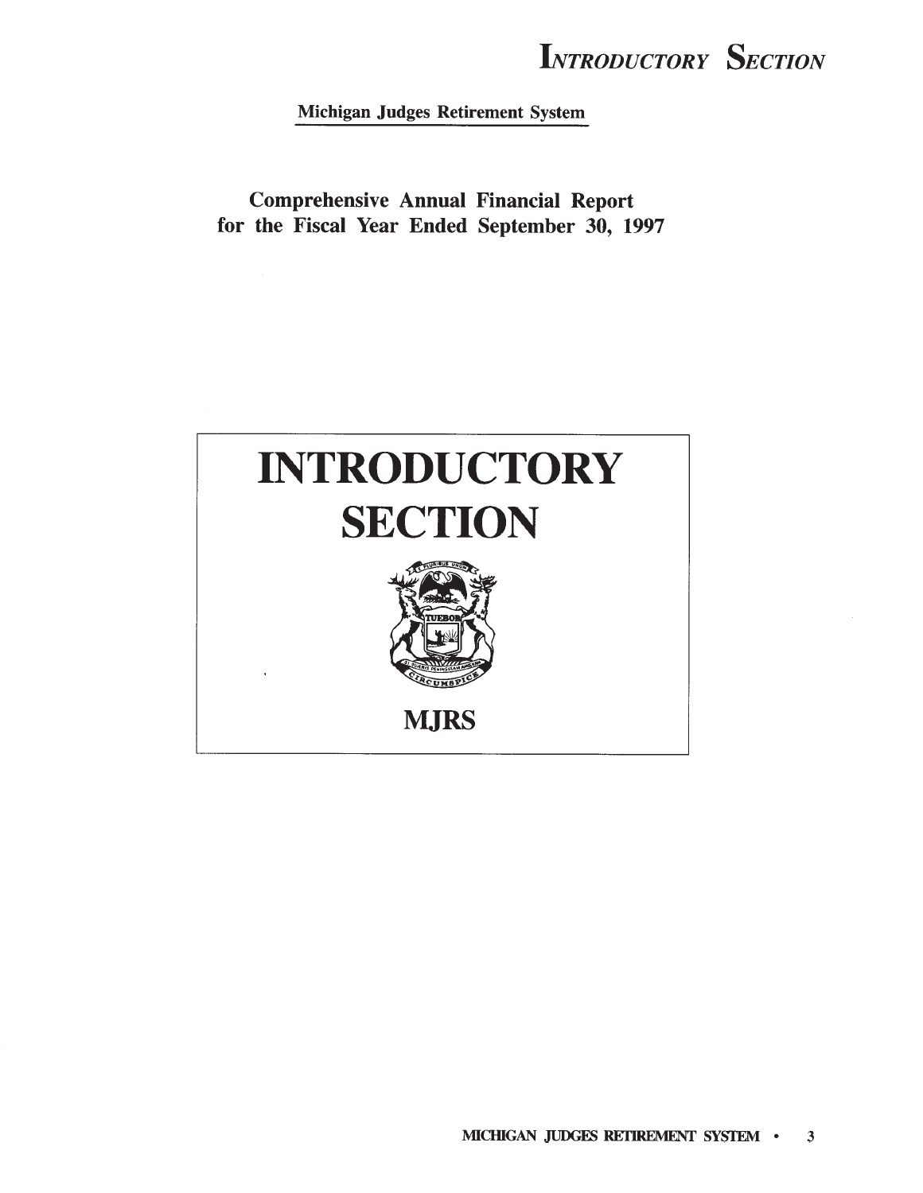Michigan Judges Retirement System

**Comprehensive Annual Financial Report**
**for the Fiscal Year Ended September 30, 1997**

# INTRODUCTORY SECTION

**MJRS**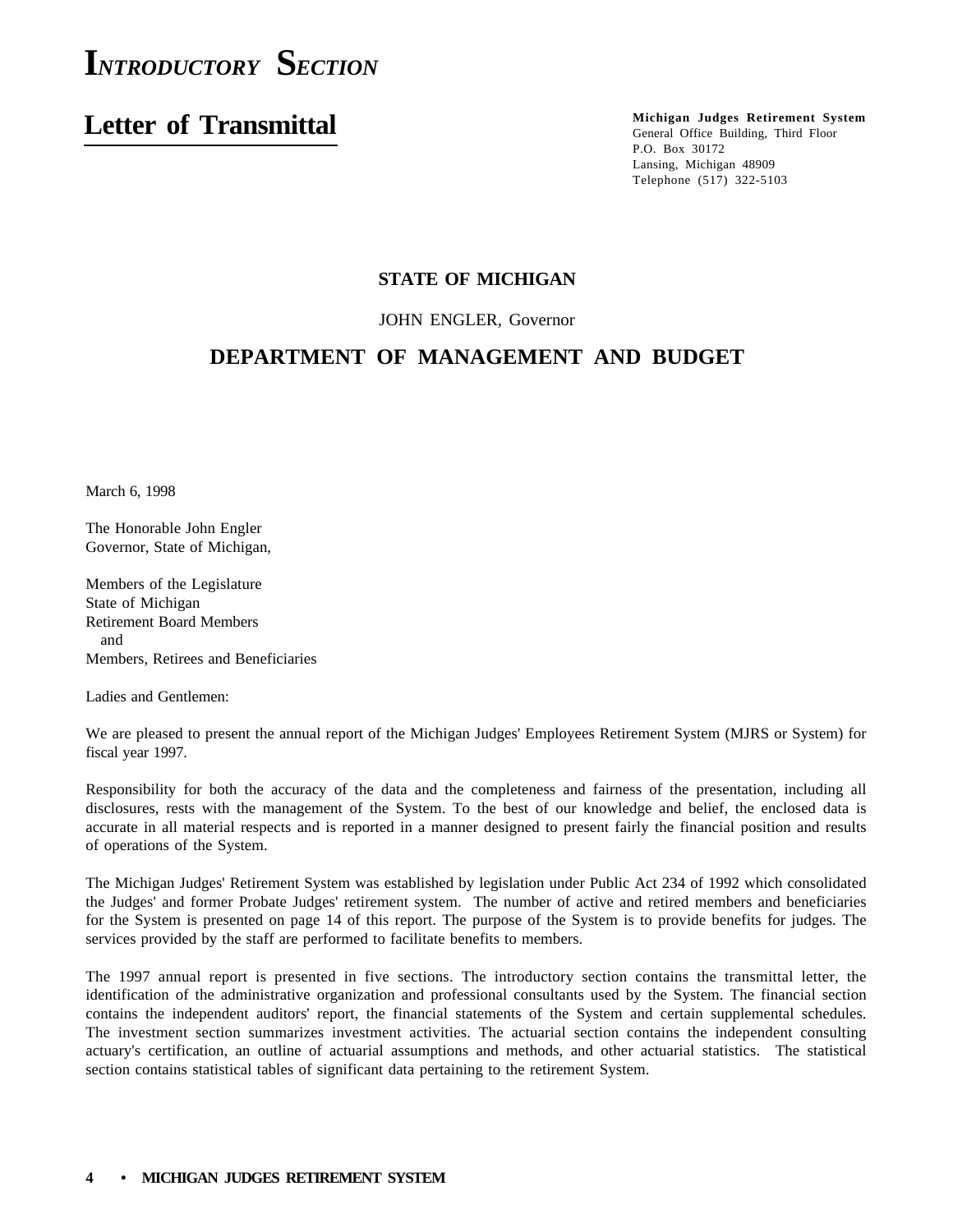# INTRODUCTORY SECTION

## Letter of Transmittal

**Michigan Judges Retirement System**
General Office Building, Third Floor
P.O. Box 30172
Lansing, Michigan 48909
Telephone (517) 322-5103

**STATE OF MICHIGAN**

JOHN ENGLER, Governor

**DEPARTMENT OF MANAGEMENT AND BUDGET**

March 6, 1998

The Honorable John Engler
Governor, State of Michigan,

Members of the Legislature
State of Michigan
Retirement Board Members
and
Members, Retirees and Beneficiaries

Ladies and Gentlemen:

We are pleased to present the annual report of the Michigan Judges' Employees Retirement System (MJRS or System) for fiscal year 1997.

Responsibility for both the accuracy of the data and the completeness and fairness of the presentation, including all disclosures, rests with the management of the System. To the best of our knowledge and belief, the enclosed data is accurate in all material respects and is reported in a manner designed to present fairly the financial position and results of operations of the System.

The Michigan Judges' Retirement System was established by legislation under Public Act 234 of 1992 which consolidated the Judges' and former Probate Judges' retirement system. The number of active and retired members and beneficiaries for the System is presented on page 14 of this report. The purpose of the System is to provide benefits for judges. The services provided by the staff are performed to facilitate benefits to members.

The 1997 annual report is presented in five sections. The introductory section contains the transmittal letter, the identification of the administrative organization and professional consultants used by the System. The financial section contains the independent auditors' report, the financial statements of the System and certain supplemental schedules. The investment section summarizes investment activities. The actuarial section contains the independent consulting actuary's certification, an outline of actuarial assumptions and methods, and other actuarial statistics. The statistical section contains statistical tables of significant data pertaining to the retirement System.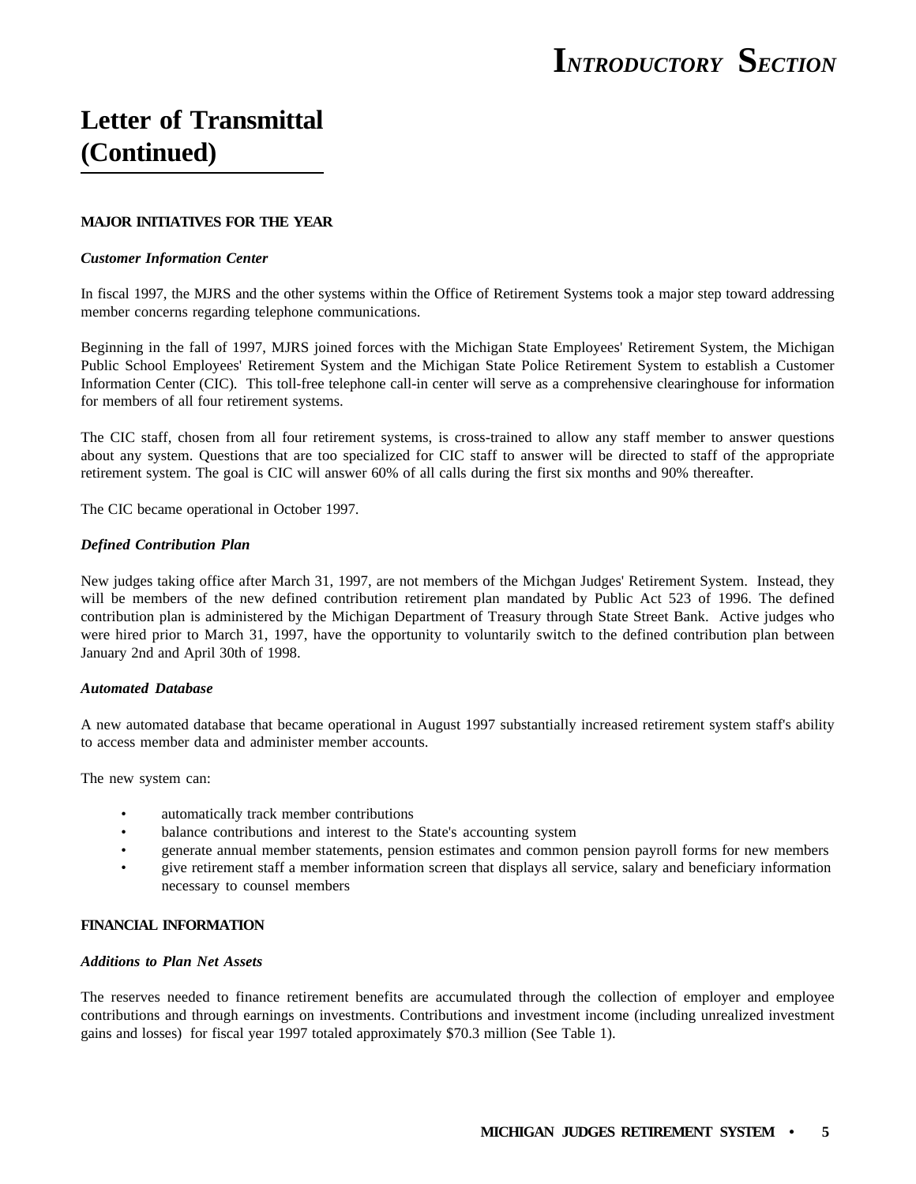# Letter of Transmittal (Continued)

## MAJOR INITIATIVES FOR THE YEAR

### *Customer Information Center*

In fiscal 1997, the MJRS and the other systems within the Office of Retirement Systems took a major step toward addressing member concerns regarding telephone communications.

Beginning in the fall of 1997, MJRS joined forces with the Michigan State Employees' Retirement System, the Michigan Public School Employees' Retirement System and the Michigan State Police Retirement System to establish a Customer Information Center (CIC). This toll-free telephone call-in center will serve as a comprehensive clearinghouse for information for members of all four retirement systems.

The CIC staff, chosen from all four retirement systems, is cross-trained to allow any staff member to answer questions about any system. Questions that are too specialized for CIC staff to answer will be directed to staff of the appropriate retirement system. The goal is CIC will answer 60% of all calls during the first six months and 90% thereafter.

The CIC became operational in October 1997.

### *Defined Contribution Plan*

New judges taking office after March 31, 1997, are not members of the Michgan Judges' Retirement System. Instead, they will be members of the new defined contribution retirement plan mandated by Public Act 523 of 1996. The defined contribution plan is administered by the Michigan Department of Treasury through State Street Bank. Active judges who were hired prior to March 31, 1997, have the opportunity to voluntarily switch to the defined contribution plan between January 2nd and April 30th of 1998.

### *Automated Database*

A new automated database that became operational in August 1997 substantially increased retirement system staff's ability to access member data and administer member accounts.

The new system can:

- automatically track member contributions
- balance contributions and interest to the State's accounting system
- generate annual member statements, pension estimates and common pension payroll forms for new members
- give retirement staff a member information screen that displays all service, salary and beneficiary information necessary to counsel members

## FINANCIAL INFORMATION

### *Additions to Plan Net Assets*

The reserves needed to finance retirement benefits are accumulated through the collection of employer and employee contributions and through earnings on investments. Contributions and investment income (including unrealized investment gains and losses) for fiscal year 1997 totaled approximately $70.3 million (See Table 1).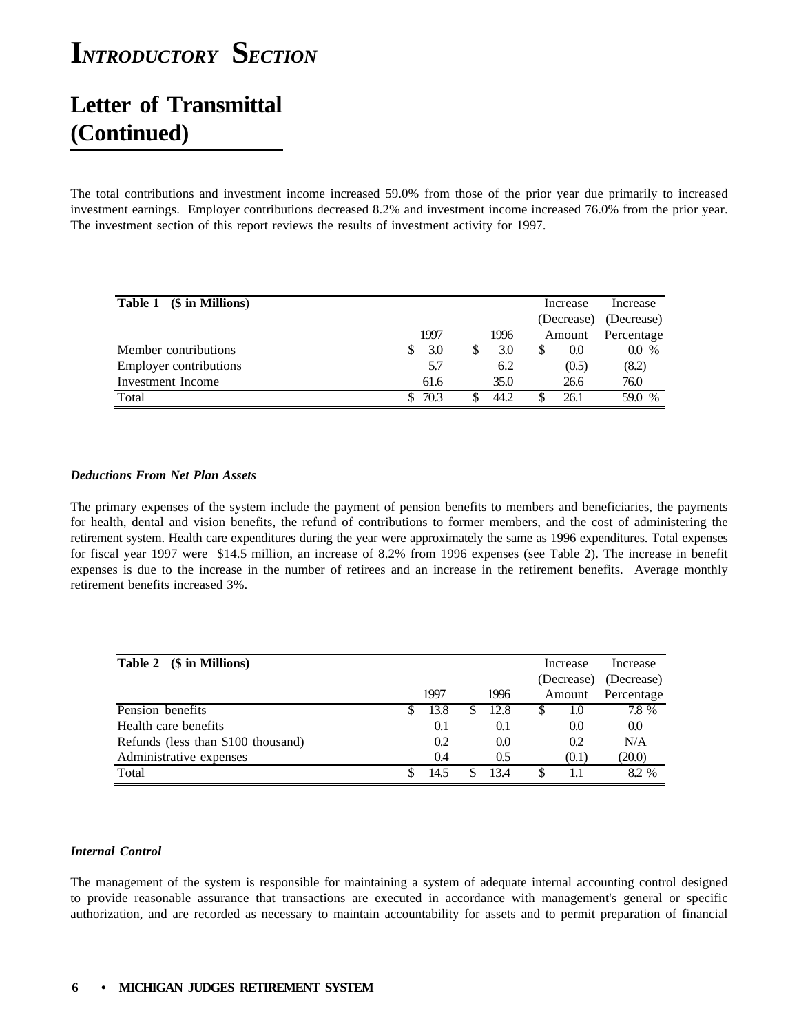# Introductory Section

## Letter of Transmittal (Continued)

The total contributions and investment income increased 59.0% from those of the prior year due primarily to increased investment earnings. Employer contributions decreased 8.2% and investment income increased 76.0% from the prior year. The investment section of this report reviews the results of investment activity for 1997.

| **Table 1 ($ in Millions)** | 1997 | 1996 | Increase (Decrease) Amount | Increase (Decrease) Percentage |
|---|---|---|---|---|
| Member contributions | $ 3.0 | $ 3.0 | $ 0.0 | 0.0 % |
| Employer contributions | 5.7 | 6.2 | (0.5) | (8.2) |
| Investment Income | 61.6 | 35.0 | 26.6 | 76.0 |
| Total | $ 70.3 | $ 44.2 | $ 26.1 | 59.0 % |

### *Deductions From Net Plan Assets*

The primary expenses of the system include the payment of pension benefits to members and beneficiaries, the payments for health, dental and vision benefits, the refund of contributions to former members, and the cost of administering the retirement system. Health care expenditures during the year were approximately the same as 1996 expenditures. Total expenses for fiscal year 1997 were $14.5 million, an increase of 8.2% from 1996 expenses (see Table 2). The increase in benefit expenses is due to the increase in the number of retirees and an increase in the retirement benefits. Average monthly retirement benefits increased 3%.

| **Table 2 ($ in Millions)** | 1997 | 1996 | Increase (Decrease) Amount | Increase (Decrease) Percentage |
|---|---|---|---|---|
| Pension benefits | $ 13.8 | $ 12.8 | $ 1.0 | 7.8 % |
| Health care benefits | 0.1 | 0.1 | 0.0 | 0.0 |
| Refunds (less than $100 thousand) | 0.2 | 0.0 | 0.2 | N/A |
| Administrative expenses | 0.4 | 0.5 | (0.1) | (20.0) |
| Total | $ 14.5 | $ 13.4 | $ 1.1 | 8.2 % |

### *Internal Control*

The management of the system is responsible for maintaining a system of adequate internal accounting control designed to provide reasonable assurance that transactions are executed in accordance with management's general or specific authorization, and are recorded as necessary to maintain accountability for assets and to permit preparation of financial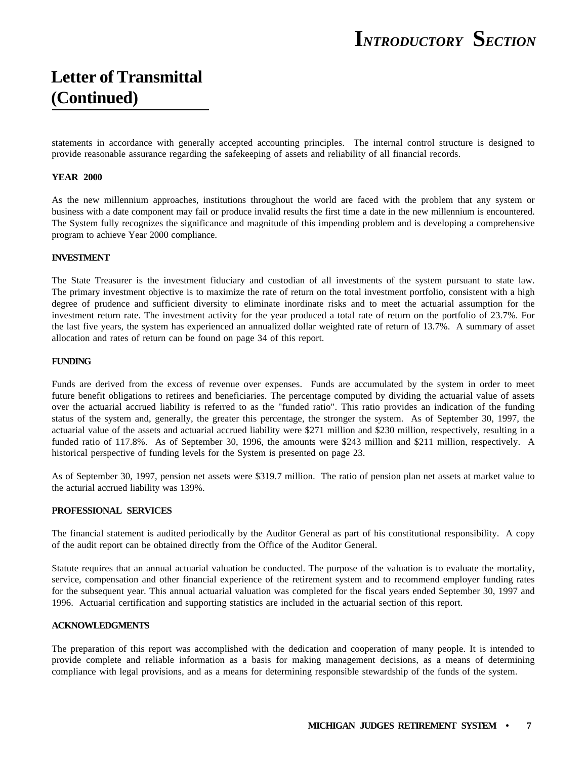## Letter of Transmittal (Continued)

statements in accordance with generally accepted accounting principles. The internal control structure is designed to provide reasonable assurance regarding the safekeeping of assets and reliability of all financial records.

**YEAR 2000**

As the new millennium approaches, institutions throughout the world are faced with the problem that any system or business with a date component may fail or produce invalid results the first time a date in the new millennium is encountered. The System fully recognizes the significance and magnitude of this impending problem and is developing a comprehensive program to achieve Year 2000 compliance.

**INVESTMENT**

The State Treasurer is the investment fiduciary and custodian of all investments of the system pursuant to state law. The primary investment objective is to maximize the rate of return on the total investment portfolio, consistent with a high degree of prudence and sufficient diversity to eliminate inordinate risks and to meet the actuarial assumption for the investment return rate. The investment activity for the year produced a total rate of return on the portfolio of 23.7%. For the last five years, the system has experienced an annualized dollar weighted rate of return of 13.7%. A summary of asset allocation and rates of return can be found on page 34 of this report.

**FUNDING**

Funds are derived from the excess of revenue over expenses. Funds are accumulated by the system in order to meet future benefit obligations to retirees and beneficiaries. The percentage computed by dividing the actuarial value of assets over the actuarial accrued liability is referred to as the "funded ratio". This ratio provides an indication of the funding status of the system and, generally, the greater this percentage, the stronger the system. As of September 30, 1997, the actuarial value of the assets and actuarial accrued liability were $271 million and $230 million, respectively, resulting in a funded ratio of 117.8%. As of September 30, 1996, the amounts were $243 million and $211 million, respectively. A historical perspective of funding levels for the System is presented on page 23.

As of September 30, 1997, pension net assets were $319.7 million. The ratio of pension plan net assets at market value to the acturial accrued liability was 139%.

**PROFESSIONAL SERVICES**

The financial statement is audited periodically by the Auditor General as part of his constitutional responsibility. A copy of the audit report can be obtained directly from the Office of the Auditor General.

Statute requires that an annual actuarial valuation be conducted. The purpose of the valuation is to evaluate the mortality, service, compensation and other financial experience of the retirement system and to recommend employer funding rates for the subsequent year. This annual actuarial valuation was completed for the fiscal years ended September 30, 1997 and 1996. Actuarial certification and supporting statistics are included in the actuarial section of this report.

**ACKNOWLEDGMENTS**

The preparation of this report was accomplished with the dedication and cooperation of many people. It is intended to provide complete and reliable information as a basis for making management decisions, as a means of determining compliance with legal provisions, and as a means for determining responsible stewardship of the funds of the system.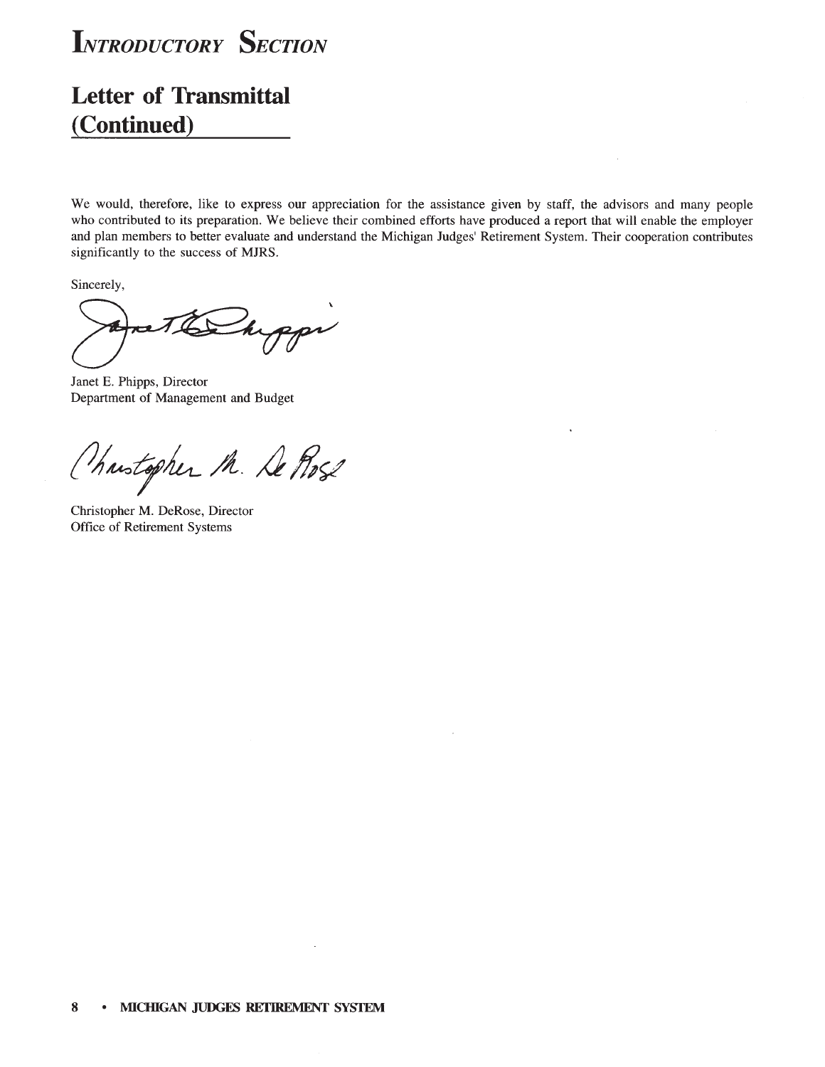# Introductory Section

## Letter of Transmittal (Continued)

We would, therefore, like to express our appreciation for the assistance given by staff, the advisors and many people who contributed to its preparation. We believe their combined efforts have produced a report that will enable the employer and plan members to better evaluate and understand the Michigan Judges' Retirement System. Their cooperation contributes significantly to the success of MJRS.

Sincerely,

Janet E. Phipps, Director
Department of Management and Budget

Christopher M. DeRose, Director
Office of Retirement Systems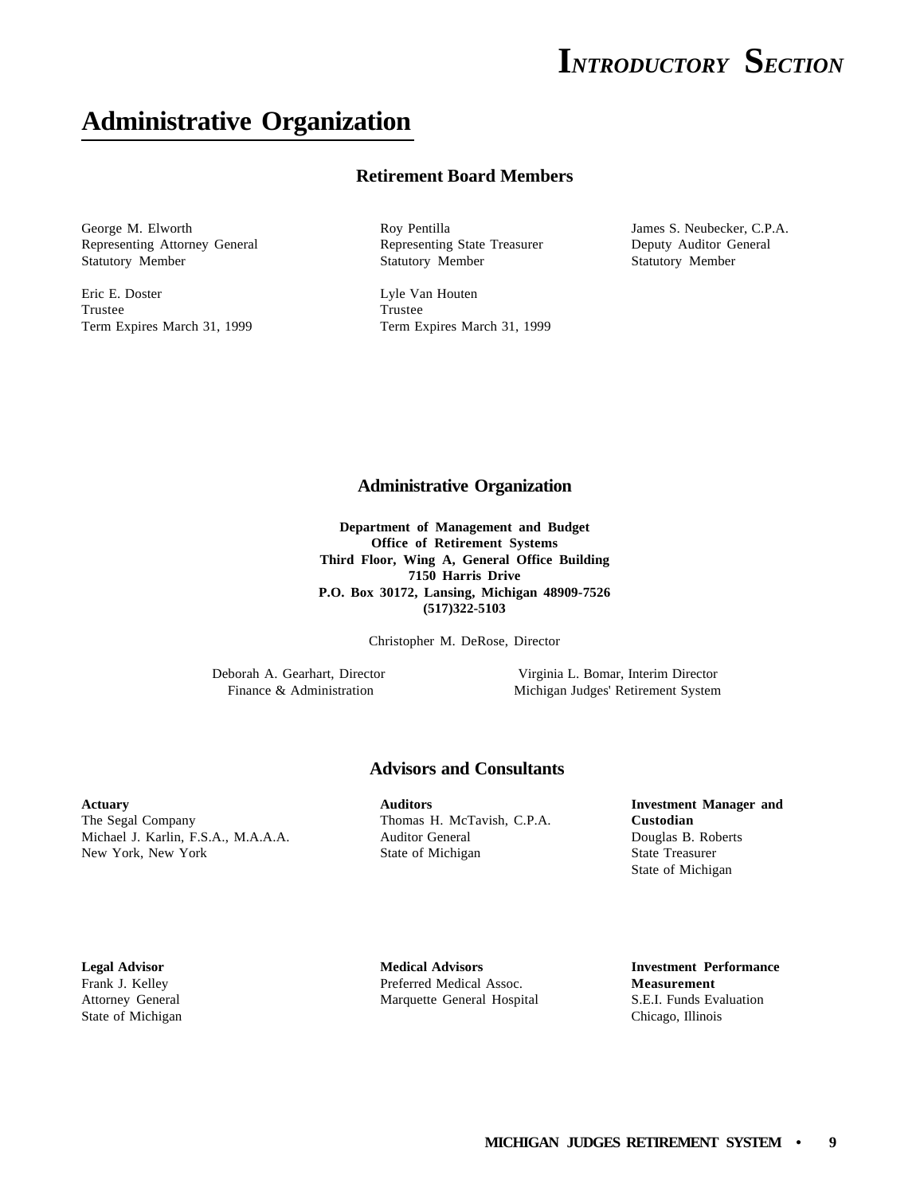# INTRODUCTORY SECTION

## Administrative Organization

### Retirement Board Members

George M. Elworth
Representing Attorney General
Statutory Member

Roy Pentilla
Representing State Treasurer
Statutory Member

James S. Neubecker, C.P.A.
Deputy Auditor General
Statutory Member

Eric E. Doster
Trustee
Term Expires March 31, 1999

Lyle Van Houten
Trustee
Term Expires March 31, 1999

### Administrative Organization

**Department of Management and Budget**
**Office of Retirement Systems**
**Third Floor, Wing A, General Office Building**
**7150 Harris Drive**
**P.O. Box 30172, Lansing, Michigan 48909-7526**
**(517)322-5103**

Christopher M. DeRose, Director

Deborah A. Gearhart, Director
Finance & Administration

Virginia L. Bomar, Interim Director
Michigan Judges' Retirement System

### Advisors and Consultants

**Actuary**
The Segal Company
Michael J. Karlin, F.S.A., M.A.A.A.
New York, New York

**Auditors**
Thomas H. McTavish, C.P.A.
Auditor General
State of Michigan

**Investment Manager and Custodian**
Douglas B. Roberts
State Treasurer
State of Michigan

**Legal Advisor**
Frank J. Kelley
Attorney General
State of Michigan

**Medical Advisors**
Preferred Medical Assoc.
Marquette General Hospital

**Investment Performance Measurement**
S.E.I. Funds Evaluation
Chicago, Illinois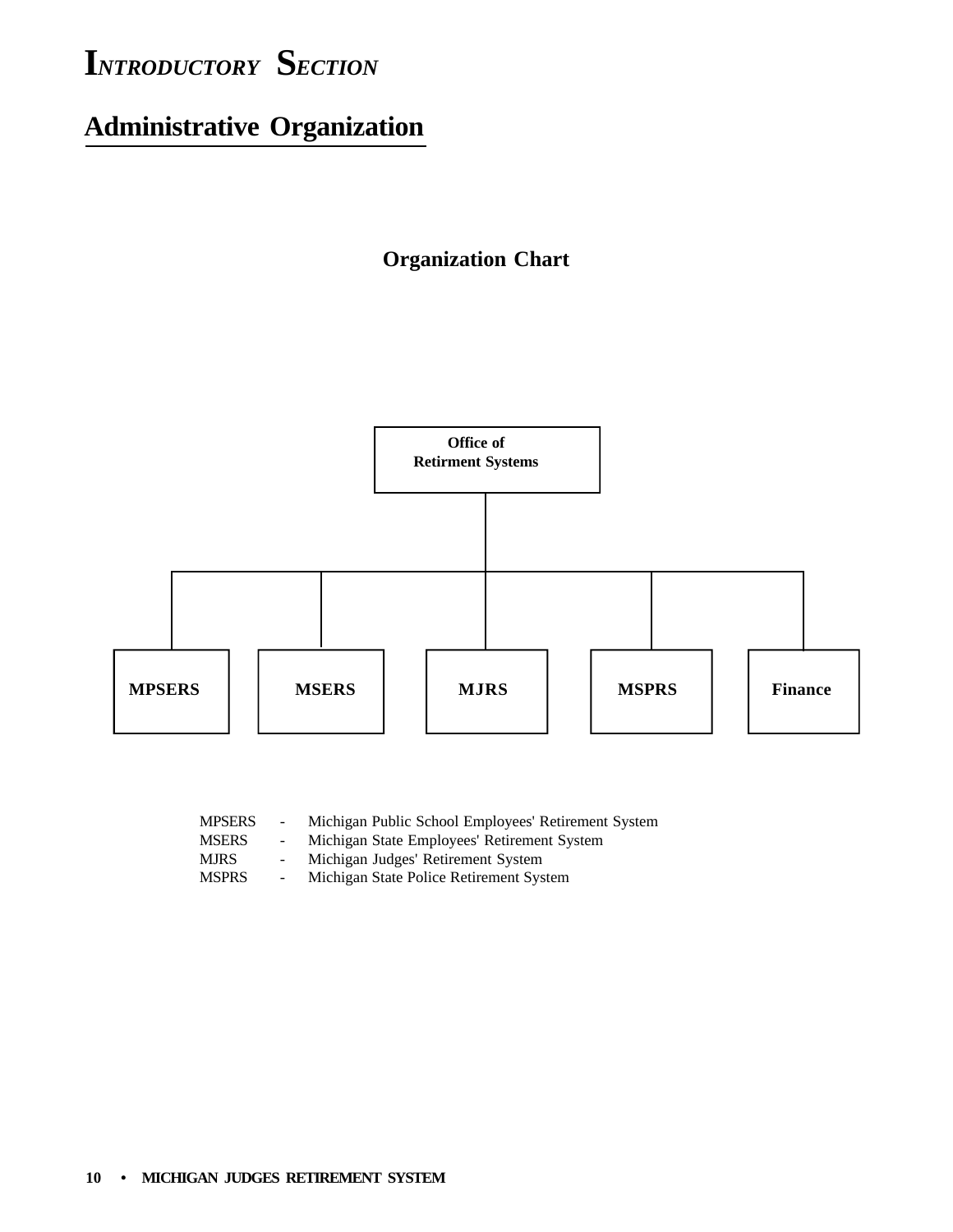# INTRODUCTORY SECTION

## Administrative Organization

### Organization Chart

Office of Retirement Systems

- MPSERS
- MSERS
- MJRS
- MSPRS
- Finance

MPSERS - Michigan Public School Employees' Retirement System
MSERS - Michigan State Employees' Retirement System
MJRS - Michigan Judges' Retirement System
MSPRS - Michigan State Police Retirement System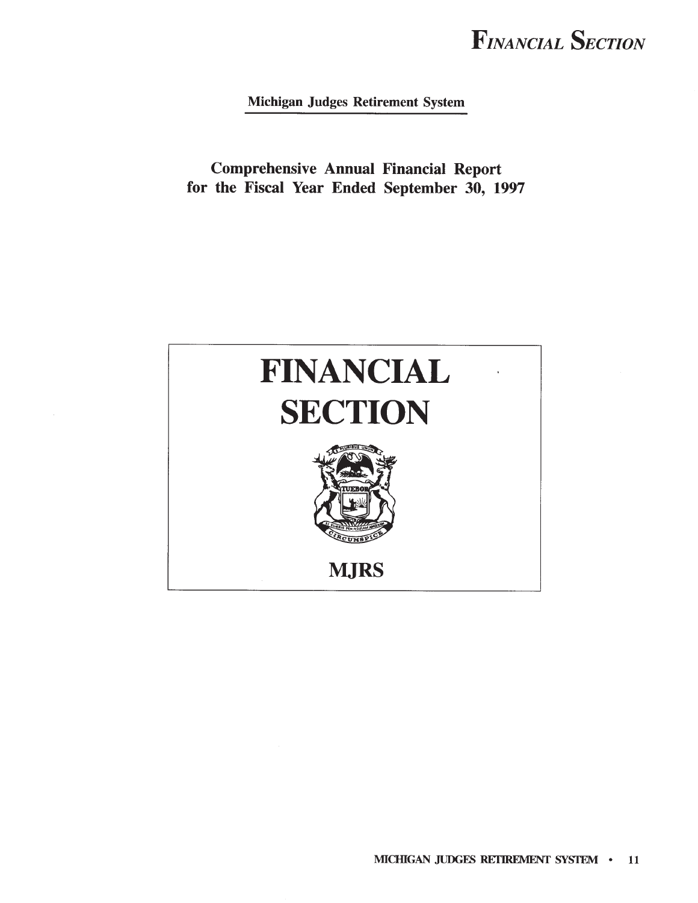Michigan Judges Retirement System

**Comprehensive Annual Financial Report for the Fiscal Year Ended September 30, 1997**

# FINANCIAL SECTION

**MJRS**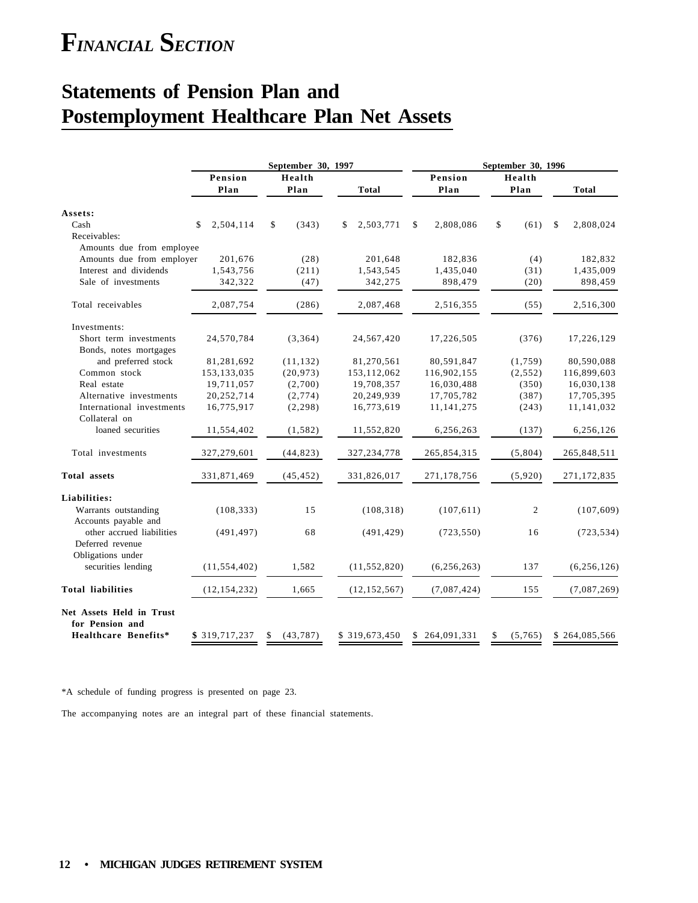# FINANCIAL SECTION

## Statements of Pension Plan and Postemployment Healthcare Plan Net Assets

| | September 30, 1997 | | | September 30, 1996 | | |
|---|---|---|---|---|---|---|
| | Pension Plan | Health Plan | Total | Pension Plan | Health Plan | Total |
| **Assets:** | | | | | | |
| Cash | $ 2,504,114 | $ (343) | $ 2,503,771 | $ 2,808,086 | $ (61) | $ 2,808,024 |
| Receivables: | | | | | | |
| Amounts due from employee | | | | | | |
| Amounts due from employer | 201,676 | (28) | 201,648 | 182,836 | (4) | 182,832 |
| Interest and dividends | 1,543,756 | (211) | 1,543,545 | 1,435,040 | (31) | 1,435,009 |
| Sale of investments | 342,322 | (47) | 342,275 | 898,479 | (20) | 898,459 |
| Total receivables | 2,087,754 | (286) | 2,087,468 | 2,516,355 | (55) | 2,516,300 |
| Investments: | | | | | | |
| Short term investments | 24,570,784 | (3,364) | 24,567,420 | 17,226,505 | (376) | 17,226,129 |
| Bonds, notes mortgages and preferred stock | 81,281,692 | (11,132) | 81,270,561 | 80,591,847 | (1,759) | 80,590,088 |
| Common stock | 153,133,035 | (20,973) | 153,112,062 | 116,902,155 | (2,552) | 116,899,603 |
| Real estate | 19,711,057 | (2,700) | 19,708,357 | 16,030,488 | (350) | 16,030,138 |
| Alternative investments | 20,252,714 | (2,774) | 20,249,939 | 17,705,782 | (387) | 17,705,395 |
| International investments | 16,775,917 | (2,298) | 16,773,619 | 11,141,275 | (243) | 11,141,032 |
| Collateral on loaned securities | 11,554,402 | (1,582) | 11,552,820 | 6,256,263 | (137) | 6,256,126 |
| Total investments | 327,279,601 | (44,823) | 327,234,778 | 265,854,315 | (5,804) | 265,848,511 |
| **Total assets** | 331,871,469 | (45,452) | 331,826,017 | 271,178,756 | (5,920) | 271,172,835 |
| **Liabilities:** | | | | | | |
| Warrants outstanding | (108,333) | 15 | (108,318) | (107,611) | 2 | (107,609) |
| Accounts payable and other accrued liabilities | (491,497) | 68 | (491,429) | (723,550) | 16 | (723,534) |
| Deferred revenue | | | | | | |
| Obligations under securities lending | (11,554,402) | 1,582 | (11,552,820) | (6,256,263) | 137 | (6,256,126) |
| **Total liabilities** | (12,154,232) | 1,665 | (12,152,567) | (7,087,424) | 155 | (7,087,269) |
| **Net Assets Held in Trust for Pension and Healthcare Benefits*** | $ 319,717,237 | $ (43,787) | $ 319,673,450 | $ 264,091,331 | $ (5,765) | $ 264,085,566 |

*A schedule of funding progress is presented on page 23.

The accompanying notes are an integral part of these financial statements.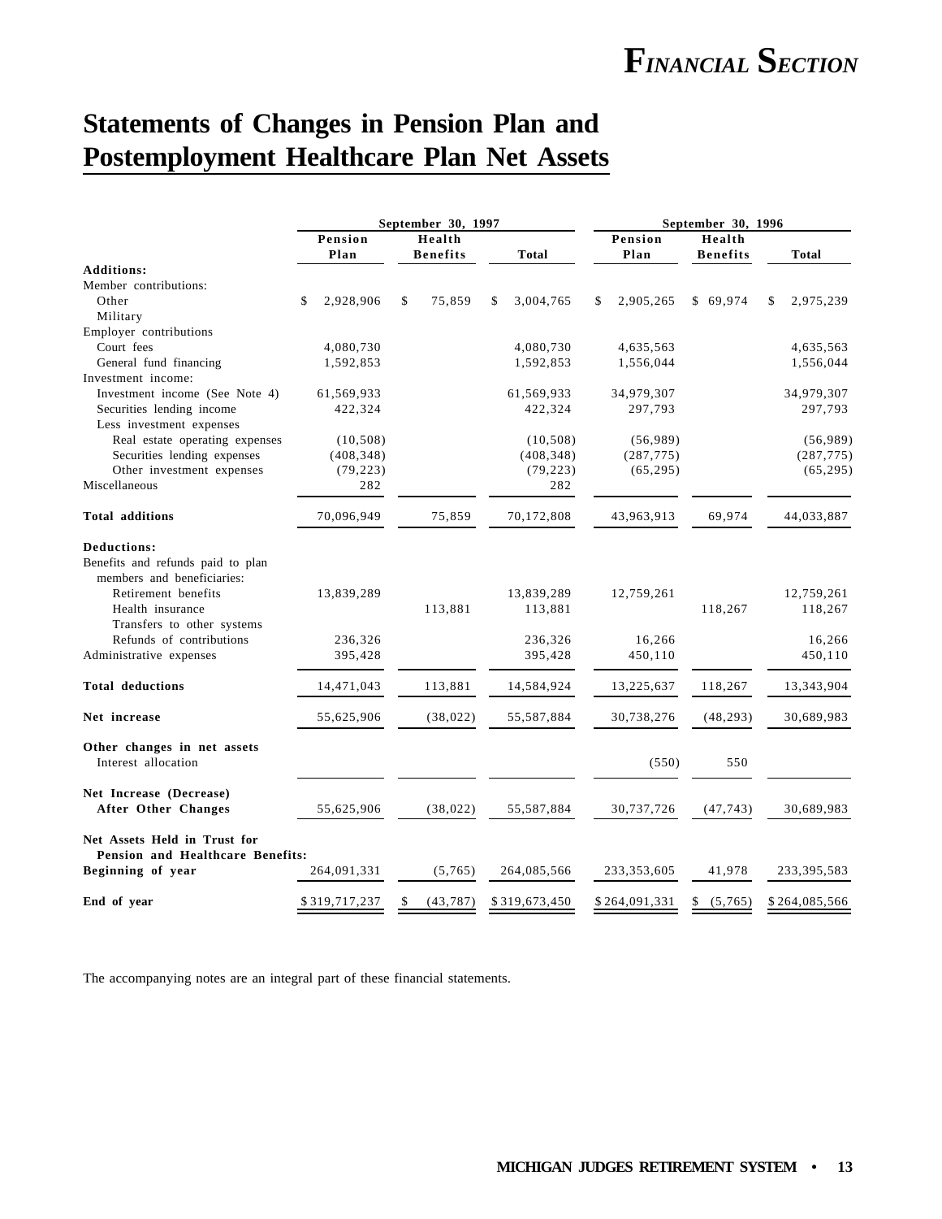# Statements of Changes in Pension Plan and Postemployment Healthcare Plan Net Assets

| | September 30, 1997 | | | September 30, 1996 | | |
|---|---|---|---|---|---|---|
| | Pension Plan | Health Benefits | Total | Pension Plan | Health Benefits | Total |
| **Additions:** | | | | | | |
| Member contributions: | | | | | | |
| Other | $ 2,928,906 | $ 75,859 | $ 3,004,765 | $ 2,905,265 | $ 69,974 | $ 2,975,239 |
| Military | | | | | | |
| Employer contributions | | | | | | |
| Court fees | 4,080,730 | | 4,080,730 | 4,635,563 | | 4,635,563 |
| General fund financing | 1,592,853 | | 1,592,853 | 1,556,044 | | 1,556,044 |
| Investment income: | | | | | | |
| Investment income (See Note 4) | 61,569,933 | | 61,569,933 | 34,979,307 | | 34,979,307 |
| Securities lending income | 422,324 | | 422,324 | 297,793 | | 297,793 |
| Less investment expenses | | | | | | |
| Real estate operating expenses | (10,508) | | (10,508) | (56,989) | | (56,989) |
| Securities lending expenses | (408,348) | | (408,348) | (287,775) | | (287,775) |
| Other investment expenses | (79,223) | | (79,223) | (65,295) | | (65,295) |
| Miscellaneous | 282 | | 282 | | | |
| **Total additions** | 70,096,949 | 75,859 | 70,172,808 | 43,963,913 | 69,974 | 44,033,887 |
| **Deductions:** | | | | | | |
| Benefits and refunds paid to plan members and beneficiaries: | | | | | | |
| Retirement benefits | 13,839,289 | | 13,839,289 | 12,759,261 | | 12,759,261 |
| Health insurance | | 113,881 | 113,881 | | 118,267 | 118,267 |
| Transfers to other systems | | | | | | |
| Refunds of contributions | 236,326 | | 236,326 | 16,266 | | 16,266 |
| Administrative expenses | 395,428 | | 395,428 | 450,110 | | 450,110 |
| **Total deductions** | 14,471,043 | 113,881 | 14,584,924 | 13,225,637 | 118,267 | 13,343,904 |
| **Net increase** | 55,625,906 | (38,022) | 55,587,884 | 30,738,276 | (48,293) | 30,689,983 |
| **Other changes in net assets** | | | | | | |
| Interest allocation | | | | (550) | 550 | |
| **Net Increase (Decrease) After Other Changes** | 55,625,906 | (38,022) | 55,587,884 | 30,737,726 | (47,743) | 30,689,983 |
| **Net Assets Held in Trust for Pension and Healthcare Benefits:** | | | | | | |
| **Beginning of year** | 264,091,331 | (5,765) | 264,085,566 | 233,353,605 | 41,978 | 233,395,583 |
| **End of year** | $ 319,717,237 | $ (43,787) | $ 319,673,450 | $ 264,091,331 | $ (5,765) | $ 264,085,566 |

The accompanying notes are an integral part of these financial statements.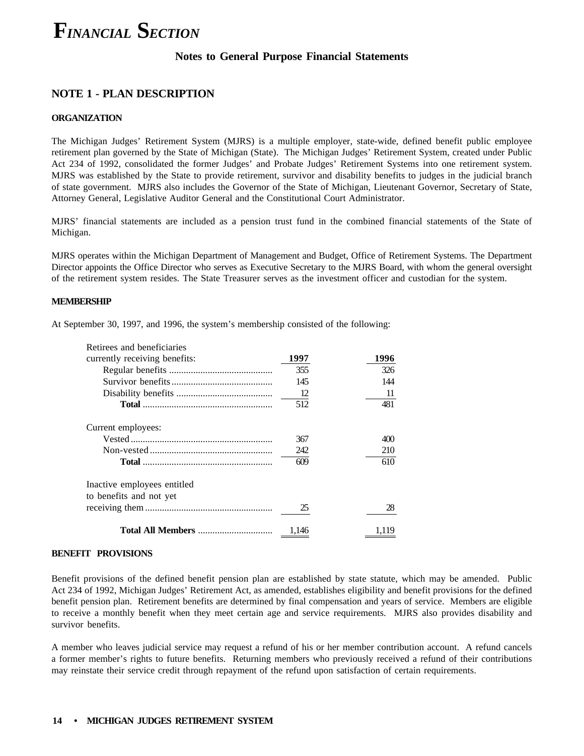# *FINANCIAL SECTION*

### Notes to General Purpose Financial Statements

## NOTE 1 - PLAN DESCRIPTION

### ORGANIZATION

The Michigan Judges' Retirement System (MJRS) is a multiple employer, state-wide, defined benefit public employee retirement plan governed by the State of Michigan (State). The Michigan Judges' Retirement System, created under Public Act 234 of 1992, consolidated the former Judges' and Probate Judges' Retirement Systems into one retirement system. MJRS was established by the State to provide retirement, survivor and disability benefits to judges in the judicial branch of state government. MJRS also includes the Governor of the State of Michigan, Lieutenant Governor, Secretary of State, Attorney General, Legislative Auditor General and the Constitutional Court Administrator.

MJRS' financial statements are included as a pension trust fund in the combined financial statements of the State of Michigan.

MJRS operates within the Michigan Department of Management and Budget, Office of Retirement Systems. The Department Director appoints the Office Director who serves as Executive Secretary to the MJRS Board, with whom the general oversight of the retirement system resides. The State Treasurer serves as the investment officer and custodian for the system.

### MEMBERSHIP

At September 30, 1997, and 1996, the system's membership consisted of the following:

| Retirees and beneficiaries currently receiving benefits: | 1997 | 1996 |
|---|---|---|
| Regular benefits | 355 | 326 |
| Survivor benefits | 145 | 144 |
| Disability benefits | 12 | 11 |
| **Total** | 512 | 481 |
| Current employees: | | |
| Vested | 367 | 400 |
| Non-vested | 242 | 210 |
| **Total** | 609 | 610 |
| Inactive employees entitled to benefits and not yet receiving them | 25 | 28 |
| **Total All Members** | 1,146 | 1,119 |

### BENEFIT PROVISIONS

Benefit provisions of the defined benefit pension plan are established by state statute, which may be amended. Public Act 234 of 1992, Michigan Judges' Retirement Act, as amended, establishes eligibility and benefit provisions for the defined benefit pension plan. Retirement benefits are determined by final compensation and years of service. Members are eligible to receive a monthly benefit when they meet certain age and service requirements. MJRS also provides disability and survivor benefits.

A member who leaves judicial service may request a refund of his or her member contribution account. A refund cancels a former member's rights to future benefits. Returning members who previously received a refund of their contributions may reinstate their service credit through repayment of the refund upon satisfaction of certain requirements.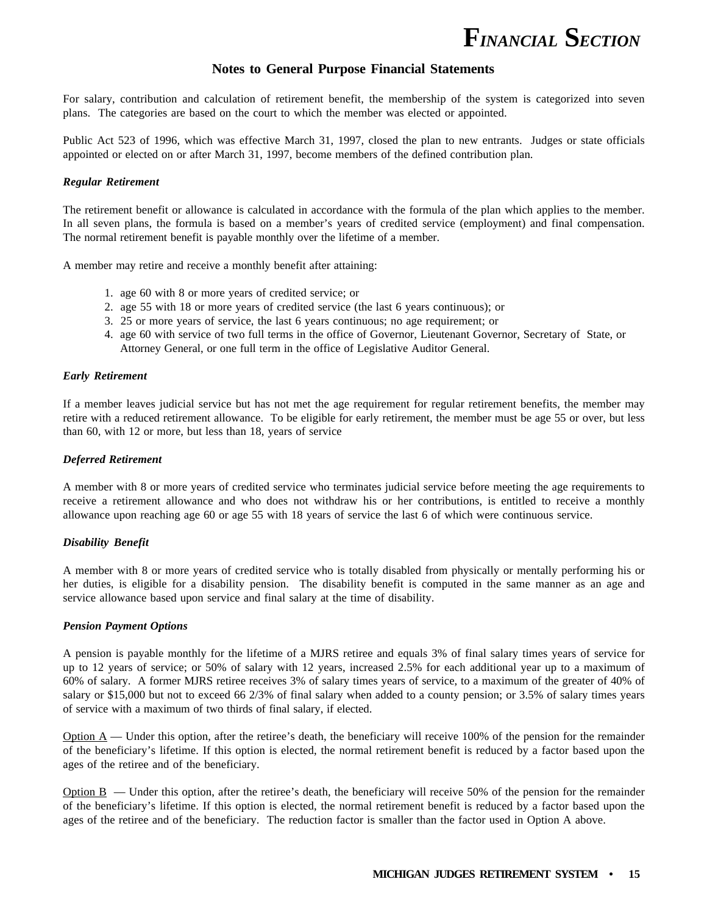## Notes to General Purpose Financial Statements

For salary, contribution and calculation of retirement benefit, the membership of the system is categorized into seven plans. The categories are based on the court to which the member was elected or appointed.

Public Act 523 of 1996, which was effective March 31, 1997, closed the plan to new entrants. Judges or state officials appointed or elected on or after March 31, 1997, become members of the defined contribution plan.

***Regular Retirement***

The retirement benefit or allowance is calculated in accordance with the formula of the plan which applies to the member. In all seven plans, the formula is based on a member's years of credited service (employment) and final compensation. The normal retirement benefit is payable monthly over the lifetime of a member.

A member may retire and receive a monthly benefit after attaining:

1. age 60 with 8 or more years of credited service; or
2. age 55 with 18 or more years of credited service (the last 6 years continuous); or
3. 25 or more years of service, the last 6 years continuous; no age requirement; or
4. age 60 with service of two full terms in the office of Governor, Lieutenant Governor, Secretary of State, or Attorney General, or one full term in the office of Legislative Auditor General.

***Early Retirement***

If a member leaves judicial service but has not met the age requirement for regular retirement benefits, the member may retire with a reduced retirement allowance. To be eligible for early retirement, the member must be age 55 or over, but less than 60, with 12 or more, but less than 18, years of service

***Deferred Retirement***

A member with 8 or more years of credited service who terminates judicial service before meeting the age requirements to receive a retirement allowance and who does not withdraw his or her contributions, is entitled to receive a monthly allowance upon reaching age 60 or age 55 with 18 years of service the last 6 of which were continuous service.

***Disability Benefit***

A member with 8 or more years of credited service who is totally disabled from physically or mentally performing his or her duties, is eligible for a disability pension. The disability benefit is computed in the same manner as an age and service allowance based upon service and final salary at the time of disability.

***Pension Payment Options***

A pension is payable monthly for the lifetime of a MJRS retiree and equals 3% of final salary times years of service for up to 12 years of service; or 50% of salary with 12 years, increased 2.5% for each additional year up to a maximum of 60% of salary. A former MJRS retiree receives 3% of salary times years of service, to a maximum of the greater of 40% of salary or $15,000 but not to exceed 66 2/3% of final salary when added to a county pension; or 3.5% of salary times years of service with a maximum of two thirds of final salary, if elected.

Option A — Under this option, after the retiree's death, the beneficiary will receive 100% of the pension for the remainder of the beneficiary's lifetime. If this option is elected, the normal retirement benefit is reduced by a factor based upon the ages of the retiree and of the beneficiary.

Option B — Under this option, after the retiree's death, the beneficiary will receive 50% of the pension for the remainder of the beneficiary's lifetime. If this option is elected, the normal retirement benefit is reduced by a factor based upon the ages of the retiree and of the beneficiary. The reduction factor is smaller than the factor used in Option A above.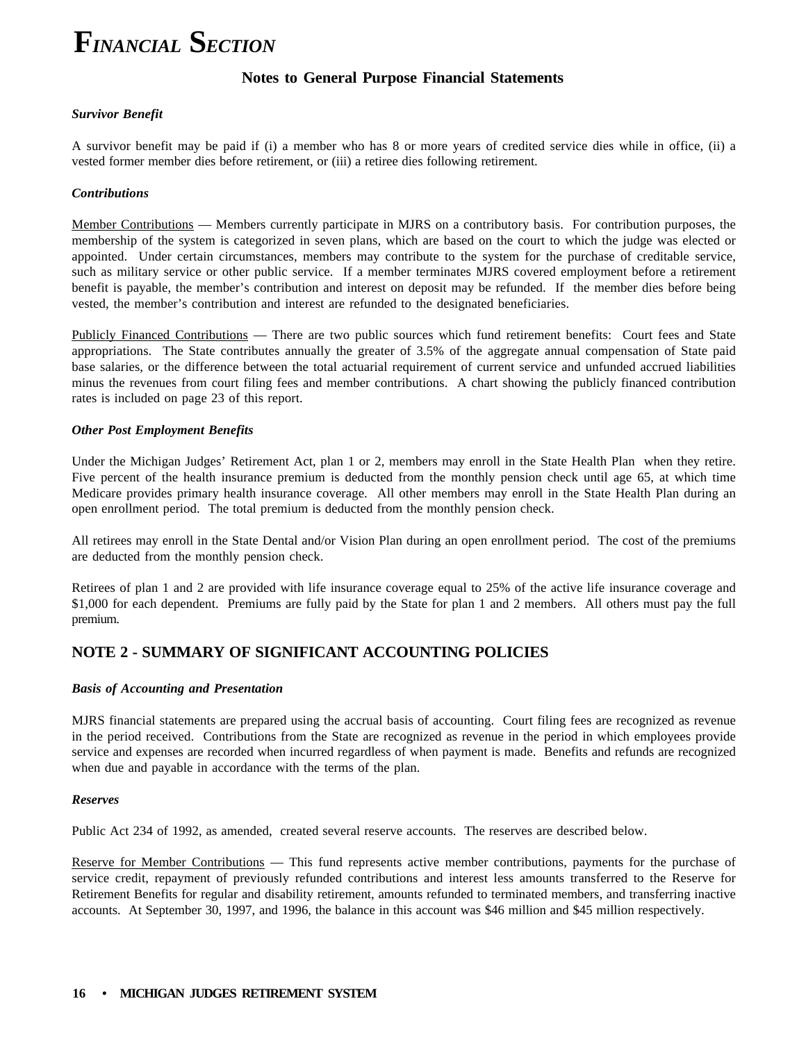# *FINANCIAL SECTION*

## Notes to General Purpose Financial Statements

***Survivor Benefit***

A survivor benefit may be paid if (i) a member who has 8 or more years of credited service dies while in office, (ii) a vested former member dies before retirement, or (iii) a retiree dies following retirement.

***Contributions***

Member Contributions — Members currently participate in MJRS on a contributory basis. For contribution purposes, the membership of the system is categorized in seven plans, which are based on the court to which the judge was elected or appointed. Under certain circumstances, members may contribute to the system for the purchase of creditable service, such as military service or other public service. If a member terminates MJRS covered employment before a retirement benefit is payable, the member's contribution and interest on deposit may be refunded. If the member dies before being vested, the member's contribution and interest are refunded to the designated beneficiaries.

Publicly Financed Contributions — There are two public sources which fund retirement benefits: Court fees and State appropriations. The State contributes annually the greater of 3.5% of the aggregate annual compensation of State paid base salaries, or the difference between the total actuarial requirement of current service and unfunded accrued liabilities minus the revenues from court filing fees and member contributions. A chart showing the publicly financed contribution rates is included on page 23 of this report.

***Other Post Employment Benefits***

Under the Michigan Judges' Retirement Act, plan 1 or 2, members may enroll in the State Health Plan when they retire. Five percent of the health insurance premium is deducted from the monthly pension check until age 65, at which time Medicare provides primary health insurance coverage. All other members may enroll in the State Health Plan during an open enrollment period. The total premium is deducted from the monthly pension check.

All retirees may enroll in the State Dental and/or Vision Plan during an open enrollment period. The cost of the premiums are deducted from the monthly pension check.

Retirees of plan 1 and 2 are provided with life insurance coverage equal to 25% of the active life insurance coverage and $1,000 for each dependent. Premiums are fully paid by the State for plan 1 and 2 members. All others must pay the full premium.

## NOTE 2 - SUMMARY OF SIGNIFICANT ACCOUNTING POLICIES

***Basis of Accounting and Presentation***

MJRS financial statements are prepared using the accrual basis of accounting. Court filing fees are recognized as revenue in the period received. Contributions from the State are recognized as revenue in the period in which employees provide service and expenses are recorded when incurred regardless of when payment is made. Benefits and refunds are recognized when due and payable in accordance with the terms of the plan.

***Reserves***

Public Act 234 of 1992, as amended, created several reserve accounts. The reserves are described below.

Reserve for Member Contributions — This fund represents active member contributions, payments for the purchase of service credit, repayment of previously refunded contributions and interest less amounts transferred to the Reserve for Retirement Benefits for regular and disability retirement, amounts refunded to terminated members, and transferring inactive accounts. At September 30, 1997, and 1996, the balance in this account was $46 million and $45 million respectively.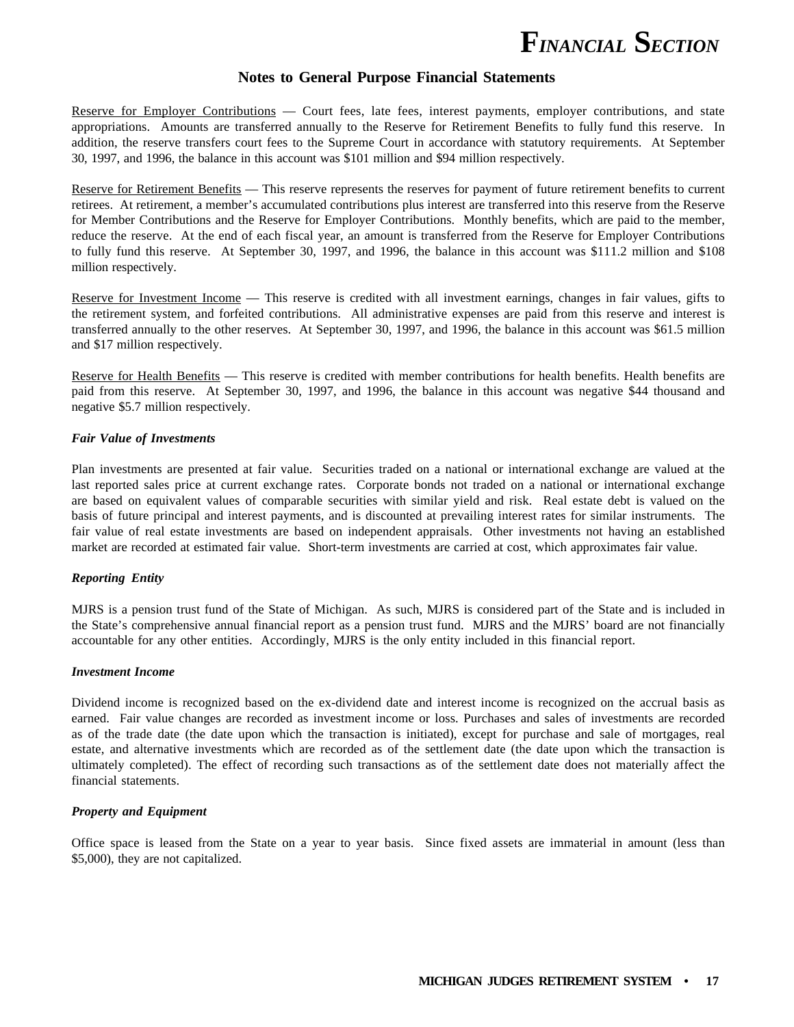## Notes to General Purpose Financial Statements

Reserve for Employer Contributions — Court fees, late fees, interest payments, employer contributions, and state appropriations. Amounts are transferred annually to the Reserve for Retirement Benefits to fully fund this reserve. In addition, the reserve transfers court fees to the Supreme Court in accordance with statutory requirements. At September 30, 1997, and 1996, the balance in this account was $101 million and $94 million respectively.

Reserve for Retirement Benefits — This reserve represents the reserves for payment of future retirement benefits to current retirees. At retirement, a member's accumulated contributions plus interest are transferred into this reserve from the Reserve for Member Contributions and the Reserve for Employer Contributions. Monthly benefits, which are paid to the member, reduce the reserve. At the end of each fiscal year, an amount is transferred from the Reserve for Employer Contributions to fully fund this reserve. At September 30, 1997, and 1996, the balance in this account was $111.2 million and $108 million respectively.

Reserve for Investment Income — This reserve is credited with all investment earnings, changes in fair values, gifts to the retirement system, and forfeited contributions. All administrative expenses are paid from this reserve and interest is transferred annually to the other reserves. At September 30, 1997, and 1996, the balance in this account was $61.5 million and $17 million respectively.

Reserve for Health Benefits — This reserve is credited with member contributions for health benefits. Health benefits are paid from this reserve. At September 30, 1997, and 1996, the balance in this account was negative $44 thousand and negative $5.7 million respectively.

### *Fair Value of Investments*

Plan investments are presented at fair value. Securities traded on a national or international exchange are valued at the last reported sales price at current exchange rates. Corporate bonds not traded on a national or international exchange are based on equivalent values of comparable securities with similar yield and risk. Real estate debt is valued on the basis of future principal and interest payments, and is discounted at prevailing interest rates for similar instruments. The fair value of real estate investments are based on independent appraisals. Other investments not having an established market are recorded at estimated fair value. Short-term investments are carried at cost, which approximates fair value.

### *Reporting Entity*

MJRS is a pension trust fund of the State of Michigan. As such, MJRS is considered part of the State and is included in the State's comprehensive annual financial report as a pension trust fund. MJRS and the MJRS' board are not financially accountable for any other entities. Accordingly, MJRS is the only entity included in this financial report.

### *Investment Income*

Dividend income is recognized based on the ex-dividend date and interest income is recognized on the accrual basis as earned. Fair value changes are recorded as investment income or loss. Purchases and sales of investments are recorded as of the trade date (the date upon which the transaction is initiated), except for purchase and sale of mortgages, real estate, and alternative investments which are recorded as of the settlement date (the date upon which the transaction is ultimately completed). The effect of recording such transactions as of the settlement date does not materially affect the financial statements.

### *Property and Equipment*

Office space is leased from the State on a year to year basis. Since fixed assets are immaterial in amount (less than $5,000), they are not capitalized.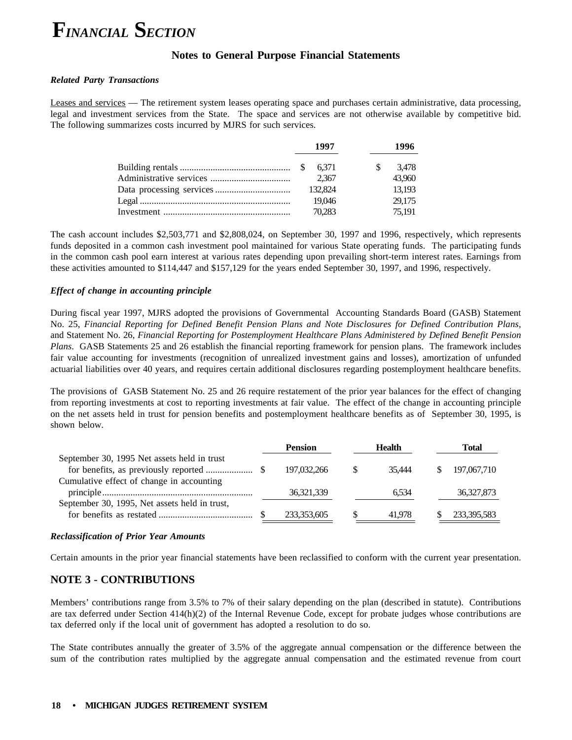# *Financial Section*

## Notes to General Purpose Financial Statements

***Related Party Transactions***

Leases and services — The retirement system leases operating space and purchases certain administrative, data processing, legal and investment services from the State. The space and services are not otherwise available by competitive bid. The following summarizes costs incurred by MJRS for such services.

| | 1997 | 1996 |
|---|---|---|
| Building rentals | $ 6,371 | $ 3,478 |
| Administrative services | 2,367 | 43,960 |
| Data processing services | 132,824 | 13,193 |
| Legal | 19,046 | 29,175 |
| Investment | 70,283 | 75,191 |

The cash account includes $2,503,771 and $2,808,024, on September 30, 1997 and 1996, respectively, which represents funds deposited in a common cash investment pool maintained for various State operating funds. The participating funds in the common cash pool earn interest at various rates depending upon prevailing short-term interest rates. Earnings from these activities amounted to $114,447 and $157,129 for the years ended September 30, 1997, and 1996, respectively.

***Effect of change in accounting principle***

During fiscal year 1997, MJRS adopted the provisions of Governmental Accounting Standards Board (GASB) Statement No. 25, *Financial Reporting for Defined Benefit Pension Plans and Note Disclosures for Defined Contribution Plans*, and Statement No. 26, *Financial Reporting for Postemployment Healthcare Plans Administered by Defined Benefit Pension Plans*. GASB Statements 25 and 26 establish the financial reporting framework for pension plans. The framework includes fair value accounting for investments (recognition of unrealized investment gains and losses), amortization of unfunded actuarial liabilities over 40 years, and requires certain additional disclosures regarding postemployment healthcare benefits.

The provisions of GASB Statement No. 25 and 26 require restatement of the prior year balances for the effect of changing from reporting investments at cost to reporting investments at fair value. The effect of the change in accounting principle on the net assets held in trust for pension benefits and postemployment healthcare benefits as of September 30, 1995, is shown below.

| | Pension | Health | Total |
|---|---|---|---|
| September 30, 1995 Net assets held in trust for benefits, as previously reported | $ 197,032,266 | $ 35,444 | $ 197,067,710 |
| Cumulative effect of change in accounting principle | 36,321,339 | 6,534 | 36,327,873 |
| September 30, 1995, Net assets held in trust, for benefits as restated | $ 233,353,605 | $ 41,978 | $ 233,395,583 |

***Reclassification of Prior Year Amounts***

Certain amounts in the prior year financial statements have been reclassified to conform with the current year presentation.

## NOTE 3 - CONTRIBUTIONS

Members' contributions range from 3.5% to 7% of their salary depending on the plan (described in statute). Contributions are tax deferred under Section 414(h)(2) of the Internal Revenue Code, except for probate judges whose contributions are tax deferred only if the local unit of government has adopted a resolution to do so.

The State contributes annually the greater of 3.5% of the aggregate annual compensation or the difference between the sum of the contribution rates multiplied by the aggregate annual compensation and the estimated revenue from court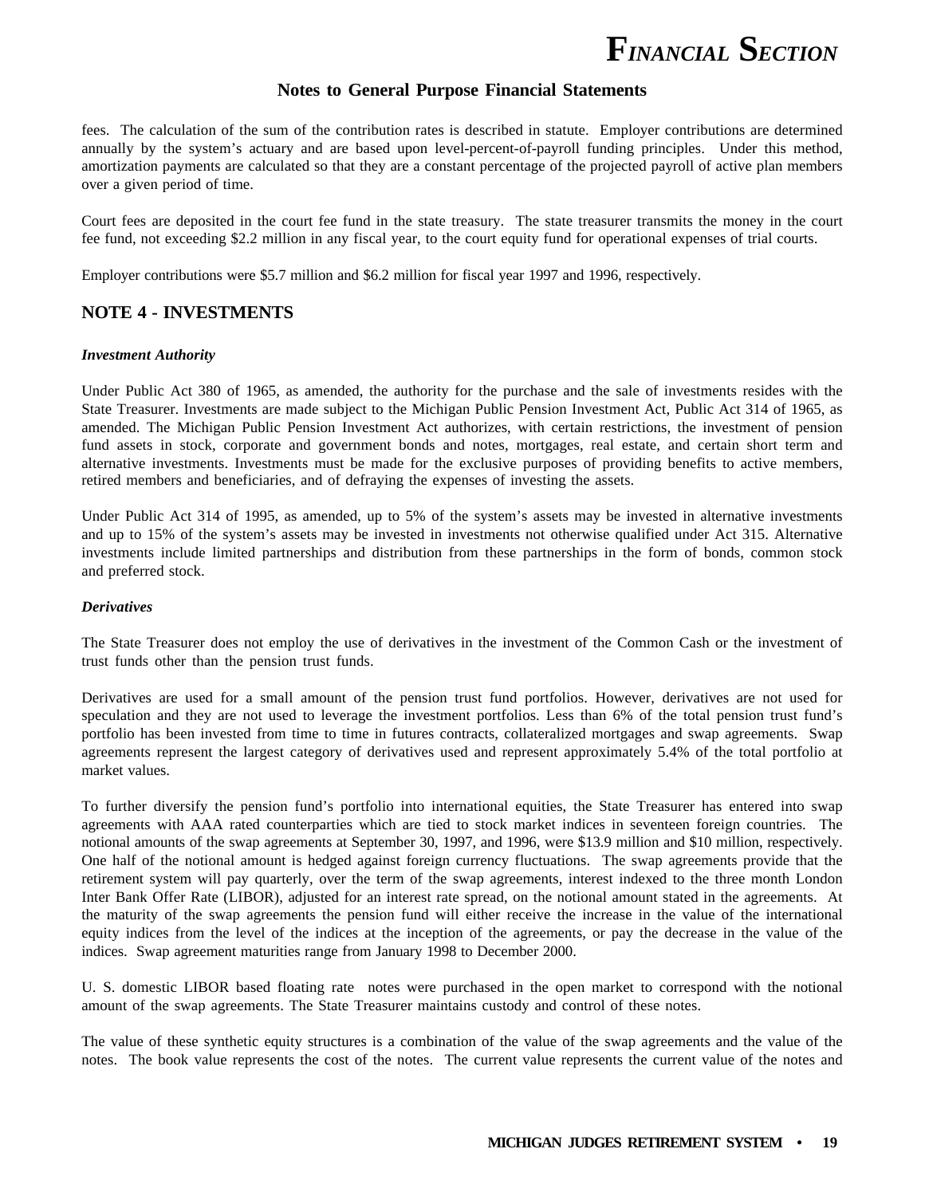## Notes to General Purpose Financial Statements

fees. The calculation of the sum of the contribution rates is described in statute. Employer contributions are determined annually by the system's actuary and are based upon level-percent-of-payroll funding principles. Under this method, amortization payments are calculated so that they are a constant percentage of the projected payroll of active plan members over a given period of time.

Court fees are deposited in the court fee fund in the state treasury. The state treasurer transmits the money in the court fee fund, not exceeding $2.2 million in any fiscal year, to the court equity fund for operational expenses of trial courts.

Employer contributions were $5.7 million and $6.2 million for fiscal year 1997 and 1996, respectively.

## NOTE 4 - INVESTMENTS

### *Investment Authority*

Under Public Act 380 of 1965, as amended, the authority for the purchase and the sale of investments resides with the State Treasurer. Investments are made subject to the Michigan Public Pension Investment Act, Public Act 314 of 1965, as amended. The Michigan Public Pension Investment Act authorizes, with certain restrictions, the investment of pension fund assets in stock, corporate and government bonds and notes, mortgages, real estate, and certain short term and alternative investments. Investments must be made for the exclusive purposes of providing benefits to active members, retired members and beneficiaries, and of defraying the expenses of investing the assets.

Under Public Act 314 of 1995, as amended, up to 5% of the system's assets may be invested in alternative investments and up to 15% of the system's assets may be invested in investments not otherwise qualified under Act 315. Alternative investments include limited partnerships and distribution from these partnerships in the form of bonds, common stock and preferred stock.

### *Derivatives*

The State Treasurer does not employ the use of derivatives in the investment of the Common Cash or the investment of trust funds other than the pension trust funds.

Derivatives are used for a small amount of the pension trust fund portfolios. However, derivatives are not used for speculation and they are not used to leverage the investment portfolios. Less than 6% of the total pension trust fund's portfolio has been invested from time to time in futures contracts, collateralized mortgages and swap agreements. Swap agreements represent the largest category of derivatives used and represent approximately 5.4% of the total portfolio at market values.

To further diversify the pension fund's portfolio into international equities, the State Treasurer has entered into swap agreements with AAA rated counterparties which are tied to stock market indices in seventeen foreign countries. The notional amounts of the swap agreements at September 30, 1997, and 1996, were $13.9 million and $10 million, respectively. One half of the notional amount is hedged against foreign currency fluctuations. The swap agreements provide that the retirement system will pay quarterly, over the term of the swap agreements, interest indexed to the three month London Inter Bank Offer Rate (LIBOR), adjusted for an interest rate spread, on the notional amount stated in the agreements. At the maturity of the swap agreements the pension fund will either receive the increase in the value of the international equity indices from the level of the indices at the inception of the agreements, or pay the decrease in the value of the indices. Swap agreement maturities range from January 1998 to December 2000.

U. S. domestic LIBOR based floating rate notes were purchased in the open market to correspond with the notional amount of the swap agreements. The State Treasurer maintains custody and control of these notes.

The value of these synthetic equity structures is a combination of the value of the swap agreements and the value of the notes. The book value represents the cost of the notes. The current value represents the current value of the notes and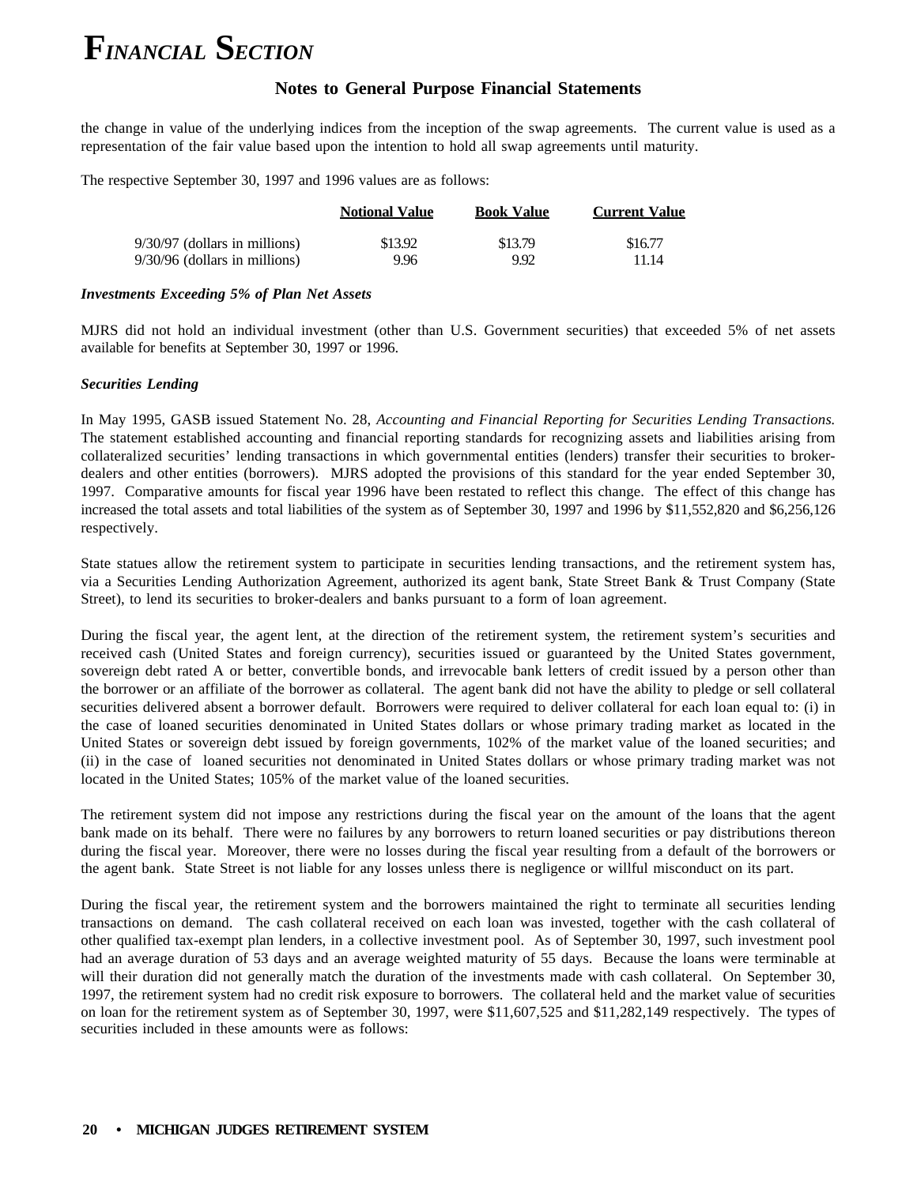## Notes to General Purpose Financial Statements

the change in value of the underlying indices from the inception of the swap agreements. The current value is used as a representation of the fair value based upon the intention to hold all swap agreements until maturity.

The respective September 30, 1997 and 1996 values are as follows:

| | Notional Value | Book Value | Current Value |
|---|---|---|---|
| 9/30/97 (dollars in millions) | $13.92 | $13.79 | $16.77 |
| 9/30/96 (dollars in millions) | 9.96 | 9.92 | 11.14 |

### *Investments Exceeding 5% of Plan Net Assets*

MJRS did not hold an individual investment (other than U.S. Government securities) that exceeded 5% of net assets available for benefits at September 30, 1997 or 1996.

### *Securities Lending*

In May 1995, GASB issued Statement No. 28, *Accounting and Financial Reporting for Securities Lending Transactions.* The statement established accounting and financial reporting standards for recognizing assets and liabilities arising from collateralized securities' lending transactions in which governmental entities (lenders) transfer their securities to broker-dealers and other entities (borrowers). MJRS adopted the provisions of this standard for the year ended September 30, 1997. Comparative amounts for fiscal year 1996 have been restated to reflect this change. The effect of this change has increased the total assets and total liabilities of the system as of September 30, 1997 and 1996 by $11,552,820 and $6,256,126 respectively.

State statues allow the retirement system to participate in securities lending transactions, and the retirement system has, via a Securities Lending Authorization Agreement, authorized its agent bank, State Street Bank & Trust Company (State Street), to lend its securities to broker-dealers and banks pursuant to a form of loan agreement.

During the fiscal year, the agent lent, at the direction of the retirement system, the retirement system's securities and received cash (United States and foreign currency), securities issued or guaranteed by the United States government, sovereign debt rated A or better, convertible bonds, and irrevocable bank letters of credit issued by a person other than the borrower or an affiliate of the borrower as collateral. The agent bank did not have the ability to pledge or sell collateral securities delivered absent a borrower default. Borrowers were required to deliver collateral for each loan equal to: (i) in the case of loaned securities denominated in United States dollars or whose primary trading market as located in the United States or sovereign debt issued by foreign governments, 102% of the market value of the loaned securities; and (ii) in the case of loaned securities not denominated in United States dollars or whose primary trading market was not located in the United States; 105% of the market value of the loaned securities.

The retirement system did not impose any restrictions during the fiscal year on the amount of the loans that the agent bank made on its behalf. There were no failures by any borrowers to return loaned securities or pay distributions thereon during the fiscal year. Moreover, there were no losses during the fiscal year resulting from a default of the borrowers or the agent bank. State Street is not liable for any losses unless there is negligence or willful misconduct on its part.

During the fiscal year, the retirement system and the borrowers maintained the right to terminate all securities lending transactions on demand. The cash collateral received on each loan was invested, together with the cash collateral of other qualified tax-exempt plan lenders, in a collective investment pool. As of September 30, 1997, such investment pool had an average duration of 53 days and an average weighted maturity of 55 days. Because the loans were terminable at will their duration did not generally match the duration of the investments made with cash collateral. On September 30, 1997, the retirement system had no credit risk exposure to borrowers. The collateral held and the market value of securities on loan for the retirement system as of September 30, 1997, were $11,607,525 and $11,282,149 respectively. The types of securities included in these amounts were as follows: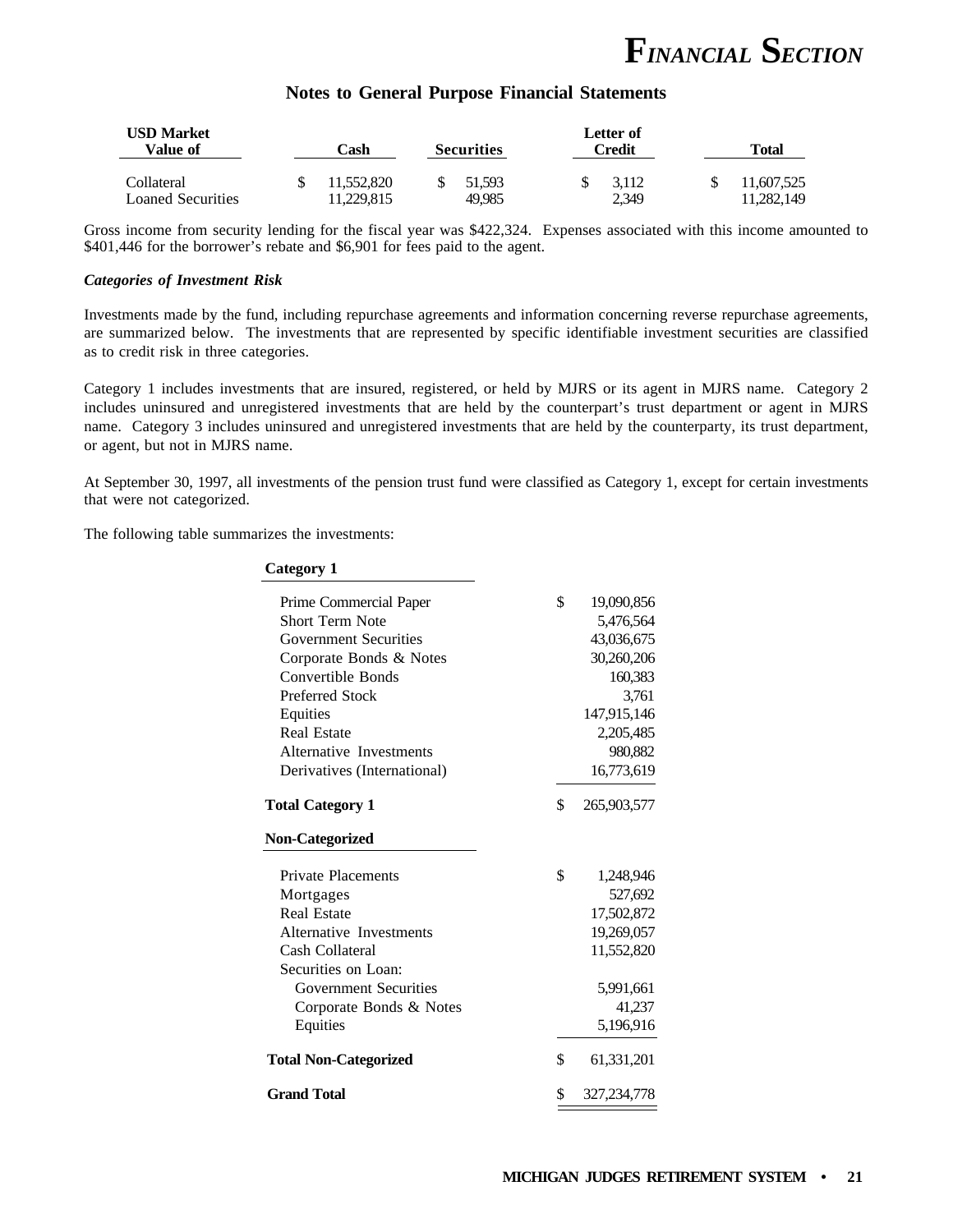## Notes to General Purpose Financial Statements

| USD Market Value of | Cash | Securities | Letter of Credit | Total |
|---|---|---|---|---|
| Collateral | $ 11,552,820 | $ 51,593 | $ 3,112 | $ 11,607,525 |
| Loaned Securities | 11,229,815 | 49,985 | 2,349 | 11,282,149 |

Gross income from security lending for the fiscal year was $422,324. Expenses associated with this income amounted to $401,446 for the borrower's rebate and $6,901 for fees paid to the agent.

***Categories of Investment Risk***

Investments made by the fund, including repurchase agreements and information concerning reverse repurchase agreements, are summarized below. The investments that are represented by specific identifiable investment securities are classified as to credit risk in three categories.

Category 1 includes investments that are insured, registered, or held by MJRS or its agent in MJRS name. Category 2 includes uninsured and unregistered investments that are held by the counterpart's trust department or agent in MJRS name. Category 3 includes uninsured and unregistered investments that are held by the counterparty, its trust department, or agent, but not in MJRS name.

At September 30, 1997, all investments of the pension trust fund were classified as Category 1, except for certain investments that were not categorized.

The following table summarizes the investments:

| | |
|---|---|
| **Category 1** | |
| Prime Commercial Paper | $ 19,090,856 |
| Short Term Note | 5,476,564 |
| Government Securities | 43,036,675 |
| Corporate Bonds & Notes | 30,260,206 |
| Convertible Bonds | 160,383 |
| Preferred Stock | 3,761 |
| Equities | 147,915,146 |
| Real Estate | 2,205,485 |
| Alternative Investments | 980,882 |
| Derivatives (International) | 16,773,619 |
| **Total Category 1** | $ 265,903,577 |
| **Non-Categorized** | |
| Private Placements | $ 1,248,946 |
| Mortgages | 527,692 |
| Real Estate | 17,502,872 |
| Alternative Investments | 19,269,057 |
| Cash Collateral | 11,552,820 |
| Securities on Loan: | |
| Government Securities | 5,991,661 |
| Corporate Bonds & Notes | 41,237 |
| Equities | 5,196,916 |
| **Total Non-Categorized** | $ 61,331,201 |
| **Grand Total** | $ 327,234,778 |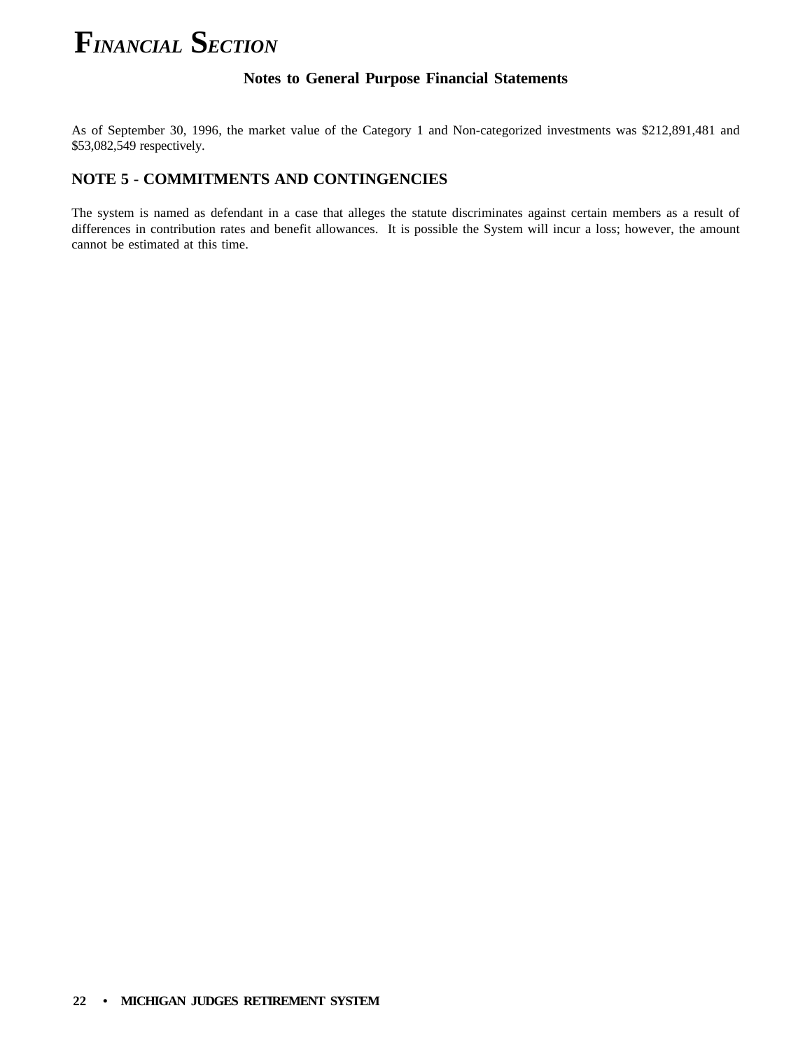As of September 30, 1996, the market value of the Category 1 and Non-categorized investments was $212,891,481 and $53,082,549 respectively.

## NOTE 5 - COMMITMENTS AND CONTINGENCIES

The system is named as defendant in a case that alleges the statute discriminates against certain members as a result of differences in contribution rates and benefit allowances. It is possible the System will incur a loss; however, the amount cannot be estimated at this time.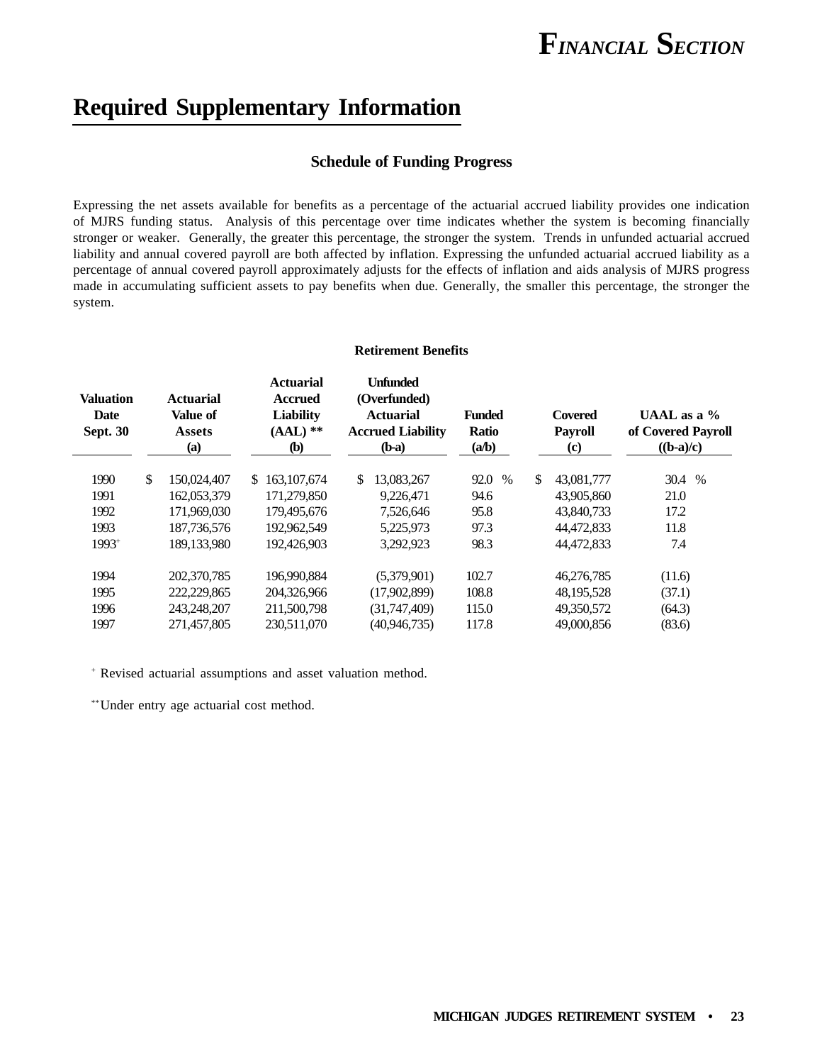# Required Supplementary Information

## Schedule of Funding Progress

Expressing the net assets available for benefits as a percentage of the actuarial accrued liability provides one indication of MJRS funding status. Analysis of this percentage over time indicates whether the system is becoming financially stronger or weaker. Generally, the greater this percentage, the stronger the system. Trends in unfunded actuarial accrued liability and annual covered payroll are both affected by inflation. Expressing the unfunded actuarial accrued liability as a percentage of annual covered payroll approximately adjusts for the effects of inflation and aids analysis of MJRS progress made in accumulating sufficient assets to pay benefits when due. Generally, the smaller this percentage, the stronger the system.

**Retirement Benefits**

| Valuation Date Sept. 30 | Actuarial Value of Assets (a) | Actuarial Accrued Liability (AAL) ** (b) | Unfunded (Overfunded) Actuarial Accrued Liability (b-a) | Funded Ratio (a/b) | Covered Payroll (c) | UAAL as a % of Covered Payroll ((b-a)/c) |
|---|---|---|---|---|---|---|
| 1990 | $ 150,024,407 | $ 163,107,674 | $ 13,083,267 | 92.0 % | $ 43,081,777 | 30.4 % |
| 1991 | 162,053,379 | 171,279,850 | 9,226,471 | 94.6 | 43,905,860 | 21.0 |
| 1992 | 171,969,030 | 179,495,676 | 7,526,646 | 95.8 | 43,840,733 | 17.2 |
| 1993 | 187,736,576 | 192,962,549 | 5,225,973 | 97.3 | 44,472,833 | 11.8 |
| 1993+ | 189,133,980 | 192,426,903 | 3,292,923 | 98.3 | 44,472,833 | 7.4 |
| 1994 | 202,370,785 | 196,990,884 | (5,379,901) | 102.7 | 46,276,785 | (11.6) |
| 1995 | 222,229,865 | 204,326,966 | (17,902,899) | 108.8 | 48,195,528 | (37.1) |
| 1996 | 243,248,207 | 211,500,798 | (31,747,409) | 115.0 | 49,350,572 | (64.3) |
| 1997 | 271,457,805 | 230,511,070 | (40,946,735) | 117.8 | 49,000,856 | (83.6) |

+ Revised actuarial assumptions and asset valuation method.

** Under entry age actuarial cost method.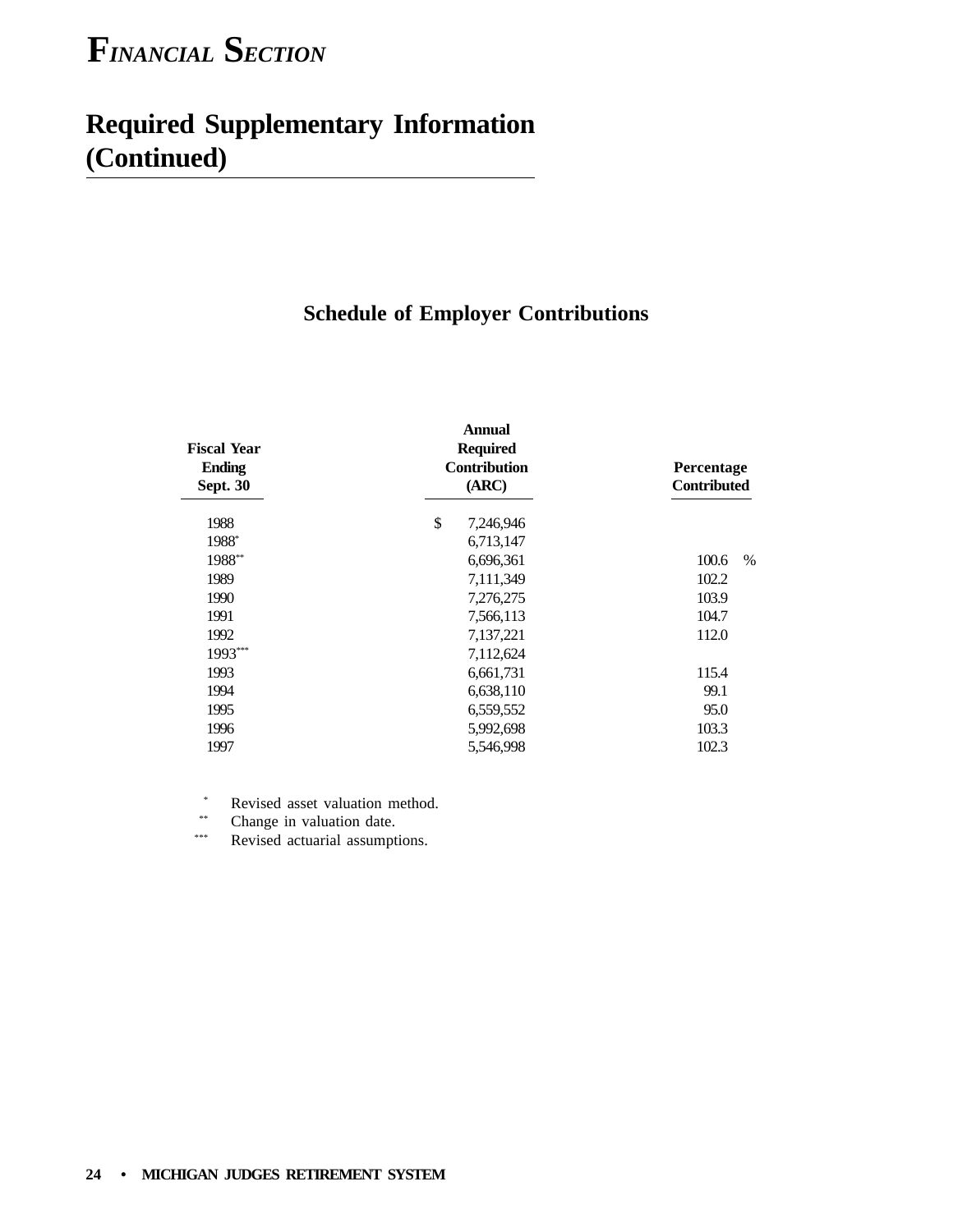# FINANCIAL SECTION

## Required Supplementary Information (Continued)

### Schedule of Employer Contributions

| Fiscal Year Ending Sept. 30 | Annual Required Contribution (ARC) | Percentage Contributed |
|---|---|---|
| 1988 | $ 7,246,946 | |
| 1988* | 6,713,147 | |
| 1988** | 6,696,361 | 100.6 % |
| 1989 | 7,111,349 | 102.2 |
| 1990 | 7,276,275 | 103.9 |
| 1991 | 7,566,113 | 104.7 |
| 1992 | 7,137,221 | 112.0 |
| 1993*** | 7,112,624 | |
| 1993 | 6,661,731 | 115.4 |
| 1994 | 6,638,110 | 99.1 |
| 1995 | 6,559,552 | 95.0 |
| 1996 | 5,992,698 | 103.3 |
| 1997 | 5,546,998 | 102.3 |

\* Revised asset valuation method.
\** Change in valuation date.
\*** Revised actuarial assumptions.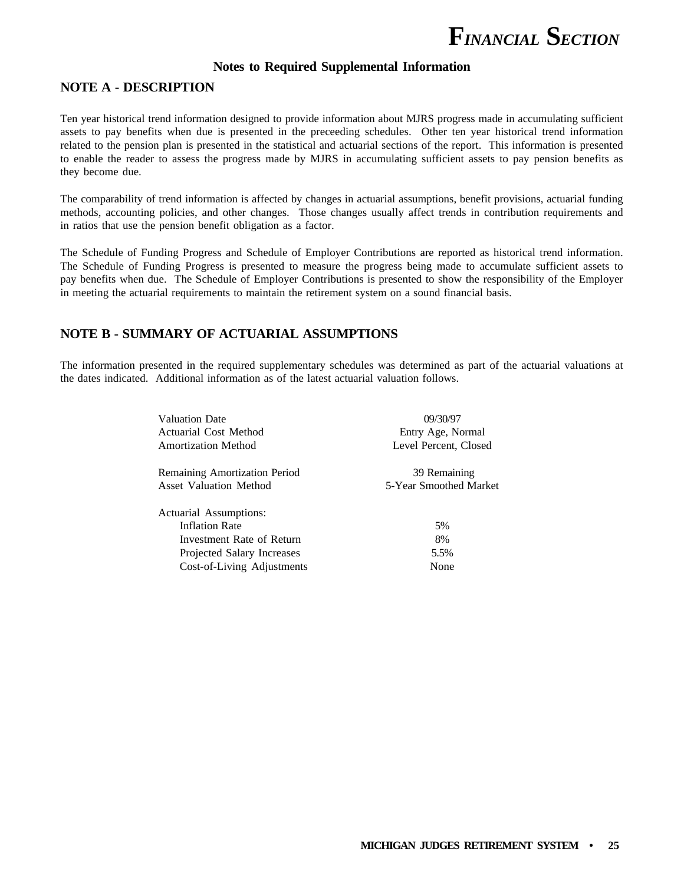## Notes to Required Supplemental Information

### NOTE A - DESCRIPTION

Ten year historical trend information designed to provide information about MJRS progress made in accumulating sufficient assets to pay benefits when due is presented in the preceeding schedules. Other ten year historical trend information related to the pension plan is presented in the statistical and actuarial sections of the report. This information is presented to enable the reader to assess the progress made by MJRS in accumulating sufficient assets to pay pension benefits as they become due.

The comparability of trend information is affected by changes in actuarial assumptions, benefit provisions, actuarial funding methods, accounting policies, and other changes. Those changes usually affect trends in contribution requirements and in ratios that use the pension benefit obligation as a factor.

The Schedule of Funding Progress and Schedule of Employer Contributions are reported as historical trend information. The Schedule of Funding Progress is presented to measure the progress being made to accumulate sufficient assets to pay benefits when due. The Schedule of Employer Contributions is presented to show the responsibility of the Employer in meeting the actuarial requirements to maintain the retirement system on a sound financial basis.

### NOTE B - SUMMARY OF ACTUARIAL ASSUMPTIONS

The information presented in the required supplementary schedules was determined as part of the actuarial valuations at the dates indicated. Additional information as of the latest actuarial valuation follows.

| | |
|---|---|
| Valuation Date | 09/30/97 |
| Actuarial Cost Method | Entry Age, Normal |
| Amortization Method | Level Percent, Closed |
| Remaining Amortization Period | 39 Remaining |
| Asset Valuation Method | 5-Year Smoothed Market |
| Actuarial Assumptions: | |
| Inflation Rate | 5% |
| Investment Rate of Return | 8% |
| Projected Salary Increases | 5.5% |
| Cost-of-Living Adjustments | None |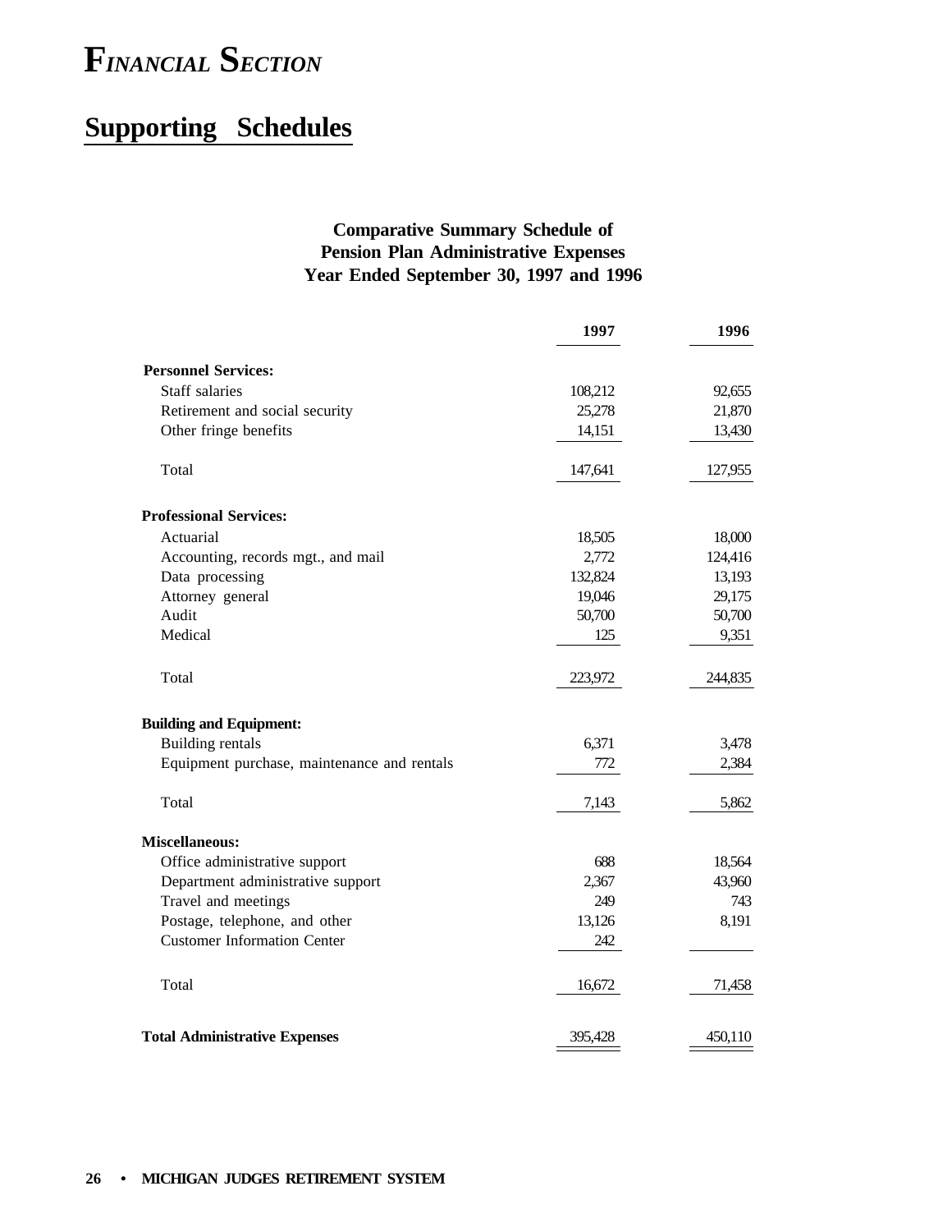# *Financial Section*

## Supporting Schedules

### Comparative Summary Schedule of Pension Plan Administrative Expenses Year Ended September 30, 1997 and 1996

| | 1997 | 1996 |
|---|---|---|
| **Personnel Services:** | | |
| Staff salaries | 108,212 | 92,655 |
| Retirement and social security | 25,278 | 21,870 |
| Other fringe benefits | 14,151 | 13,430 |
| Total | 147,641 | 127,955 |
| **Professional Services:** | | |
| Actuarial | 18,505 | 18,000 |
| Accounting, records mgt., and mail | 2,772 | 124,416 |
| Data processing | 132,824 | 13,193 |
| Attorney general | 19,046 | 29,175 |
| Audit | 50,700 | 50,700 |
| Medical | 125 | 9,351 |
| Total | 223,972 | 244,835 |
| **Building and Equipment:** | | |
| Building rentals | 6,371 | 3,478 |
| Equipment purchase, maintenance and rentals | 772 | 2,384 |
| Total | 7,143 | 5,862 |
| **Miscellaneous:** | | |
| Office administrative support | 688 | 18,564 |
| Department administrative support | 2,367 | 43,960 |
| Travel and meetings | 249 | 743 |
| Postage, telephone, and other | 13,126 | 8,191 |
| Customer Information Center | 242 | |
| Total | 16,672 | 71,458 |
| **Total Administrative Expenses** | 395,428 | 450,110 |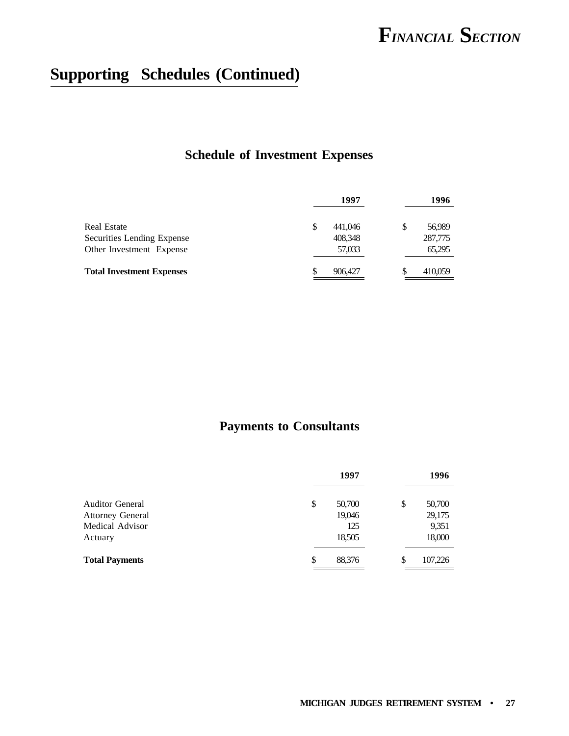## Supporting Schedules (Continued)

### Schedule of Investment Expenses

| | 1997 | 1996 |
|---|---|---|
| Real Estate | $ 441,046 | $ 56,989 |
| Securities Lending Expense | 408,348 | 287,775 |
| Other Investment Expense | 57,033 | 65,295 |
| **Total Investment Expenses** | $ 906,427 | $ 410,059 |

### Payments to Consultants

| | 1997 | 1996 |
|---|---|---|
| Auditor General | $ 50,700 | $ 50,700 |
| Attorney General | 19,046 | 29,175 |
| Medical Advisor | 125 | 9,351 |
| Actuary | 18,505 | 18,000 |
| **Total Payments** | $ 88,376 | $ 107,226 |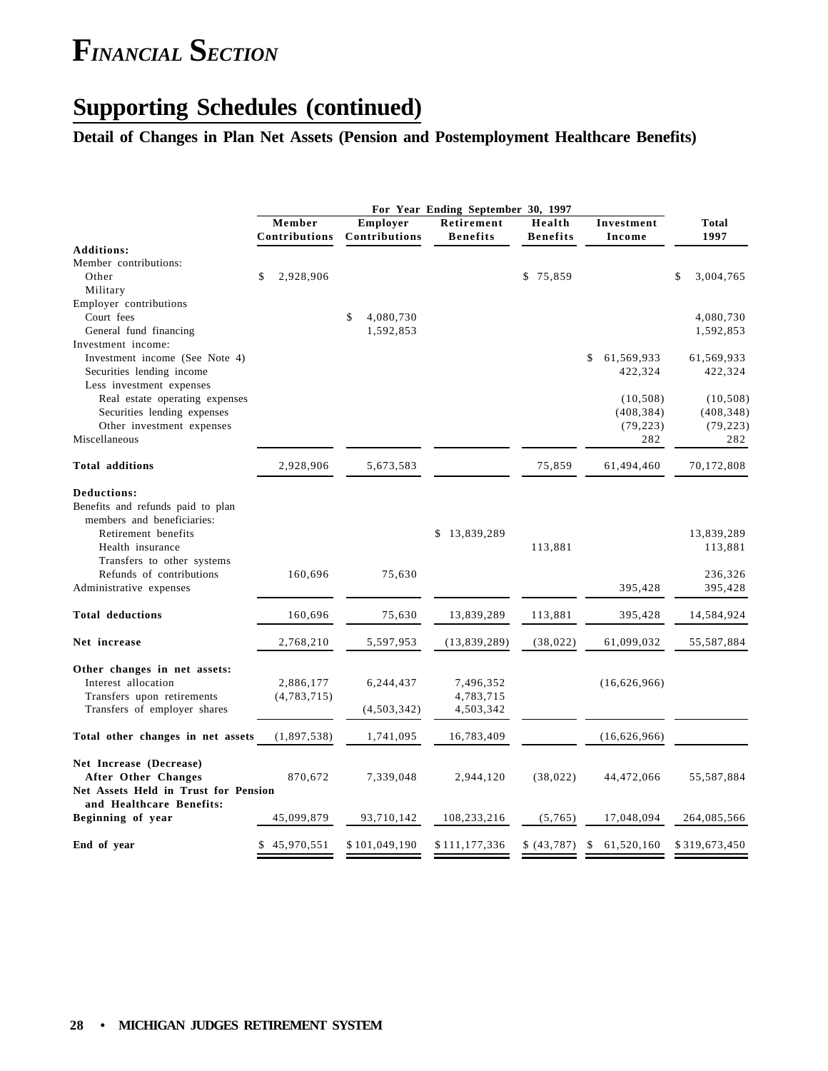# FINANCIAL SECTION

## Supporting Schedules (continued)

### Detail of Changes in Plan Net Assets (Pension and Postemployment Healthcare Benefits)

| | For Year Ending September 30, 1997 | | | | | |
|---|---|---|---|---|---|---|
| | Member Contributions | Employer Contributions | Retirement Benefits | Health Benefits | Investment Income | Total 1997 |
| **Additions:** | | | | | | |
| Member contributions: | | | | | | |
| Other | $ 2,928,906 | | | $ 75,859 | | $ 3,004,765 |
| Military | | | | | | |
| Employer contributions | | | | | | |
| Court fees | | $ 4,080,730 | | | | 4,080,730 |
| General fund financing | | 1,592,853 | | | | 1,592,853 |
| Investment income: | | | | | | |
| Investment income (See Note 4) | | | | | $ 61,569,933 | 61,569,933 |
| Securities lending income | | | | | 422,324 | 422,324 |
| Less investment expenses | | | | | | |
| Real estate operating expenses | | | | | (10,508) | (10,508) |
| Securities lending expenses | | | | | (408,384) | (408,348) |
| Other investment expenses | | | | | (79,223) | (79,223) |
| Miscellaneous | | | | | 282 | 282 |
| **Total additions** | 2,928,906 | 5,673,583 | | 75,859 | 61,494,460 | 70,172,808 |
| **Deductions:** | | | | | | |
| Benefits and refunds paid to plan members and beneficiaries: | | | | | | |
| Retirement benefits | | | $ 13,839,289 | | | 13,839,289 |
| Health insurance | | | | 113,881 | | 113,881 |
| Transfers to other systems | | | | | | |
| Refunds of contributions | 160,696 | 75,630 | | | | 236,326 |
| Administrative expenses | | | | | 395,428 | 395,428 |
| **Total deductions** | 160,696 | 75,630 | 13,839,289 | 113,881 | 395,428 | 14,584,924 |
| **Net increase** | 2,768,210 | 5,597,953 | (13,839,289) | (38,022) | 61,099,032 | 55,587,884 |
| **Other changes in net assets:** | | | | | | |
| Interest allocation | 2,886,177 | 6,244,437 | 7,496,352 | | (16,626,966) | |
| Transfers upon retirements | (4,783,715) | | 4,783,715 | | | |
| Transfers of employer shares | | (4,503,342) | 4,503,342 | | | |
| **Total other changes in net assets** | (1,897,538) | 1,741,095 | 16,783,409 | | (16,626,966) | |
| **Net Increase (Decrease) After Other Changes** | 870,672 | 7,339,048 | 2,944,120 | (38,022) | 44,472,066 | 55,587,884 |
| **Net Assets Held in Trust for Pension and Healthcare Benefits:** | | | | | | |
| **Beginning of year** | 45,099,879 | 93,710,142 | 108,233,216 | (5,765) | 17,048,094 | 264,085,566 |
| **End of year** | $ 45,970,551 | $ 101,049,190 | $ 111,177,336 | $ (43,787) | $ 61,520,160 | $ 319,673,450 |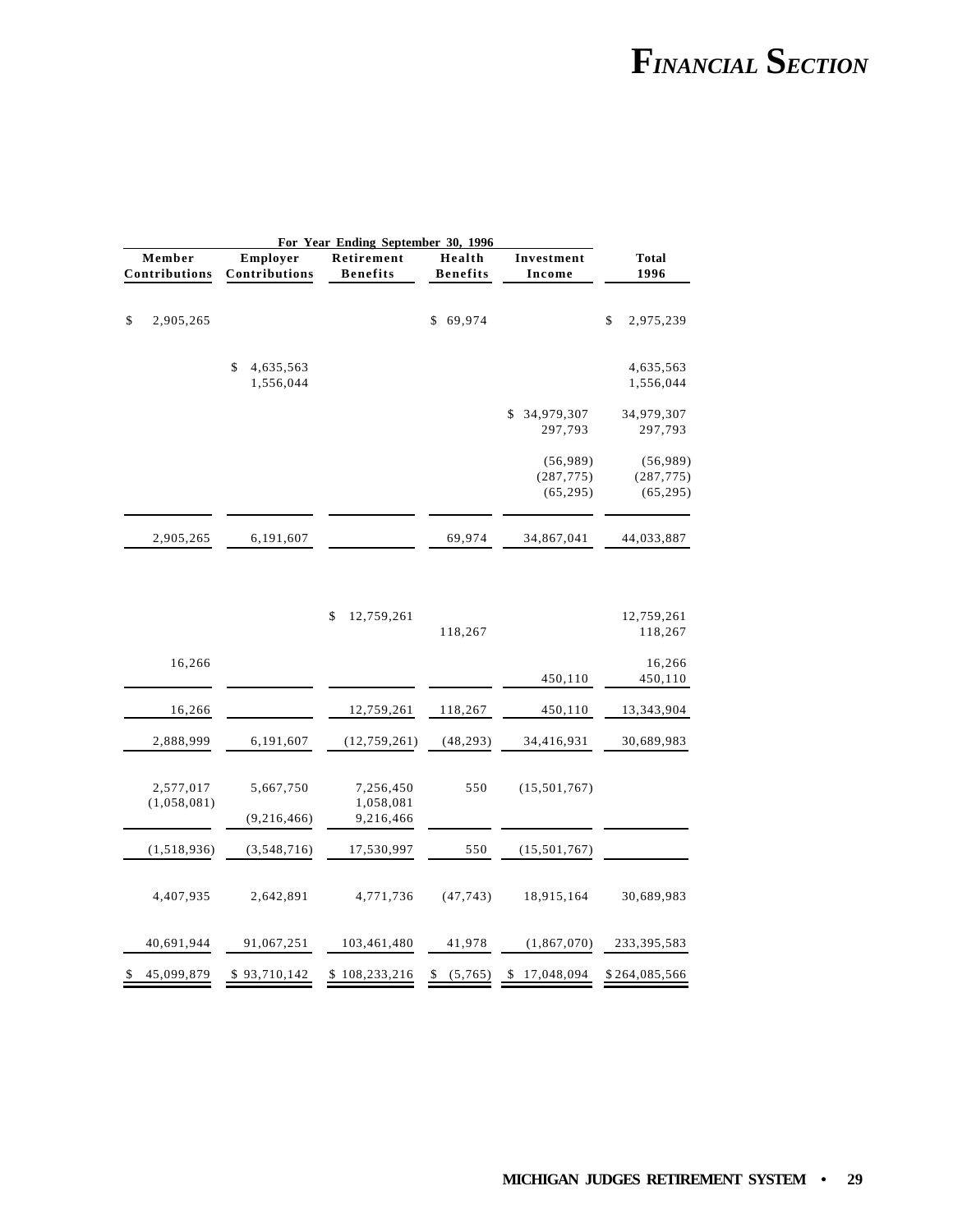| For Year Ending September 30, 1996 | | | | | |
|---|---|---|---|---|---|
| Member Contributions | Employer Contributions | Retirement Benefits | Health Benefits | Investment Income | Total 1996 |
| $ 2,905,265 | | | $ 69,974 | | $ 2,975,239 |
| | $ 4,635,563 | | | | 4,635,563 |
| | 1,556,044 | | | | 1,556,044 |
| | | | | $ 34,979,307 | 34,979,307 |
| | | | | 297,793 | 297,793 |
| | | | | (56,989) | (56,989) |
| | | | | (287,775) | (287,775) |
| | | | | (65,295) | (65,295) |
| 2,905,265 | 6,191,607 | | 69,974 | 34,867,041 | 44,033,887 |
| | | $ 12,759,261 | | | 12,759,261 |
| | | | 118,267 | | 118,267 |
| 16,266 | | | | | 16,266 |
| | | | | 450,110 | 450,110 |
| 16,266 | | 12,759,261 | 118,267 | 450,110 | 13,343,904 |
| 2,888,999 | 6,191,607 | (12,759,261) | (48,293) | 34,416,931 | 30,689,983 |
| 2,577,017 | 5,667,750 | 7,256,450 | 550 | (15,501,767) | |
| (1,058,081) | | 1,058,081 | | | |
| | (9,216,466) | 9,216,466 | | | |
| (1,518,936) | (3,548,716) | 17,530,997 | 550 | (15,501,767) | |
| 4,407,935 | 2,642,891 | 4,771,736 | (47,743) | 18,915,164 | 30,689,983 |
| 40,691,944 | 91,067,251 | 103,461,480 | 41,978 | (1,867,070) | 233,395,583 |
| $ 45,099,879 | $ 93,710,142 | $ 108,233,216 | $ (5,765) | $ 17,048,094 | $ 264,085,566 |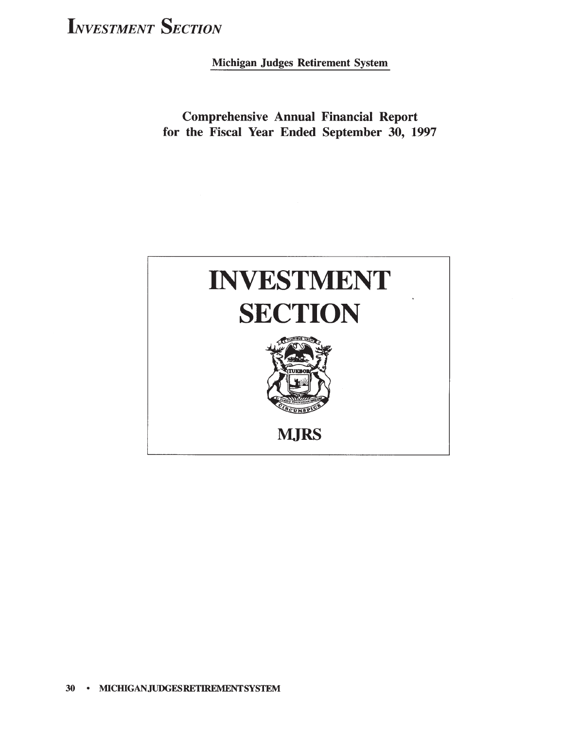Michigan Judges Retirement System

Comprehensive Annual Financial Report
for the Fiscal Year Ended September 30, 1997

# INVESTMENT SECTION

MJRS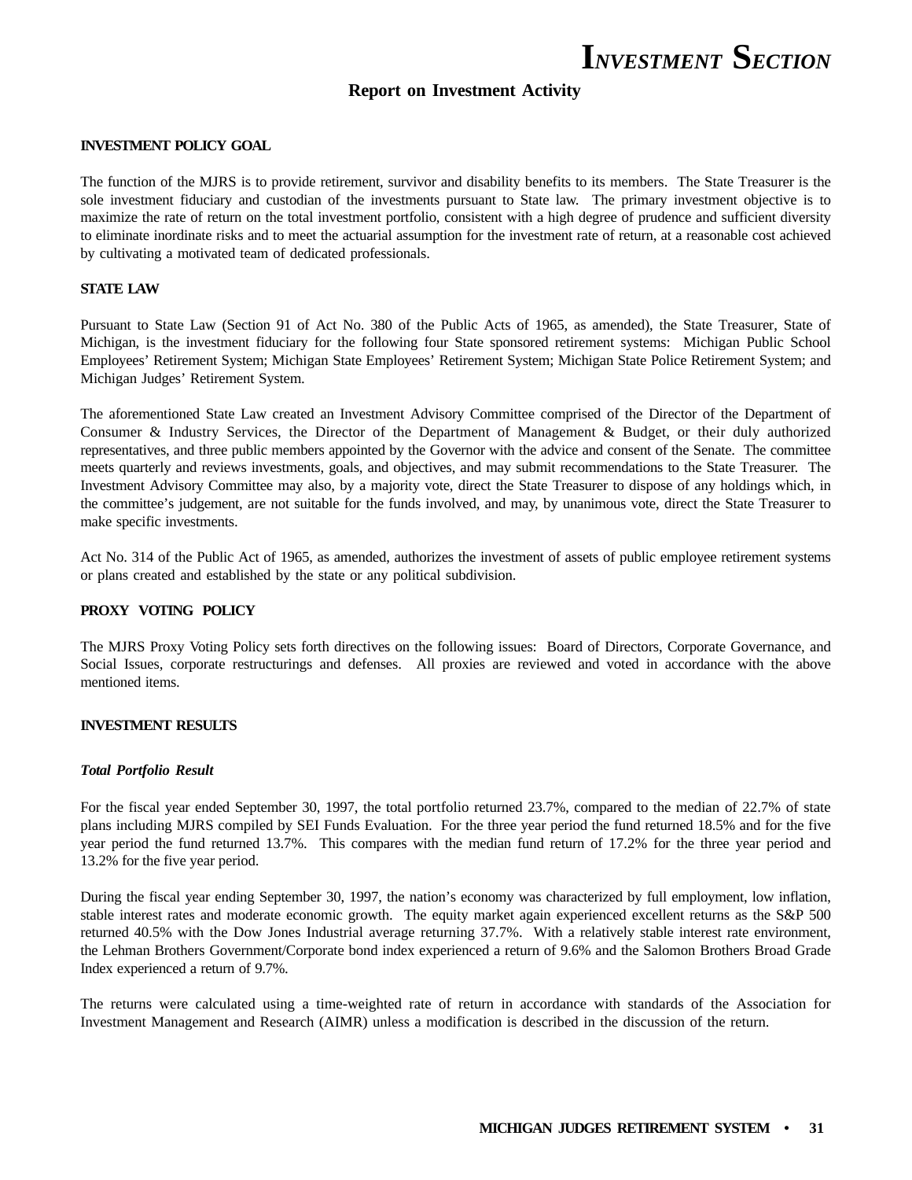# INVESTMENT SECTION

## Report on Investment Activity

### INVESTMENT POLICY GOAL

The function of the MJRS is to provide retirement, survivor and disability benefits to its members. The State Treasurer is the sole investment fiduciary and custodian of the investments pursuant to State law. The primary investment objective is to maximize the rate of return on the total investment portfolio, consistent with a high degree of prudence and sufficient diversity to eliminate inordinate risks and to meet the actuarial assumption for the investment rate of return, at a reasonable cost achieved by cultivating a motivated team of dedicated professionals.

### STATE LAW

Pursuant to State Law (Section 91 of Act No. 380 of the Public Acts of 1965, as amended), the State Treasurer, State of Michigan, is the investment fiduciary for the following four State sponsored retirement systems: Michigan Public School Employees' Retirement System; Michigan State Employees' Retirement System; Michigan State Police Retirement System; and Michigan Judges' Retirement System.

The aforementioned State Law created an Investment Advisory Committee comprised of the Director of the Department of Consumer & Industry Services, the Director of the Department of Management & Budget, or their duly authorized representatives, and three public members appointed by the Governor with the advice and consent of the Senate. The committee meets quarterly and reviews investments, goals, and objectives, and may submit recommendations to the State Treasurer. The Investment Advisory Committee may also, by a majority vote, direct the State Treasurer to dispose of any holdings which, in the committee's judgement, are not suitable for the funds involved, and may, by unanimous vote, direct the State Treasurer to make specific investments.

Act No. 314 of the Public Act of 1965, as amended, authorizes the investment of assets of public employee retirement systems or plans created and established by the state or any political subdivision.

### PROXY VOTING POLICY

The MJRS Proxy Voting Policy sets forth directives on the following issues: Board of Directors, Corporate Governance, and Social Issues, corporate restructurings and defenses. All proxies are reviewed and voted in accordance with the above mentioned items.

### INVESTMENT RESULTS

#### *Total Portfolio Result*

For the fiscal year ended September 30, 1997, the total portfolio returned 23.7%, compared to the median of 22.7% of state plans including MJRS compiled by SEI Funds Evaluation. For the three year period the fund returned 18.5% and for the five year period the fund returned 13.7%. This compares with the median fund return of 17.2% for the three year period and 13.2% for the five year period.

During the fiscal year ending September 30, 1997, the nation's economy was characterized by full employment, low inflation, stable interest rates and moderate economic growth. The equity market again experienced excellent returns as the S&P 500 returned 40.5% with the Dow Jones Industrial average returning 37.7%. With a relatively stable interest rate environment, the Lehman Brothers Government/Corporate bond index experienced a return of 9.6% and the Salomon Brothers Broad Grade Index experienced a return of 9.7%.

The returns were calculated using a time-weighted rate of return in accordance with standards of the Association for Investment Management and Research (AIMR) unless a modification is described in the discussion of the return.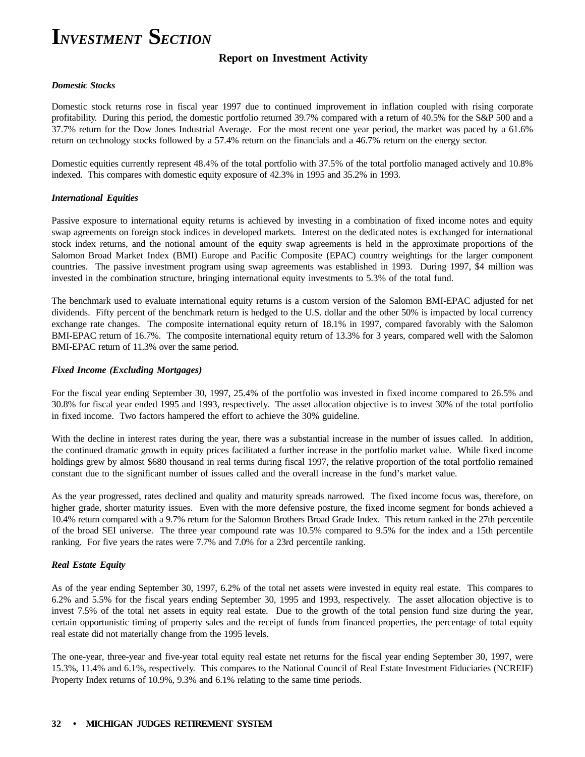# INVESTMENT SECTION

## Report on Investment Activity

***Domestic Stocks***

Domestic stock returns rose in fiscal year 1997 due to continued improvement in inflation coupled with rising corporate profitability. During this period, the domestic portfolio returned 39.7% compared with a return of 40.5% for the S&P 500 and a 37.7% return for the Dow Jones Industrial Average. For the most recent one year period, the market was paced by a 61.6% return on technology stocks followed by a 57.4% return on the financials and a 46.7% return on the energy sector.

Domestic equities currently represent 48.4% of the total portfolio with 37.5% of the total portfolio managed actively and 10.8% indexed. This compares with domestic equity exposure of 42.3% in 1995 and 35.2% in 1993.

***International Equities***

Passive exposure to international equity returns is achieved by investing in a combination of fixed income notes and equity swap agreements on foreign stock indices in developed markets. Interest on the dedicated notes is exchanged for international stock index returns, and the notional amount of the equity swap agreements is held in the approximate proportions of the Salomon Broad Market Index (BMI) Europe and Pacific Composite (EPAC) country weightings for the larger component countries. The passive investment program using swap agreements was established in 1993. During 1997, $4 million was invested in the combination structure, bringing international equity investments to 5.3% of the total fund.

The benchmark used to evaluate international equity returns is a custom version of the Salomon BMI-EPAC adjusted for net dividends. Fifty percent of the benchmark return is hedged to the U.S. dollar and the other 50% is impacted by local currency exchange rate changes. The composite international equity return of 18.1% in 1997, compared favorably with the Salomon BMI-EPAC return of 16.7%. The composite international equity return of 13.3% for 3 years, compared well with the Salomon BMI-EPAC return of 11.3% over the same period.

***Fixed Income (Excluding Mortgages)***

For the fiscal year ending September 30, 1997, 25.4% of the portfolio was invested in fixed income compared to 26.5% and 30.8% for fiscal year ended 1995 and 1993, respectively. The asset allocation objective is to invest 30% of the total portfolio in fixed income. Two factors hampered the effort to achieve the 30% guideline.

With the decline in interest rates during the year, there was a substantial increase in the number of issues called. In addition, the continued dramatic growth in equity prices facilitated a further increase in the portfolio market value. While fixed income holdings grew by almost $680 thousand in real terms during fiscal 1997, the relative proportion of the total portfolio remained constant due to the significant number of issues called and the overall increase in the fund's market value.

As the year progressed, rates declined and quality and maturity spreads narrowed. The fixed income focus was, therefore, on higher grade, shorter maturity issues. Even with the more defensive posture, the fixed income segment for bonds achieved a 10.4% return compared with a 9.7% return for the Salomon Brothers Broad Grade Index. This return ranked in the 27th percentile of the broad SEI universe. The three year compound rate was 10.5% compared to 9.5% for the index and a 15th percentile ranking. For five years the rates were 7.7% and 7.0% for a 23rd percentile ranking.

***Real Estate Equity***

As of the year ending September 30, 1997, 6.2% of the total net assets were invested in equity real estate. This compares to 6.2% and 5.5% for the fiscal years ending September 30, 1995 and 1993, respectively. The asset allocation objective is to invest 7.5% of the total net assets in equity real estate. Due to the growth of the total pension fund size during the year, certain opportunistic timing of property sales and the receipt of funds from financed properties, the percentage of total equity real estate did not materially change from the 1995 levels.

The one-year, three-year and five-year total equity real estate net returns for the fiscal year ending September 30, 1997, were 15.3%, 11.4% and 6.1%, respectively. This compares to the National Council of Real Estate Investment Fiduciaries (NCREIF) Property Index returns of 10.9%, 9.3% and 6.1% relating to the same time periods.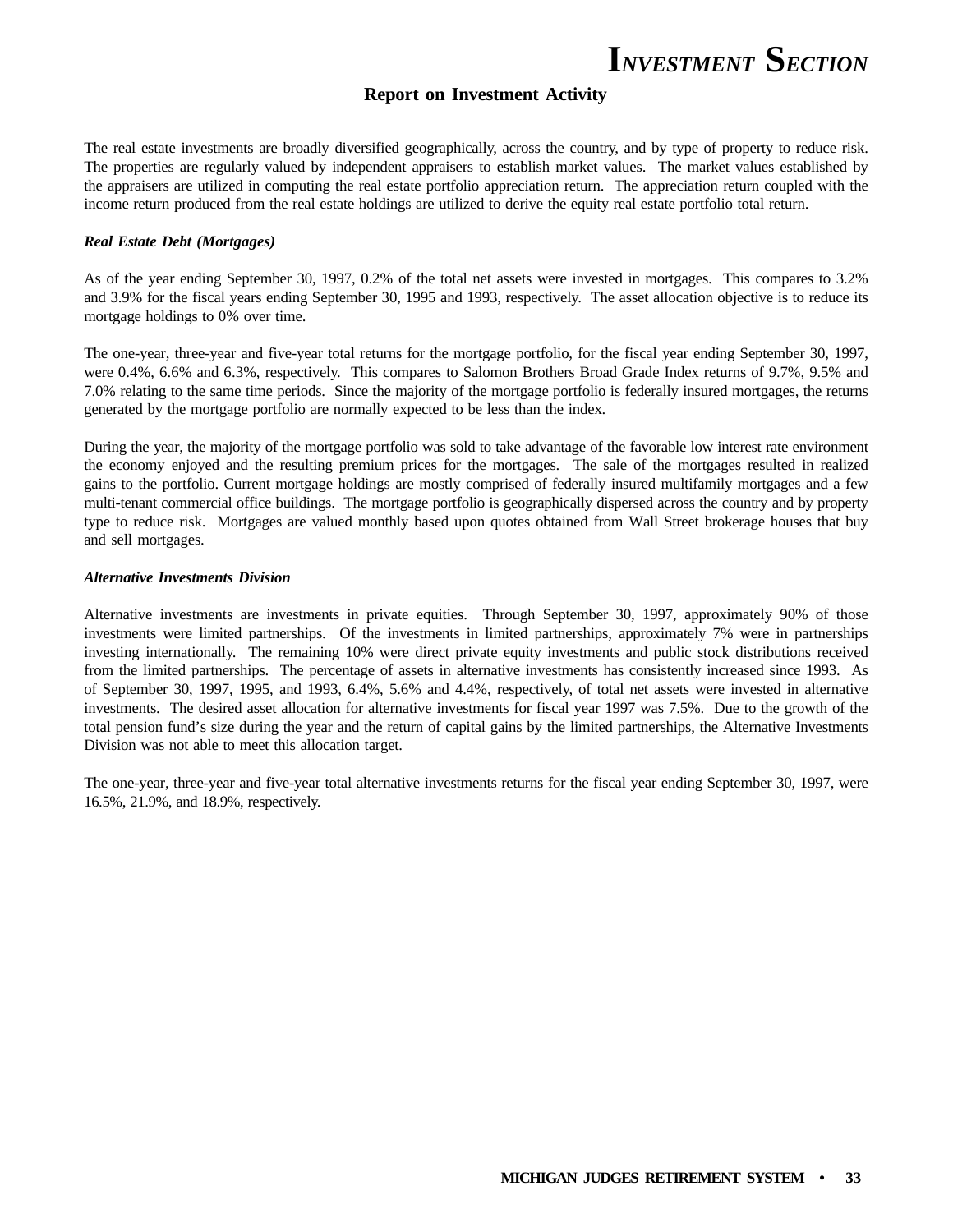# INVESTMENT SECTION

## Report on Investment Activity

The real estate investments are broadly diversified geographically, across the country, and by type of property to reduce risk. The properties are regularly valued by independent appraisers to establish market values. The market values established by the appraisers are utilized in computing the real estate portfolio appreciation return. The appreciation return coupled with the income return produced from the real estate holdings are utilized to derive the equity real estate portfolio total return.

***Real Estate Debt (Mortgages)***

As of the year ending September 30, 1997, 0.2% of the total net assets were invested in mortgages. This compares to 3.2% and 3.9% for the fiscal years ending September 30, 1995 and 1993, respectively. The asset allocation objective is to reduce its mortgage holdings to 0% over time.

The one-year, three-year and five-year total returns for the mortgage portfolio, for the fiscal year ending September 30, 1997, were 0.4%, 6.6% and 6.3%, respectively. This compares to Salomon Brothers Broad Grade Index returns of 9.7%, 9.5% and 7.0% relating to the same time periods. Since the majority of the mortgage portfolio is federally insured mortgages, the returns generated by the mortgage portfolio are normally expected to be less than the index.

During the year, the majority of the mortgage portfolio was sold to take advantage of the favorable low interest rate environment the economy enjoyed and the resulting premium prices for the mortgages. The sale of the mortgages resulted in realized gains to the portfolio. Current mortgage holdings are mostly comprised of federally insured multifamily mortgages and a few multi-tenant commercial office buildings. The mortgage portfolio is geographically dispersed across the country and by property type to reduce risk. Mortgages are valued monthly based upon quotes obtained from Wall Street brokerage houses that buy and sell mortgages.

***Alternative Investments Division***

Alternative investments are investments in private equities. Through September 30, 1997, approximately 90% of those investments were limited partnerships. Of the investments in limited partnerships, approximately 7% were in partnerships investing internationally. The remaining 10% were direct private equity investments and public stock distributions received from the limited partnerships. The percentage of assets in alternative investments has consistently increased since 1993. As of September 30, 1997, 1995, and 1993, 6.4%, 5.6% and 4.4%, respectively, of total net assets were invested in alternative investments. The desired asset allocation for alternative investments for fiscal year 1997 was 7.5%. Due to the growth of the total pension fund's size during the year and the return of capital gains by the limited partnerships, the Alternative Investments Division was not able to meet this allocation target.

The one-year, three-year and five-year total alternative investments returns for the fiscal year ending September 30, 1997, were 16.5%, 21.9%, and 18.9%, respectively.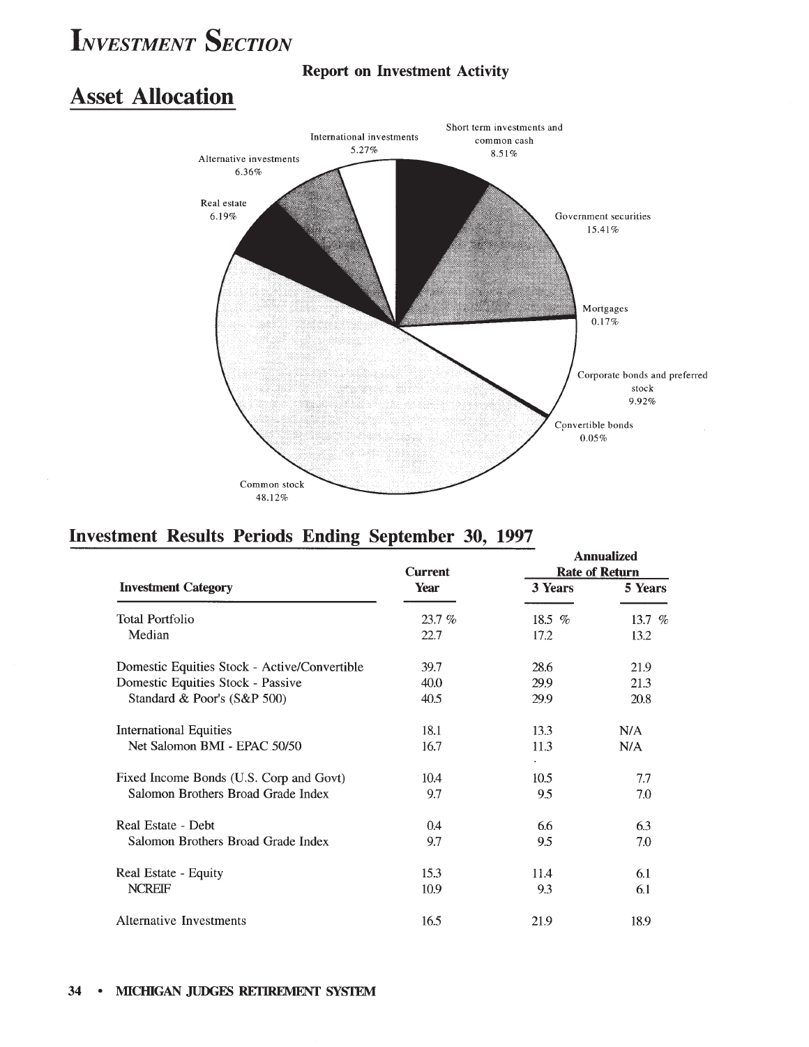# Investment Section

**Report on Investment Activity**

## Asset Allocation

Short term investments and common cash 8.51%

Government securities 15.41%

Mortgages 0.17%

Corporate bonds and preferred stock 9.92%

Convertible bonds 0.05%

Common stock 48.12%

Real estate 6.19%

Alternative investments 6.36%

International investments 5.27%

## Investment Results Periods Ending September 30, 1997

| Investment Category | Current Year | Annualized Rate of Return 3 Years | 5 Years |
|---|---|---|---|
| Total Portfolio | 23.7 % | 18.5 % | 13.7 % |
| Median | 22.7 | 17.2 | 13.2 |
| Domestic Equities Stock - Active/Convertible | 39.7 | 28.6 | 21.9 |
| Domestic Equities Stock - Passive | 40.0 | 29.9 | 21.3 |
| Standard & Poor's (S&P 500) | 40.5 | 29.9 | 20.8 |
| International Equities | 18.1 | 13.3 | N/A |
| Net Salomon BMI - EPAC 50/50 | 16.7 | 11.3 | N/A |
| Fixed Income Bonds (U.S. Corp and Govt) | 10.4 | 10.5 | 7.7 |
| Salomon Brothers Broad Grade Index | 9.7 | 9.5 | 7.0 |
| Real Estate - Debt | 0.4 | 6.6 | 6.3 |
| Salomon Brothers Broad Grade Index | 9.7 | 9.5 | 7.0 |
| Real Estate - Equity | 15.3 | 11.4 | 6.1 |
| NCREIF | 10.9 | 9.3 | 6.1 |
| Alternative Investments | 16.5 | 21.9 | 18.9 |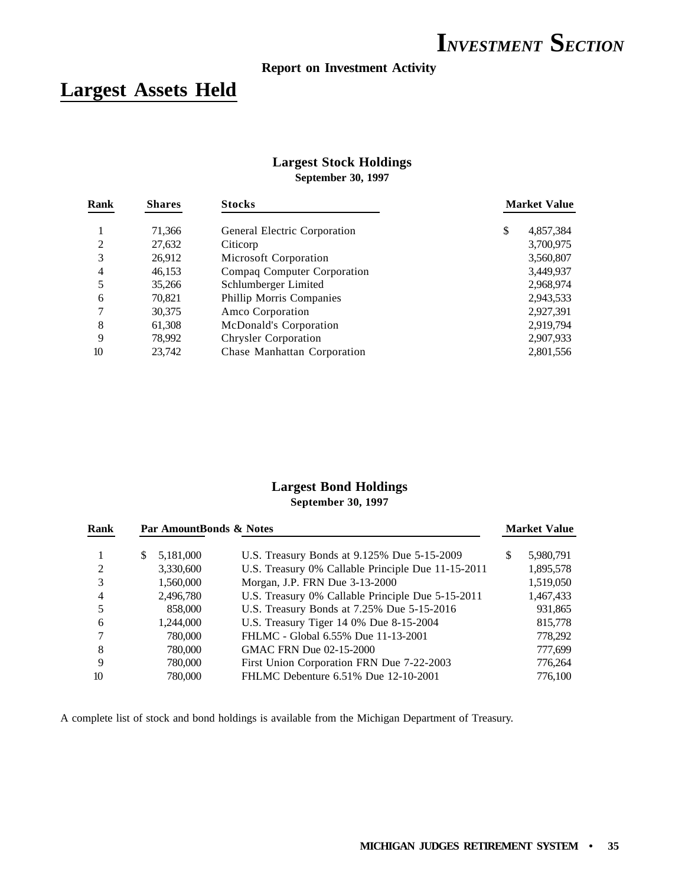# INVESTMENT SECTION

**Report on Investment Activity**

## Largest Assets Held

### Largest Stock Holdings
**September 30, 1997**

| Rank | Shares | Stocks | Market Value |
|---|---|---|---|
| 1 | 71,366 | General Electric Corporation | $ 4,857,384 |
| 2 | 27,632 | Citicorp | 3,700,975 |
| 3 | 26,912 | Microsoft Corporation | 3,560,807 |
| 4 | 46,153 | Compaq Computer Corporation | 3,449,937 |
| 5 | 35,266 | Schlumberger Limited | 2,968,974 |
| 6 | 70,821 | Phillip Morris Companies | 2,943,533 |
| 7 | 30,375 | Amco Corporation | 2,927,391 |
| 8 | 61,308 | McDonald's Corporation | 2,919,794 |
| 9 | 78,992 | Chrysler Corporation | 2,907,933 |
| 10 | 23,742 | Chase Manhattan Corporation | 2,801,556 |

### Largest Bond Holdings
**September 30, 1997**

| Rank | Par Amount | Bonds & Notes | Market Value |
|---|---|---|---|
| 1 | $ 5,181,000 | U.S. Treasury Bonds at 9.125% Due 5-15-2009 | $ 5,980,791 |
| 2 | 3,330,600 | U.S. Treasury 0% Callable Principle Due 11-15-2011 | 1,895,578 |
| 3 | 1,560,000 | Morgan, J.P. FRN Due 3-13-2000 | 1,519,050 |
| 4 | 2,496,780 | U.S. Treasury 0% Callable Principle Due 5-15-2011 | 1,467,433 |
| 5 | 858,000 | U.S. Treasury Bonds at 7.25% Due 5-15-2016 | 931,865 |
| 6 | 1,244,000 | U.S. Treasury Tiger 14 0% Due 8-15-2004 | 815,778 |
| 7 | 780,000 | FHLMC - Global 6.55% Due 11-13-2001 | 778,292 |
| 8 | 780,000 | GMAC FRN Due 02-15-2000 | 777,699 |
| 9 | 780,000 | First Union Corporation FRN Due 7-22-2003 | 776,264 |
| 10 | 780,000 | FHLMC Debenture 6.51% Due 12-10-2001 | 776,100 |

A complete list of stock and bond holdings is available from the Michigan Department of Treasury.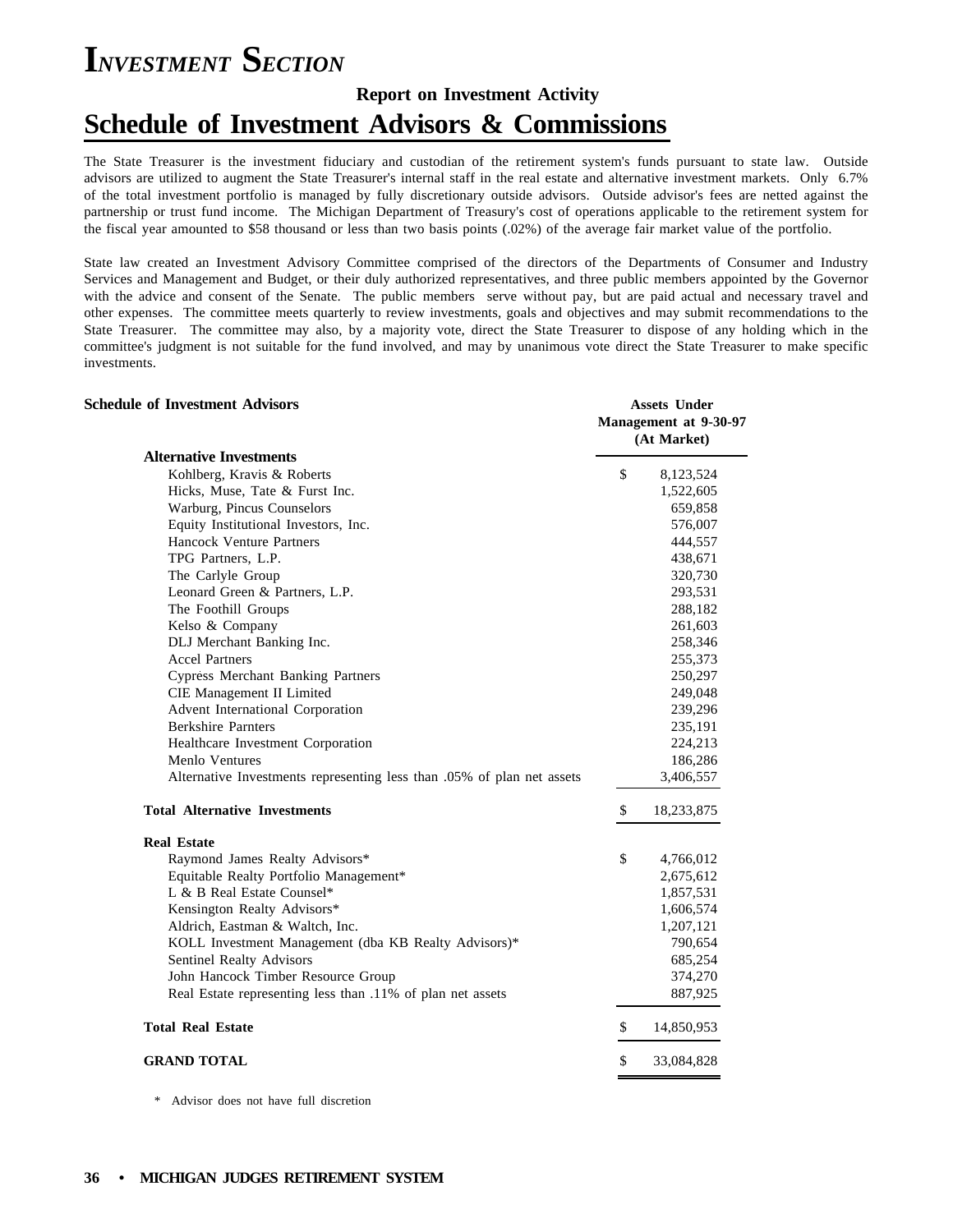# Investment Section

## Report on Investment Activity

# Schedule of Investment Advisors & Commissions

The State Treasurer is the investment fiduciary and custodian of the retirement system's funds pursuant to state law. Outside advisors are utilized to augment the State Treasurer's internal staff in the real estate and alternative investment markets. Only 6.7% of the total investment portfolio is managed by fully discretionary outside advisors. Outside advisor's fees are netted against the partnership or trust fund income. The Michigan Department of Treasury's cost of operations applicable to the retirement system for the fiscal year amounted to $58 thousand or less than two basis points (.02%) of the average fair market value of the portfolio.

State law created an Investment Advisory Committee comprised of the directors of the Departments of Consumer and Industry Services and Management and Budget, or their duly authorized representatives, and three public members appointed by the Governor with the advice and consent of the Senate. The public members serve without pay, but are paid actual and necessary travel and other expenses. The committee meets quarterly to review investments, goals and objectives and may submit recommendations to the State Treasurer. The committee may also, by a majority vote, direct the State Treasurer to dispose of any holding which in the committee's judgment is not suitable for the fund involved, and may by unanimous vote direct the State Treasurer to make specific investments.

### Schedule of Investment Advisors

| | Assets Under Management at 9-30-97 (At Market) |
|---|---|
| **Alternative Investments** | |
| Kohlberg, Kravis & Roberts | $ 8,123,524 |
| Hicks, Muse, Tate & Furst Inc. | 1,522,605 |
| Warburg, Pincus Counselors | 659,858 |
| Equity Institutional Investors, Inc. | 576,007 |
| Hancock Venture Partners | 444,557 |
| TPG Partners, L.P. | 438,671 |
| The Carlyle Group | 320,730 |
| Leonard Green & Partners, L.P. | 293,531 |
| The Foothill Groups | 288,182 |
| Kelso & Company | 261,603 |
| DLJ Merchant Banking Inc. | 258,346 |
| Accel Partners | 255,373 |
| Cypress Merchant Banking Partners | 250,297 |
| CIE Management II Limited | 249,048 |
| Advent International Corporation | 239,296 |
| Berkshire Parnters | 235,191 |
| Healthcare Investment Corporation | 224,213 |
| Menlo Ventures | 186,286 |
| Alternative Investments representing less than .05% of plan net assets | 3,406,557 |
| **Total Alternative Investments** | $ 18,233,875 |
| **Real Estate** | |
| Raymond James Realty Advisors* | $ 4,766,012 |
| Equitable Realty Portfolio Management* | 2,675,612 |
| L & B Real Estate Counsel* | 1,857,531 |
| Kensington Realty Advisors* | 1,606,574 |
| Aldrich, Eastman & Waltch, Inc. | 1,207,121 |
| KOLL Investment Management (dba KB Realty Advisors)* | 790,654 |
| Sentinel Realty Advisors | 685,254 |
| John Hancock Timber Resource Group | 374,270 |
| Real Estate representing less than .11% of plan net assets | 887,925 |
| **Total Real Estate** | $ 14,850,953 |
| **GRAND TOTAL** | $ 33,084,828 |

\* Advisor does not have full discretion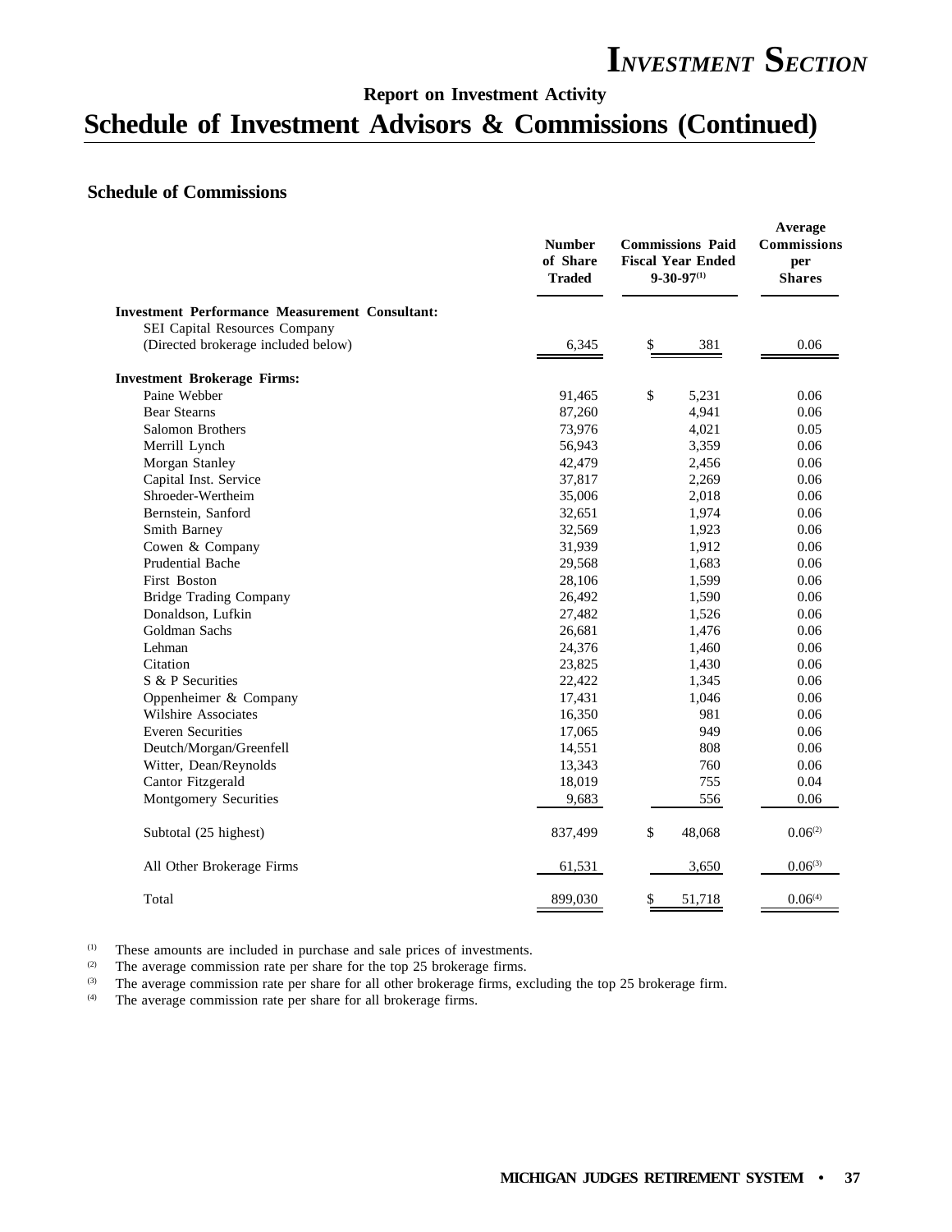# *Investment Section*

**Report on Investment Activity**

## Schedule of Investment Advisors & Commissions (Continued)

### Schedule of Commissions

| | Number of Share Traded | Commissions Paid Fiscal Year Ended 9-30-97[1] | Average Commissions per Shares |
|---|---|---|---|
| **Investment Performance Measurement Consultant:** | | | |
| SEI Capital Resources Company (Directed brokerage included below) | 6,345 | $ 381 | 0.06 |
| **Investment Brokerage Firms:** | | | |
| Paine Webber | 91,465 | $ 5,231 | 0.06 |
| Bear Stearns | 87,260 | 4,941 | 0.06 |
| Salomon Brothers | 73,976 | 4,021 | 0.05 |
| Merrill Lynch | 56,943 | 3,359 | 0.06 |
| Morgan Stanley | 42,479 | 2,456 | 0.06 |
| Capital Inst. Service | 37,817 | 2,269 | 0.06 |
| Shroeder-Wertheim | 35,006 | 2,018 | 0.06 |
| Bernstein, Sanford | 32,651 | 1,974 | 0.06 |
| Smith Barney | 32,569 | 1,923 | 0.06 |
| Cowen & Company | 31,939 | 1,912 | 0.06 |
| Prudential Bache | 29,568 | 1,683 | 0.06 |
| First Boston | 28,106 | 1,599 | 0.06 |
| Bridge Trading Company | 26,492 | 1,590 | 0.06 |
| Donaldson, Lufkin | 27,482 | 1,526 | 0.06 |
| Goldman Sachs | 26,681 | 1,476 | 0.06 |
| Lehman | 24,376 | 1,460 | 0.06 |
| Citation | 23,825 | 1,430 | 0.06 |
| S & P Securities | 22,422 | 1,345 | 0.06 |
| Oppenheimer & Company | 17,431 | 1,046 | 0.06 |
| Wilshire Associates | 16,350 | 981 | 0.06 |
| Everen Securities | 17,065 | 949 | 0.06 |
| Deutch/Morgan/Greenfell | 14,551 | 808 | 0.06 |
| Witter, Dean/Reynolds | 13,343 | 760 | 0.06 |
| Cantor Fitzgerald | 18,019 | 755 | 0.04 |
| Montgomery Securities | 9,683 | 556 | 0.06 |
| Subtotal (25 highest) | 837,499 | $ 48,068 | 0.06[2] |
| All Other Brokerage Firms | 61,531 | 3,650 | 0.06[3] |
| Total | 899,030 | $ 51,718 | 0.06[4] |

[1] These amounts are included in purchase and sale prices of investments.
[2] The average commission rate per share for the top 25 brokerage firms.
[3] The average commission rate per share for all other brokerage firms, excluding the top 25 brokerage firm.
[4] The average commission rate per share for all brokerage firms.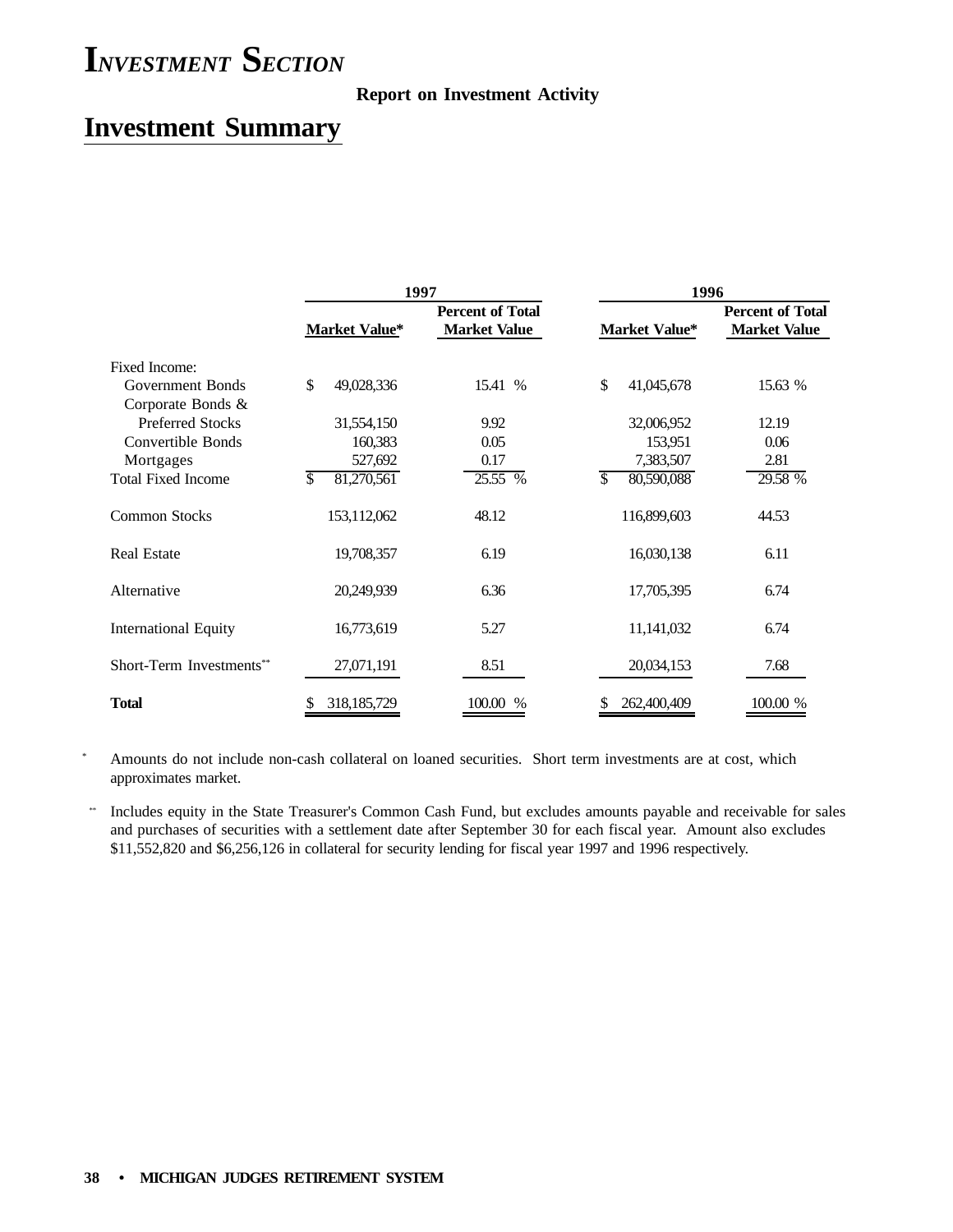# Investment Section

**Report on Investment Activity**

## Investment Summary

| | 1997 | | 1996 | |
|---|---|---|---|---|
| | **Market Value*** | **Percent of Total Market Value** | **Market Value*** | **Percent of Total Market Value** |
| Fixed Income: | | | | |
| Government Bonds | $ 49,028,336 | 15.41 % | $ 41,045,678 | 15.63 % |
| Corporate Bonds & Preferred Stocks | 31,554,150 | 9.92 | 32,006,952 | 12.19 |
| Convertible Bonds | 160,383 | 0.05 | 153,951 | 0.06 |
| Mortgages | 527,692 | 0.17 | 7,383,507 | 2.81 |
| Total Fixed Income | $ 81,270,561 | 25.55 % | $ 80,590,088 | 29.58 % |
| Common Stocks | 153,112,062 | 48.12 | 116,899,603 | 44.53 |
| Real Estate | 19,708,357 | 6.19 | 16,030,138 | 6.11 |
| Alternative | 20,249,939 | 6.36 | 17,705,395 | 6.74 |
| International Equity | 16,773,619 | 5.27 | 11,141,032 | 6.74 |
| Short-Term Investments** | 27,071,191 | 8.51 | 20,034,153 | 7.68 |
| **Total** | $ 318,185,729 | 100.00 % | $ 262,400,409 | 100.00 % |

\* Amounts do not include non-cash collateral on loaned securities. Short term investments are at cost, which approximates market.

\*\* Includes equity in the State Treasurer's Common Cash Fund, but excludes amounts payable and receivable for sales and purchases of securities with a settlement date after September 30 for each fiscal year. Amount also excludes $11,552,820 and $6,256,126 in collateral for security lending for fiscal year 1997 and 1996 respectively.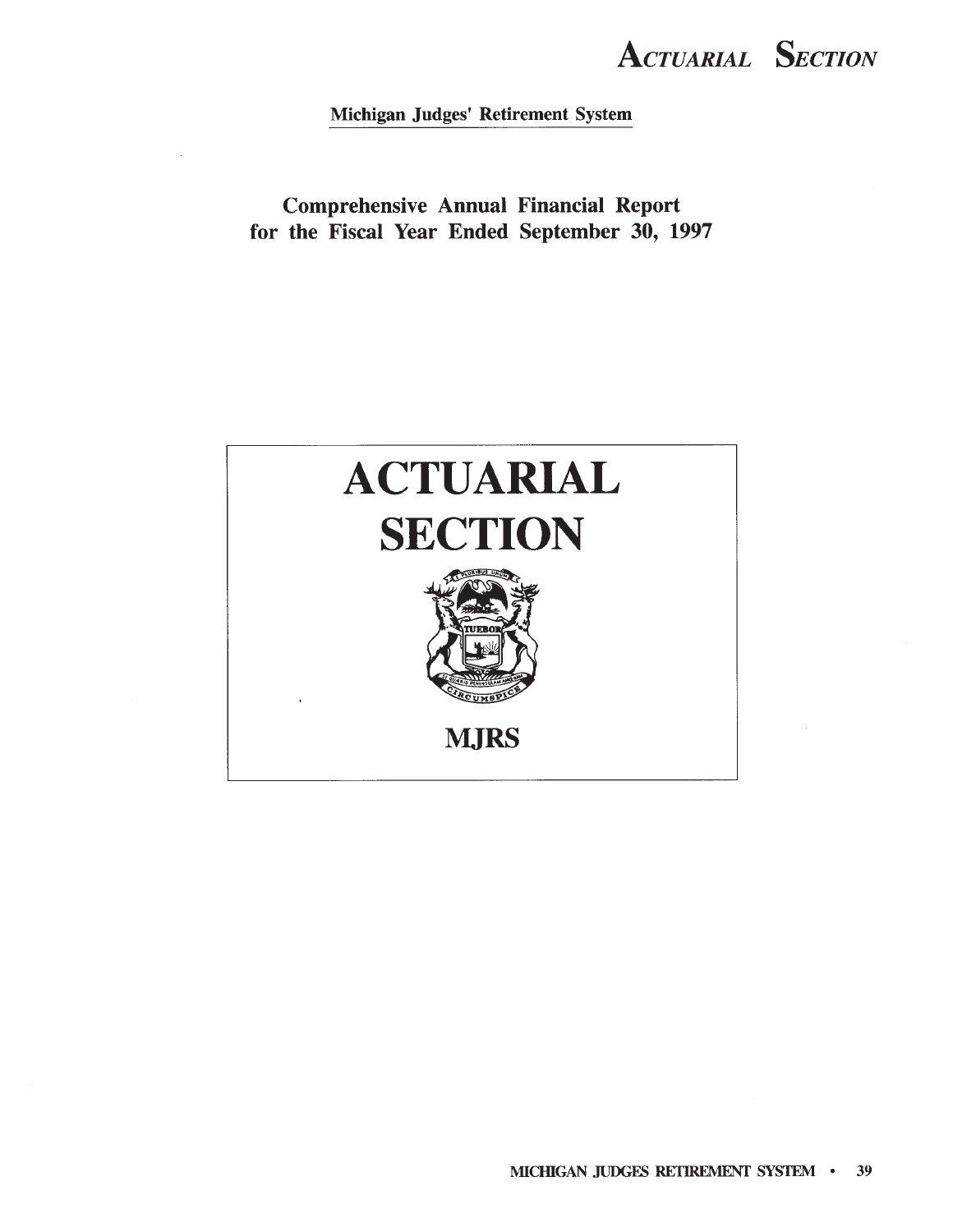Michigan Judges' Retirement System

Comprehensive Annual Financial Report
for the Fiscal Year Ended September 30, 1997

# ACTUARIAL SECTION

MJRS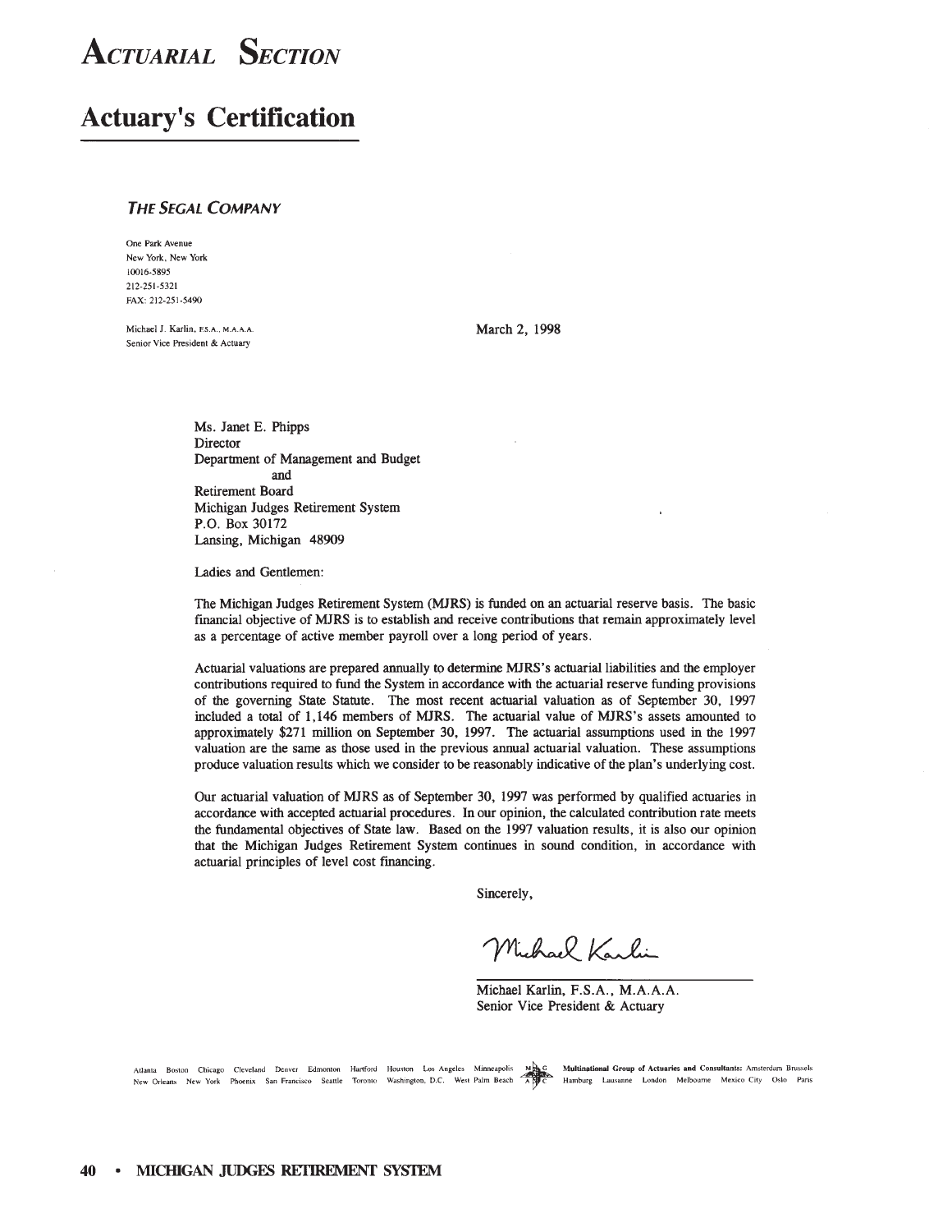# *Actuarial Section*

## Actuary's Certification

***The Segal Company***

One Park Avenue
New York, New York
10016-5895
212-251-5321
FAX: 212-251-5490

Michael J. Karlin, F.S.A., M.A.A.A.
Senior Vice President & Actuary

March 2, 1998

Ms. Janet E. Phipps
Director
Department of Management and Budget
and
Retirement Board
Michigan Judges Retirement System
P.O. Box 30172
Lansing, Michigan 48909

Ladies and Gentlemen:

The Michigan Judges Retirement System (MJRS) is funded on an actuarial reserve basis. The basic financial objective of MJRS is to establish and receive contributions that remain approximately level as a percentage of active member payroll over a long period of years.

Actuarial valuations are prepared annually to determine MJRS's actuarial liabilities and the employer contributions required to fund the System in accordance with the actuarial reserve funding provisions of the governing State Statute. The most recent actuarial valuation as of September 30, 1997 included a total of 1,146 members of MJRS. The actuarial value of MJRS's assets amounted to approximately $271 million on September 30, 1997. The actuarial assumptions used in the 1997 valuation are the same as those used in the previous annual actuarial valuation. These assumptions produce valuation results which we consider to be reasonably indicative of the plan's underlying cost.

Our actuarial valuation of MJRS as of September 30, 1997 was performed by qualified actuaries in accordance with accepted actuarial procedures. In our opinion, the calculated contribution rate meets the fundamental objectives of State law. Based on the 1997 valuation results, it is also our opinion that the Michigan Judges Retirement System continues in sound condition, in accordance with actuarial principles of level cost financing.

Sincerely,

Michael Karlin

Michael Karlin, F.S.A., M.A.A.A.
Senior Vice President & Actuary

Atlanta Boston Chicago Cleveland Denver Edmonton Hartford Houston Los Angeles Minneapolis New Orleans New York Phoenix San Francisco Seattle Toronto Washington, D.C. West Palm Beach

**Multinational Group of Actuaries and Consultants:** Amsterdam Brussels Hamburg Lausanne London Melbourne Mexico City Oslo Paris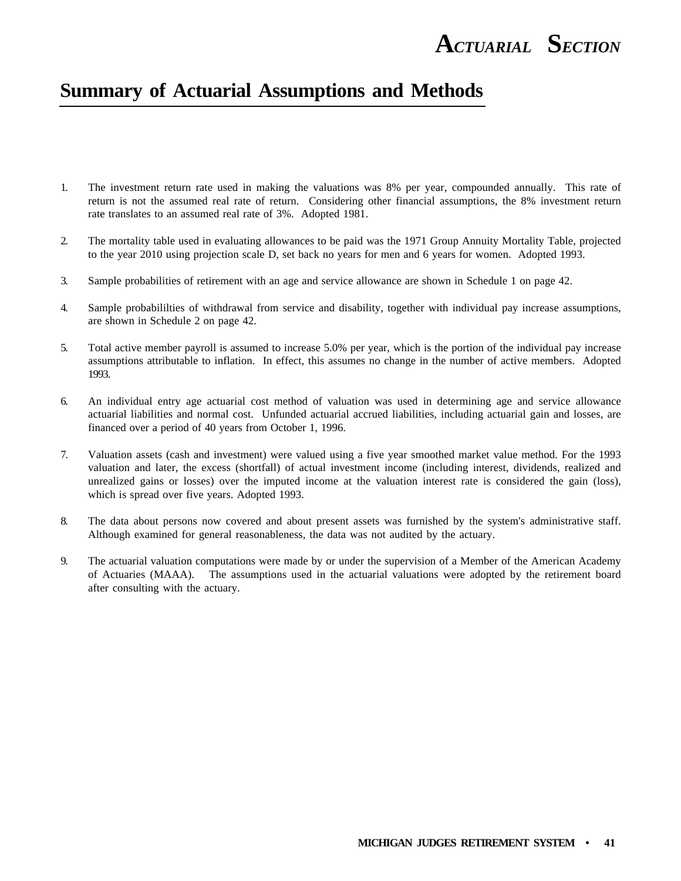## Summary of Actuarial Assumptions and Methods

1. The investment return rate used in making the valuations was 8% per year, compounded annually. This rate of return is not the assumed real rate of return. Considering other financial assumptions, the 8% investment return rate translates to an assumed real rate of 3%. Adopted 1981.

2. The mortality table used in evaluating allowances to be paid was the 1971 Group Annuity Mortality Table, projected to the year 2010 using projection scale D, set back no years for men and 6 years for women. Adopted 1993.

3. Sample probabilities of retirement with an age and service allowance are shown in Schedule 1 on page 42.

4. Sample probabililties of withdrawal from service and disability, together with individual pay increase assumptions, are shown in Schedule 2 on page 42.

5. Total active member payroll is assumed to increase 5.0% per year, which is the portion of the individual pay increase assumptions attributable to inflation. In effect, this assumes no change in the number of active members. Adopted 1993.

6. An individual entry age actuarial cost method of valuation was used in determining age and service allowance actuarial liabilities and normal cost. Unfunded actuarial accrued liabilities, including actuarial gain and losses, are financed over a period of 40 years from October 1, 1996.

7. Valuation assets (cash and investment) were valued using a five year smoothed market value method. For the 1993 valuation and later, the excess (shortfall) of actual investment income (including interest, dividends, realized and unrealized gains or losses) over the imputed income at the valuation interest rate is considered the gain (loss), which is spread over five years. Adopted 1993.

8. The data about persons now covered and about present assets was furnished by the system's administrative staff. Although examined for general reasonableness, the data was not audited by the actuary.

9. The actuarial valuation computations were made by or under the supervision of a Member of the American Academy of Actuaries (MAAA). The assumptions used in the actuarial valuations were adopted by the retirement board after consulting with the actuary.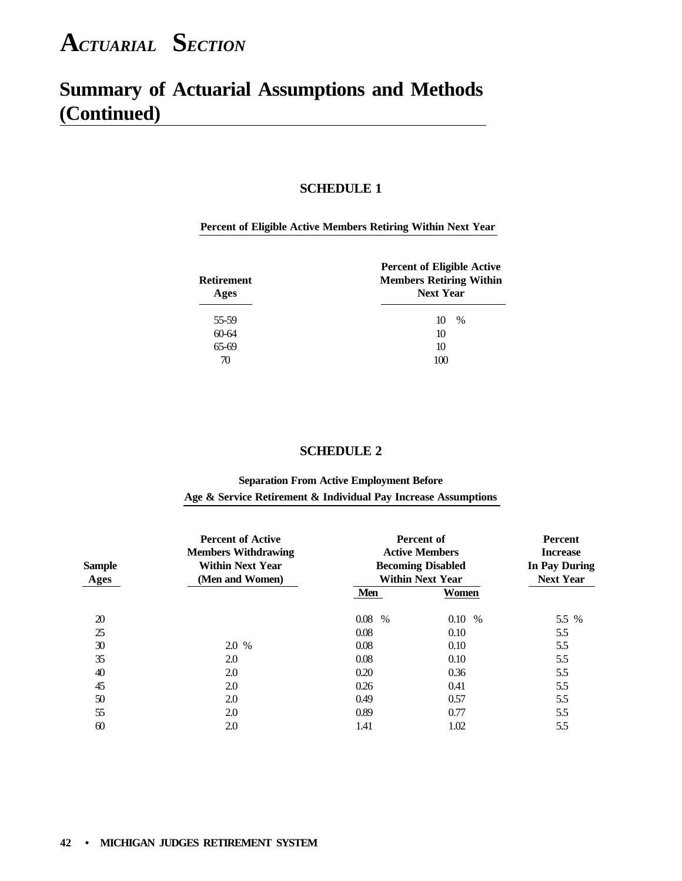# ACTUARIAL SECTION

## Summary of Actuarial Assumptions and Methods (Continued)

### SCHEDULE 1

**Percent of Eligible Active Members Retiring Within Next Year**

| Retirement Ages | Percent of Eligible Active Members Retiring Within Next Year |
|---|---|
| 55-59 | 10 % |
| 60-64 | 10 |
| 65-69 | 10 |
| 70 | 100 |

### SCHEDULE 2

**Separation From Active Employment Before Age & Service Retirement & Individual Pay Increase Assumptions**

| Sample Ages | Percent of Active Members Withdrawing Within Next Year (Men and Women) | Percent of Active Members Becoming Disabled Within Next Year | | Percent Increase In Pay During Next Year |
|---|---|---|---|---|
| | | Men | Women | |
| 20 | | 0.08 % | 0.10 % | 5.5 % |
| 25 | | 0.08 | 0.10 | 5.5 |
| 30 | 2.0 % | 0.08 | 0.10 | 5.5 |
| 35 | 2.0 | 0.08 | 0.10 | 5.5 |
| 40 | 2.0 | 0.20 | 0.36 | 5.5 |
| 45 | 2.0 | 0.26 | 0.41 | 5.5 |
| 50 | 2.0 | 0.49 | 0.57 | 5.5 |
| 55 | 2.0 | 0.89 | 0.77 | 5.5 |
| 60 | 2.0 | 1.41 | 1.02 | 5.5 |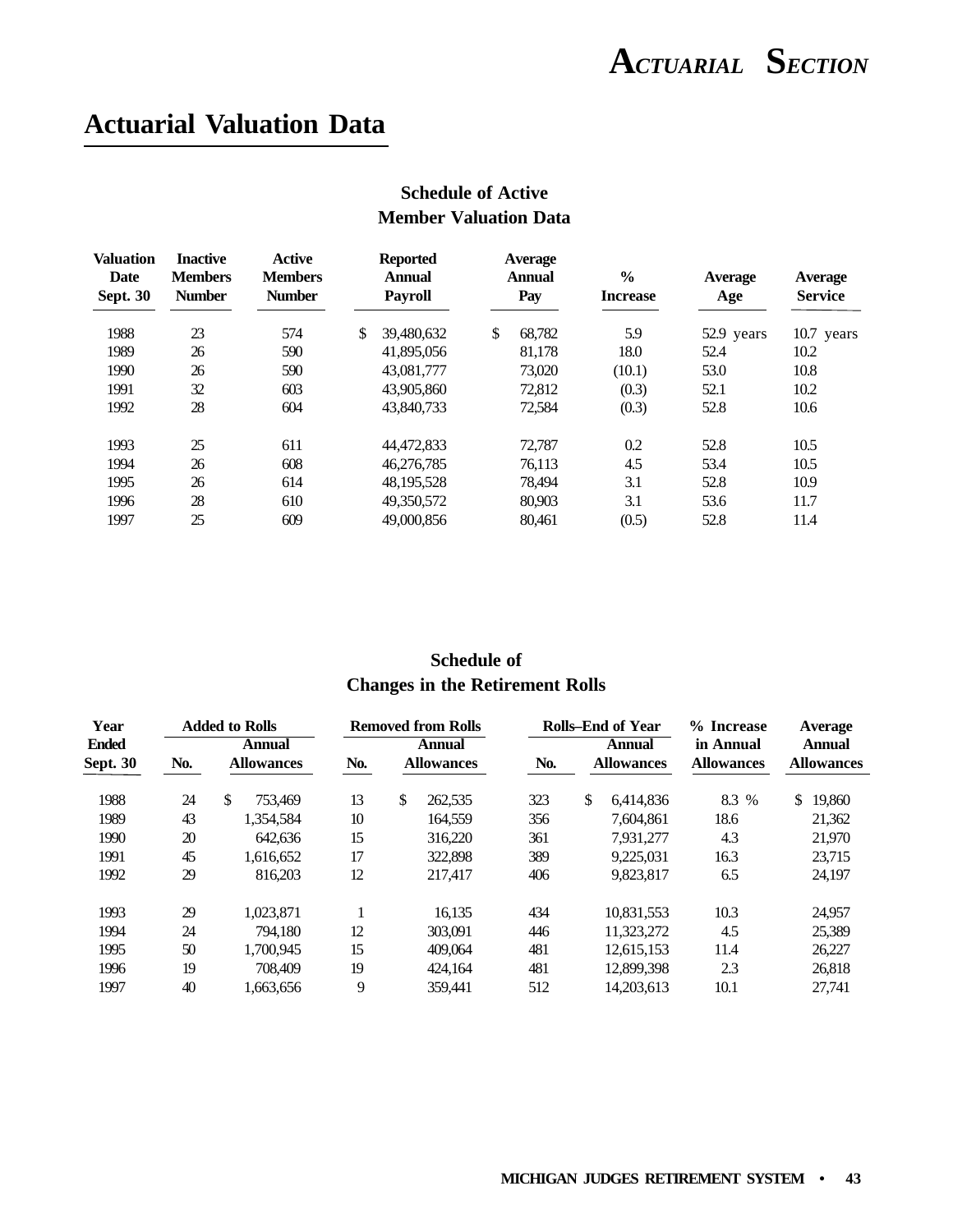# Actuarial Valuation Data

### Schedule of Active Member Valuation Data

| Valuation Date Sept. 30 | Inactive Members Number | Active Members Number | Reported Annual Payroll | Average Annual Pay | % Increase | Average Age | Average Service |
|---|---|---|---|---|---|---|---|
| 1988 | 23 | 574 | $ 39,480,632 | $ 68,782 | 5.9 | 52.9 years | 10.7 years |
| 1989 | 26 | 590 | 41,895,056 | 81,178 | 18.0 | 52.4 | 10.2 |
| 1990 | 26 | 590 | 43,081,777 | 73,020 | (10.1) | 53.0 | 10.8 |
| 1991 | 32 | 603 | 43,905,860 | 72,812 | (0.3) | 52.1 | 10.2 |
| 1992 | 28 | 604 | 43,840,733 | 72,584 | (0.3) | 52.8 | 10.6 |
| 1993 | 25 | 611 | 44,472,833 | 72,787 | 0.2 | 52.8 | 10.5 |
| 1994 | 26 | 608 | 46,276,785 | 76,113 | 4.5 | 53.4 | 10.5 |
| 1995 | 26 | 614 | 48,195,528 | 78,494 | 3.1 | 52.8 | 10.9 |
| 1996 | 28 | 610 | 49,350,572 | 80,903 | 3.1 | 53.6 | 11.7 |
| 1997 | 25 | 609 | 49,000,856 | 80,461 | (0.5) | 52.8 | 11.4 |

### Schedule of Changes in the Retirement Rolls

| Year Ended Sept. 30 | Added to Rolls | | Removed from Rolls | | Rolls–End of Year | | % Increase in Annual Allowances | Average Annual Allowances |
|---|---|---|---|---|---|---|---|---|
| | No. | Annual Allowances | No. | Annual Allowances | No. | Annual Allowances | | |
| 1988 | 24 | $ 753,469 | 13 | $ 262,535 | 323 | $ 6,414,836 | 8.3 % | $ 19,860 |
| 1989 | 43 | 1,354,584 | 10 | 164,559 | 356 | 7,604,861 | 18.6 | 21,362 |
| 1990 | 20 | 642,636 | 15 | 316,220 | 361 | 7,931,277 | 4.3 | 21,970 |
| 1991 | 45 | 1,616,652 | 17 | 322,898 | 389 | 9,225,031 | 16.3 | 23,715 |
| 1992 | 29 | 816,203 | 12 | 217,417 | 406 | 9,823,817 | 6.5 | 24,197 |
| 1993 | 29 | 1,023,871 | 1 | 16,135 | 434 | 10,831,553 | 10.3 | 24,957 |
| 1994 | 24 | 794,180 | 12 | 303,091 | 446 | 11,323,272 | 4.5 | 25,389 |
| 1995 | 50 | 1,700,945 | 15 | 409,064 | 481 | 12,615,153 | 11.4 | 26,227 |
| 1996 | 19 | 708,409 | 19 | 424,164 | 481 | 12,899,398 | 2.3 | 26,818 |
| 1997 | 40 | 1,663,656 | 9 | 359,441 | 512 | 14,203,613 | 10.1 | 27,741 |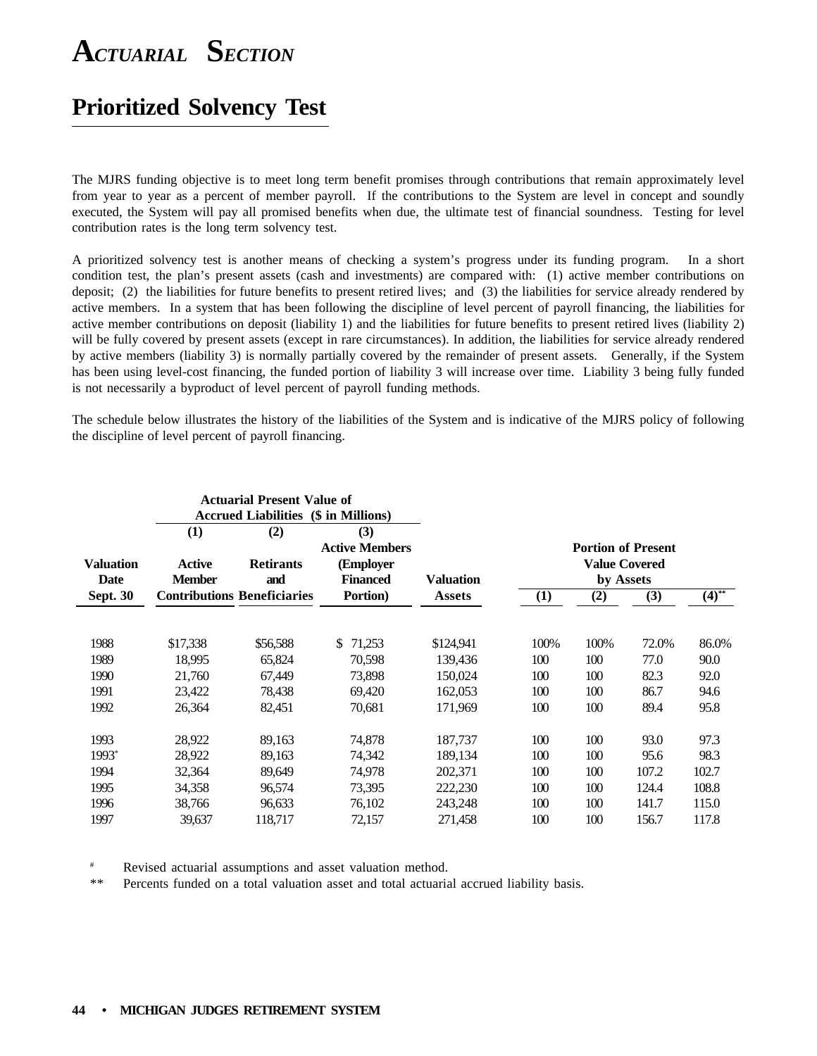# ACTUARIAL SECTION

## Prioritized Solvency Test

The MJRS funding objective is to meet long term benefit promises through contributions that remain approximately level from year to year as a percent of member payroll. If the contributions to the System are level in concept and soundly executed, the System will pay all promised benefits when due, the ultimate test of financial soundness. Testing for level contribution rates is the long term solvency test.

A prioritized solvency test is another means of checking a system's progress under its funding program. In a short condition test, the plan's present assets (cash and investments) are compared with: (1) active member contributions on deposit; (2) the liabilities for future benefits to present retired lives; and (3) the liabilities for service already rendered by active members. In a system that has been following the discipline of level percent of payroll financing, the liabilities for active member contributions on deposit (liability 1) and the liabilities for future benefits to present retired lives (liability 2) will be fully covered by present assets (except in rare circumstances). In addition, the liabilities for service already rendered by active members (liability 3) is normally partially covered by the remainder of present assets. Generally, if the System has been using level-cost financing, the funded portion of liability 3 will increase over time. Liability 3 being fully funded is not necessarily a byproduct of level percent of payroll funding methods.

The schedule below illustrates the history of the liabilities of the System and is indicative of the MJRS policy of following the discipline of level percent of payroll financing.

| | Actuarial Present Value of Accrued Liabilities ($ in Millions) | | | | | | | |
|---|---|---|---|---|---|---|---|---|
| | (1) | (2) | (3) | | Portion of Present Value Covered by Assets | | | |
| Valuation Date Sept. 30 | Active Member Contributions | Retirants and Beneficiaries | Active Members (Employer Financed Portion) | Valuation Assets | (1) | (2) | (3) | (4)** |
| 1988 | $17,338 | $56,588 | $ 71,253 | $124,941 | 100% | 100% | 72.0% | 86.0% |
| 1989 | 18,995 | 65,824 | 70,598 | 139,436 | 100 | 100 | 77.0 | 90.0 |
| 1990 | 21,760 | 67,449 | 73,898 | 150,024 | 100 | 100 | 82.3 | 92.0 |
| 1991 | 23,422 | 78,438 | 69,420 | 162,053 | 100 | 100 | 86.7 | 94.6 |
| 1992 | 26,364 | 82,451 | 70,681 | 171,969 | 100 | 100 | 89.4 | 95.8 |
| 1993 | 28,922 | 89,163 | 74,878 | 187,737 | 100 | 100 | 93.0 | 97.3 |
| 1993# | 28,922 | 89,163 | 74,342 | 189,134 | 100 | 100 | 95.6 | 98.3 |
| 1994 | 32,364 | 89,649 | 74,978 | 202,371 | 100 | 100 | 107.2 | 102.7 |
| 1995 | 34,358 | 96,574 | 73,395 | 222,230 | 100 | 100 | 124.4 | 108.8 |
| 1996 | 38,766 | 96,633 | 76,102 | 243,248 | 100 | 100 | 141.7 | 115.0 |
| 1997 | 39,637 | 118,717 | 72,157 | 271,458 | 100 | 100 | 156.7 | 117.8 |

# Revised actuarial assumptions and asset valuation method.

** Percents funded on a total valuation asset and total actuarial accrued liability basis.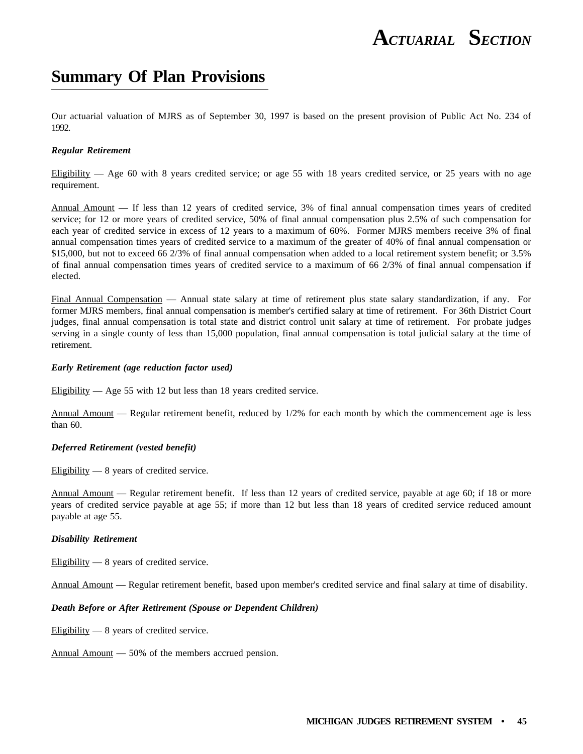## Summary Of Plan Provisions

Our actuarial valuation of MJRS as of September 30, 1997 is based on the present provision of Public Act No. 234 of 1992.

***Regular Retirement***

Eligibility — Age 60 with 8 years credited service; or age 55 with 18 years credited service, or 25 years with no age requirement.

Annual Amount — If less than 12 years of credited service, 3% of final annual compensation times years of credited service; for 12 or more years of credited service, 50% of final annual compensation plus 2.5% of such compensation for each year of credited service in excess of 12 years to a maximum of 60%. Former MJRS members receive 3% of final annual compensation times years of credited service to a maximum of the greater of 40% of final annual compensation or $15,000, but not to exceed 66 2/3% of final annual compensation when added to a local retirement system benefit; or 3.5% of final annual compensation times years of credited service to a maximum of 66 2/3% of final annual compensation if elected.

Final Annual Compensation — Annual state salary at time of retirement plus state salary standardization, if any. For former MJRS members, final annual compensation is member's certified salary at time of retirement. For 36th District Court judges, final annual compensation is total state and district control unit salary at time of retirement. For probate judges serving in a single county of less than 15,000 population, final annual compensation is total judicial salary at the time of retirement.

***Early Retirement (age reduction factor used)***

Eligibility — Age 55 with 12 but less than 18 years credited service.

Annual Amount — Regular retirement benefit, reduced by 1/2% for each month by which the commencement age is less than 60.

***Deferred Retirement (vested benefit)***

Eligibility — 8 years of credited service.

Annual Amount — Regular retirement benefit. If less than 12 years of credited service, payable at age 60; if 18 or more years of credited service payable at age 55; if more than 12 but less than 18 years of credited service reduced amount payable at age 55.

***Disability Retirement***

Eligibility — 8 years of credited service.

Annual Amount — Regular retirement benefit, based upon member's credited service and final salary at time of disability.

***Death Before or After Retirement (Spouse or Dependent Children)***

Eligibility — 8 years of credited service.

Annual Amount — 50% of the members accrued pension.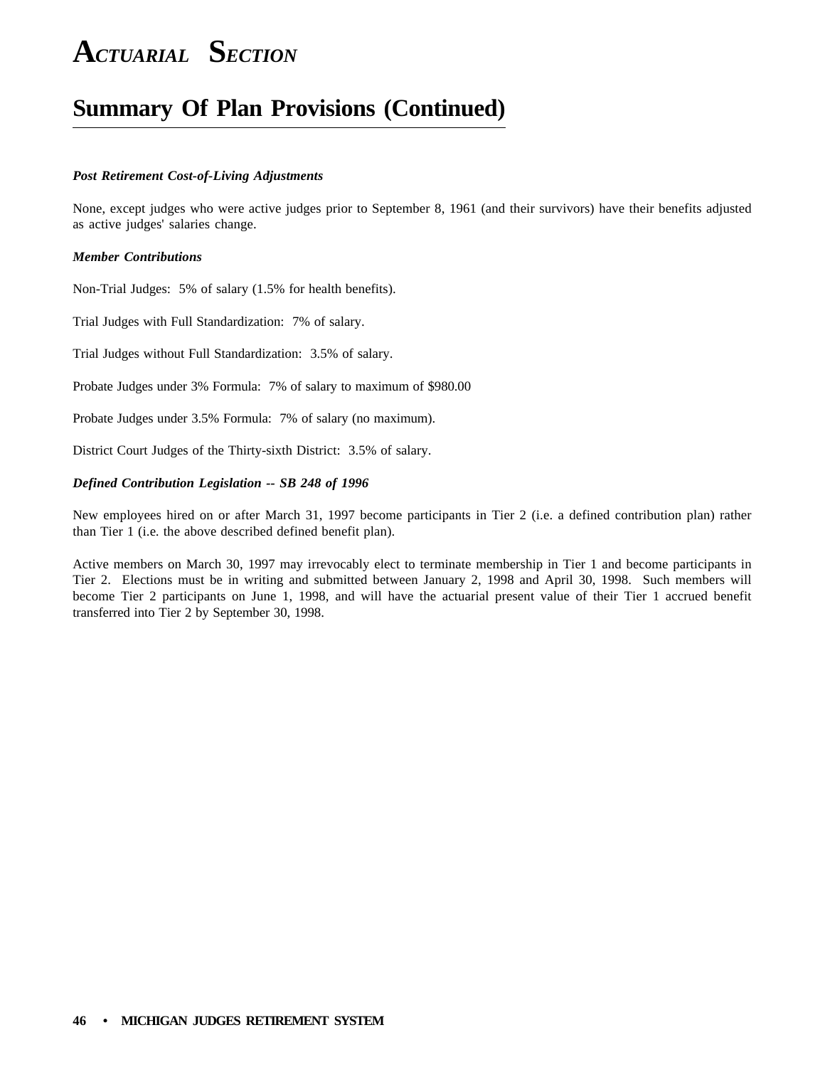# ACTUARIAL SECTION

## Summary Of Plan Provisions (Continued)

***Post Retirement Cost-of-Living Adjustments***

None, except judges who were active judges prior to September 8, 1961 (and their survivors) have their benefits adjusted as active judges' salaries change.

***Member Contributions***

Non-Trial Judges: 5% of salary (1.5% for health benefits).

Trial Judges with Full Standardization: 7% of salary.

Trial Judges without Full Standardization: 3.5% of salary.

Probate Judges under 3% Formula: 7% of salary to maximum of $980.00

Probate Judges under 3.5% Formula: 7% of salary (no maximum).

District Court Judges of the Thirty-sixth District: 3.5% of salary.

***Defined Contribution Legislation -- SB 248 of 1996***

New employees hired on or after March 31, 1997 become participants in Tier 2 (i.e. a defined contribution plan) rather than Tier 1 (i.e. the above described defined benefit plan).

Active members on March 30, 1997 may irrevocably elect to terminate membership in Tier 1 and become participants in Tier 2. Elections must be in writing and submitted between January 2, 1998 and April 30, 1998. Such members will become Tier 2 participants on June 1, 1998, and will have the actuarial present value of their Tier 1 accrued benefit transferred into Tier 2 by September 30, 1998.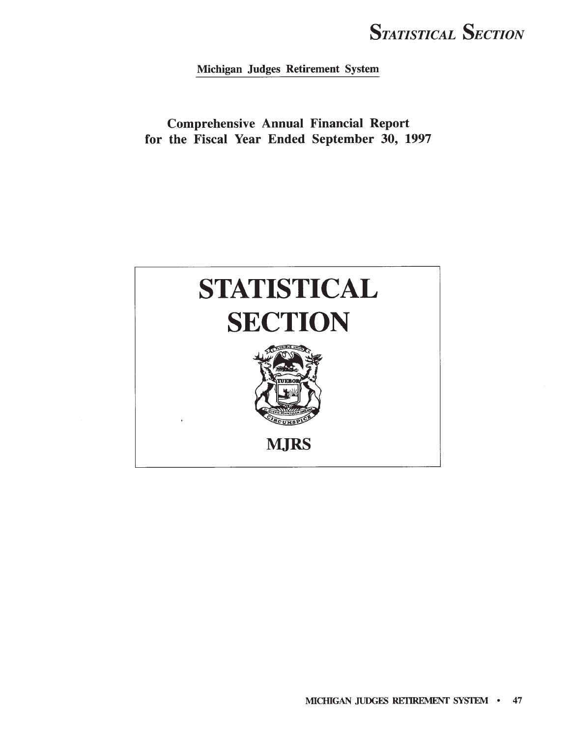Michigan Judges Retirement System

Comprehensive Annual Financial Report for the Fiscal Year Ended September 30, 1997

# STATISTICAL SECTION

MJRS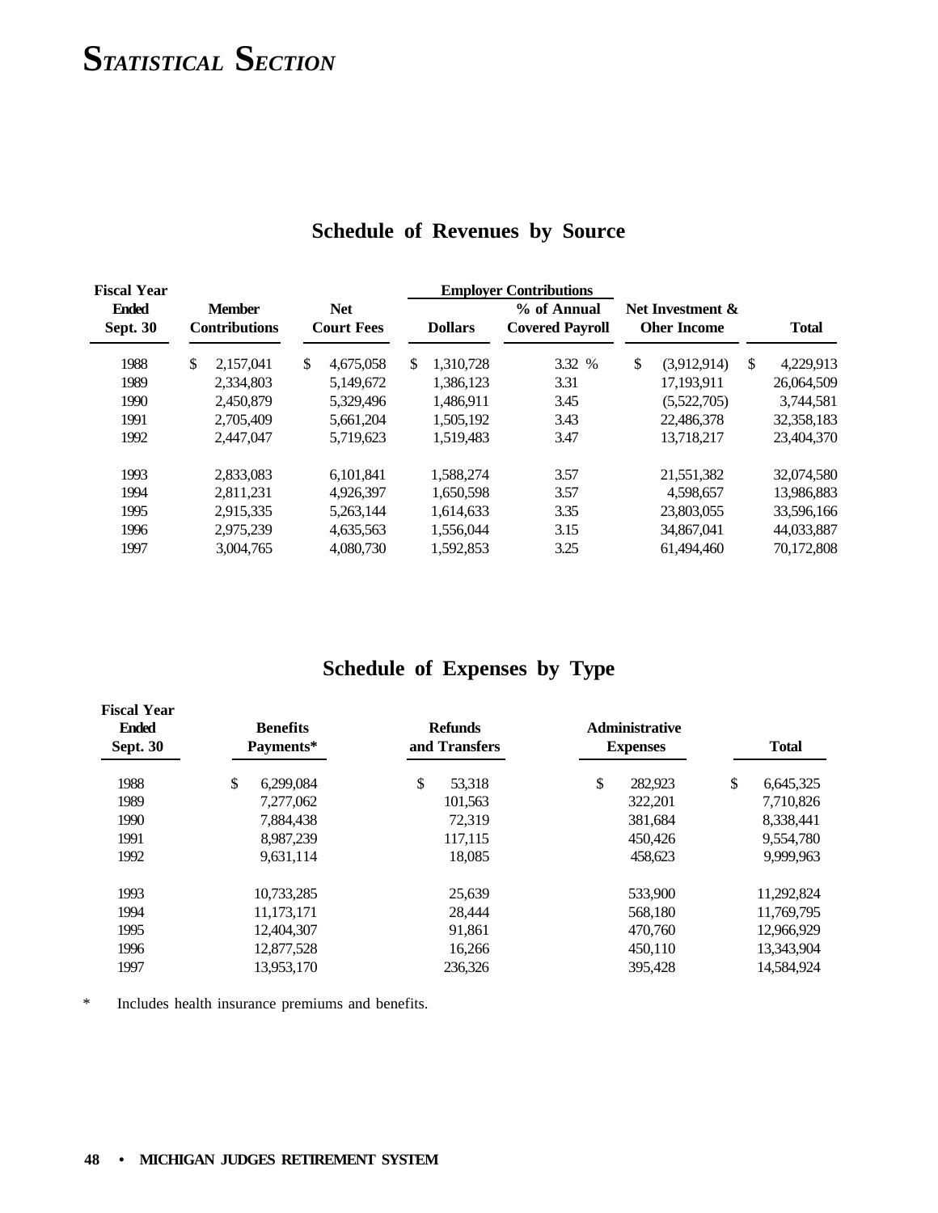# *Statistical Section*

## Schedule of Revenues by Source

| Fiscal Year Ended Sept. 30 | Member Contributions | Net Court Fees | Employer Contributions Dollars | Employer Contributions % of Annual Covered Payroll | Net Investment & Oher Income | Total |
|---|---|---|---|---|---|---|
| 1988 | $ 2,157,041 | $ 4,675,058 | $ 1,310,728 | 3.32 % | $ (3,912,914) | $ 4,229,913 |
| 1989 | 2,334,803 | 5,149,672 | 1,386,123 | 3.31 | 17,193,911 | 26,064,509 |
| 1990 | 2,450,879 | 5,329,496 | 1,486,911 | 3.45 | (5,522,705) | 3,744,581 |
| 1991 | 2,705,409 | 5,661,204 | 1,505,192 | 3.43 | 22,486,378 | 32,358,183 |
| 1992 | 2,447,047 | 5,719,623 | 1,519,483 | 3.47 | 13,718,217 | 23,404,370 |
| 1993 | 2,833,083 | 6,101,841 | 1,588,274 | 3.57 | 21,551,382 | 32,074,580 |
| 1994 | 2,811,231 | 4,926,397 | 1,650,598 | 3.57 | 4,598,657 | 13,986,883 |
| 1995 | 2,915,335 | 5,263,144 | 1,614,633 | 3.35 | 23,803,055 | 33,596,166 |
| 1996 | 2,975,239 | 4,635,563 | 1,556,044 | 3.15 | 34,867,041 | 44,033,887 |
| 1997 | 3,004,765 | 4,080,730 | 1,592,853 | 3.25 | 61,494,460 | 70,172,808 |

## Schedule of Expenses by Type

| Fiscal Year Ended Sept. 30 | Benefits Payments* | Refunds and Transfers | Administrative Expenses | Total |
|---|---|---|---|---|
| 1988 | $ 6,299,084 | $ 53,318 | $ 282,923 | $ 6,645,325 |
| 1989 | 7,277,062 | 101,563 | 322,201 | 7,710,826 |
| 1990 | 7,884,438 | 72,319 | 381,684 | 8,338,441 |
| 1991 | 8,987,239 | 117,115 | 450,426 | 9,554,780 |
| 1992 | 9,631,114 | 18,085 | 458,623 | 9,999,963 |
| 1993 | 10,733,285 | 25,639 | 533,900 | 11,292,824 |
| 1994 | 11,173,171 | 28,444 | 568,180 | 11,769,795 |
| 1995 | 12,404,307 | 91,861 | 470,760 | 12,966,929 |
| 1996 | 12,877,528 | 16,266 | 450,110 | 13,343,904 |
| 1997 | 13,953,170 | 236,326 | 395,428 | 14,584,924 |

\* Includes health insurance premiums and benefits.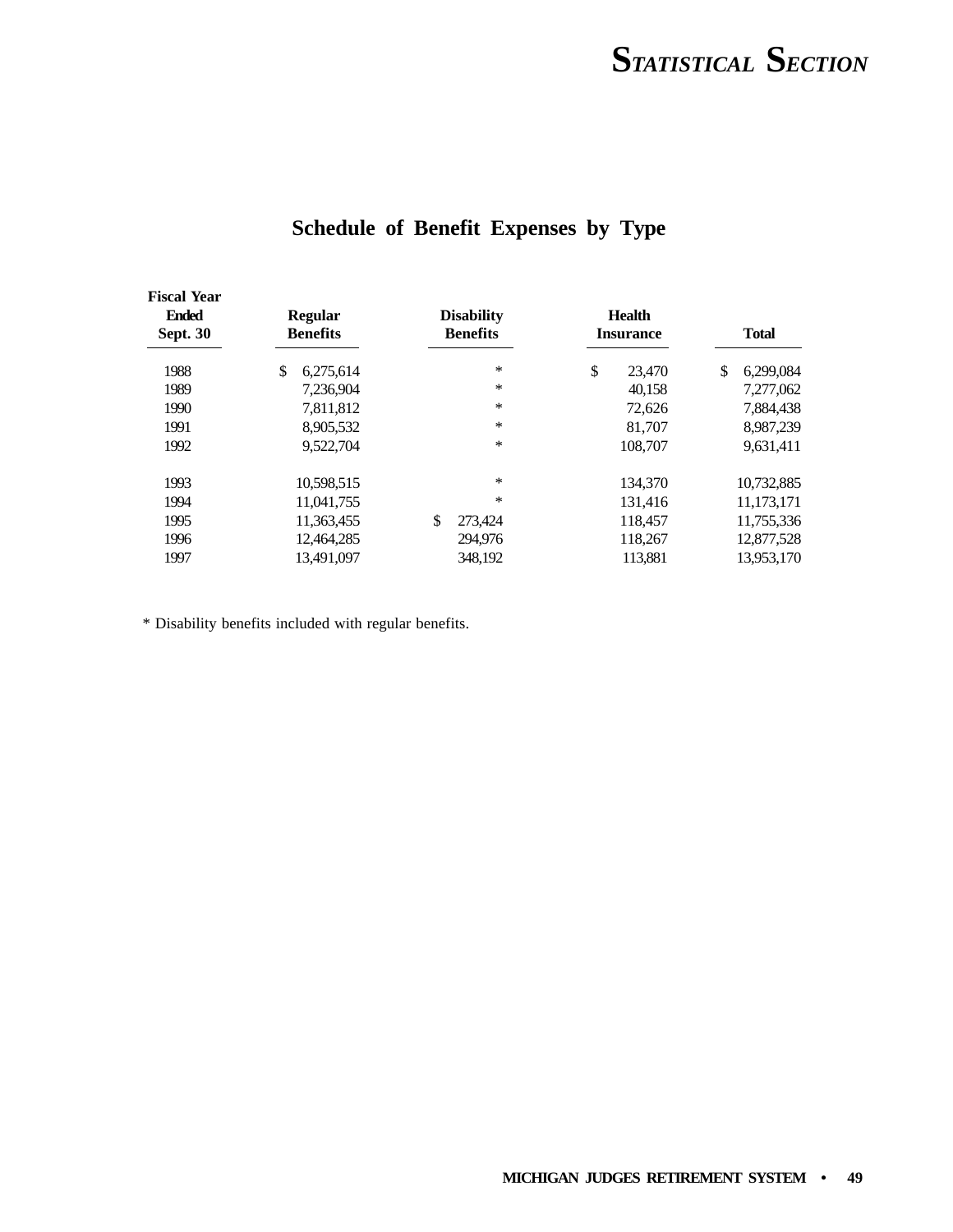## Schedule of Benefit Expenses by Type

| Fiscal Year Ended Sept. 30 | Regular Benefits | Disability Benefits | Health Insurance | Total |
|---|---|---|---|---|
| 1988 | $ 6,275,614 | * | $ 23,470 | $ 6,299,084 |
| 1989 | 7,236,904 | * | 40,158 | 7,277,062 |
| 1990 | 7,811,812 | * | 72,626 | 7,884,438 |
| 1991 | 8,905,532 | * | 81,707 | 8,987,239 |
| 1992 | 9,522,704 | * | 108,707 | 9,631,411 |
| 1993 | 10,598,515 | * | 134,370 | 10,732,885 |
| 1994 | 11,041,755 | * | 131,416 | 11,173,171 |
| 1995 | 11,363,455 | $ 273,424 | 118,457 | 11,755,336 |
| 1996 | 12,464,285 | 294,976 | 118,267 | 12,877,528 |
| 1997 | 13,491,097 | 348,192 | 113,881 | 13,953,170 |

* Disability benefits included with regular benefits.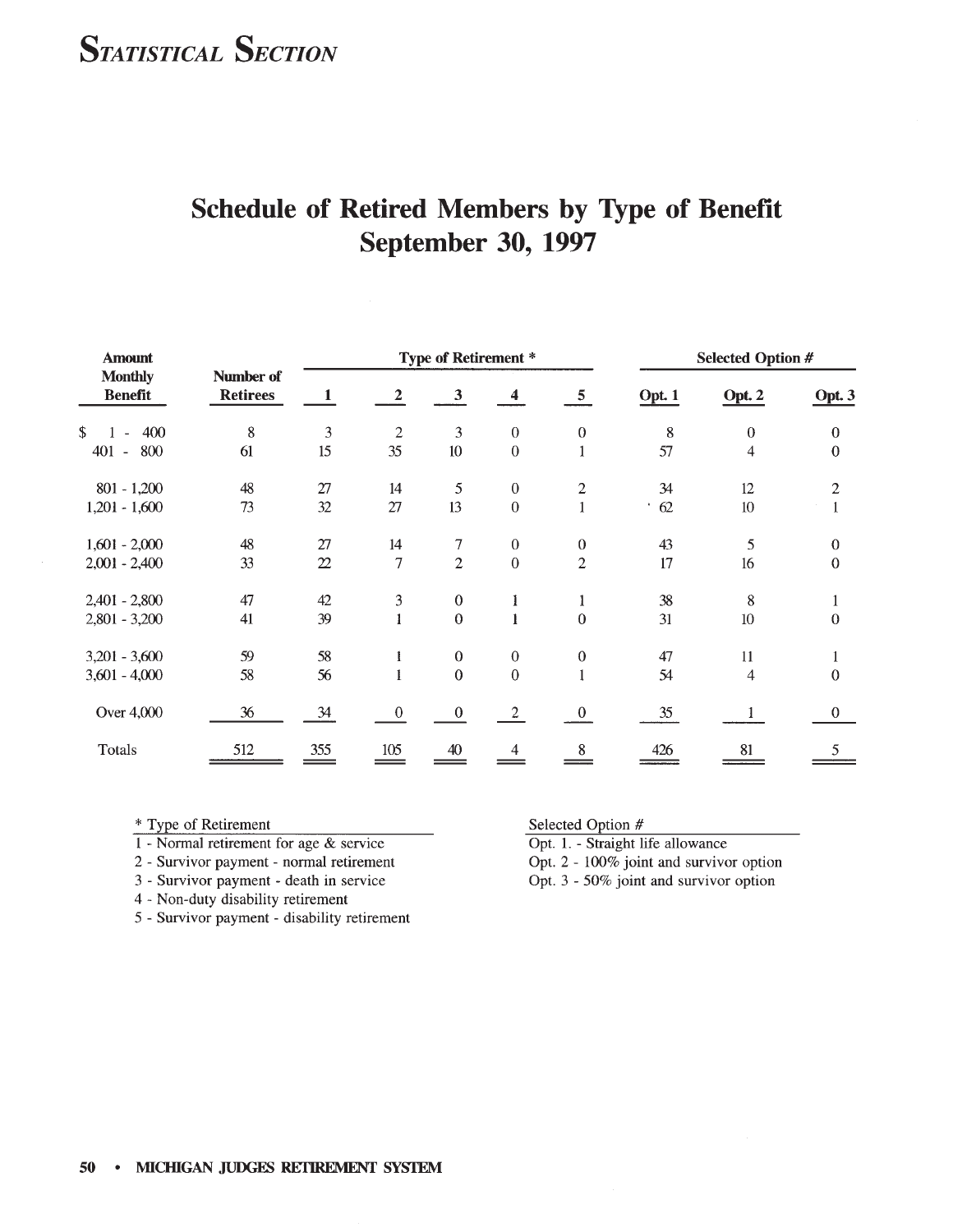## Statistical Section

# Schedule of Retired Members by Type of Benefit
# September 30, 1997

| Amount Monthly Benefit | Number of Retirees | Type of Retirement * | | | | | Selected Option # | | |
|---|---|---|---|---|---|---|---|---|---|
| | | 1 | 2 | 3 | 4 | 5 | Opt. 1 | Opt. 2 | Opt. 3 |
| $ 1 - 400 | 8 | 3 | 2 | 3 | 0 | 0 | 8 | 0 | 0 |
| 401 - 800 | 61 | 15 | 35 | 10 | 0 | 1 | 57 | 4 | 0 |
| 801 - 1,200 | 48 | 27 | 14 | 5 | 0 | 2 | 34 | 12 | 2 |
| 1,201 - 1,600 | 73 | 32 | 27 | 13 | 0 | 1 | 62 | 10 | 1 |
| 1,601 - 2,000 | 48 | 27 | 14 | 7 | 0 | 0 | 43 | 5 | 0 |
| 2,001 - 2,400 | 33 | 22 | 7 | 2 | 0 | 2 | 17 | 16 | 0 |
| 2,401 - 2,800 | 47 | 42 | 3 | 0 | 1 | 1 | 38 | 8 | 1 |
| 2,801 - 3,200 | 41 | 39 | 1 | 0 | 1 | 0 | 31 | 10 | 0 |
| 3,201 - 3,600 | 59 | 58 | 1 | 0 | 0 | 0 | 47 | 11 | 1 |
| 3,601 - 4,000 | 58 | 56 | 1 | 0 | 0 | 1 | 54 | 4 | 0 |
| Over 4,000 | 36 | 34 | 0 | 0 | 2 | 0 | 35 | 1 | 0 |
| Totals | 512 | 355 | 105 | 40 | 4 | 8 | 426 | 81 | 5 |

\* Type of Retirement
1 - Normal retirement for age & service
2 - Survivor payment - normal retirement
3 - Survivor payment - death in service
4 - Non-duty disability retirement
5 - Survivor payment - disability retirement

Selected Option #
Opt. 1. - Straight life allowance
Opt. 2 - 100% joint and survivor option
Opt. 3 - 50% joint and survivor option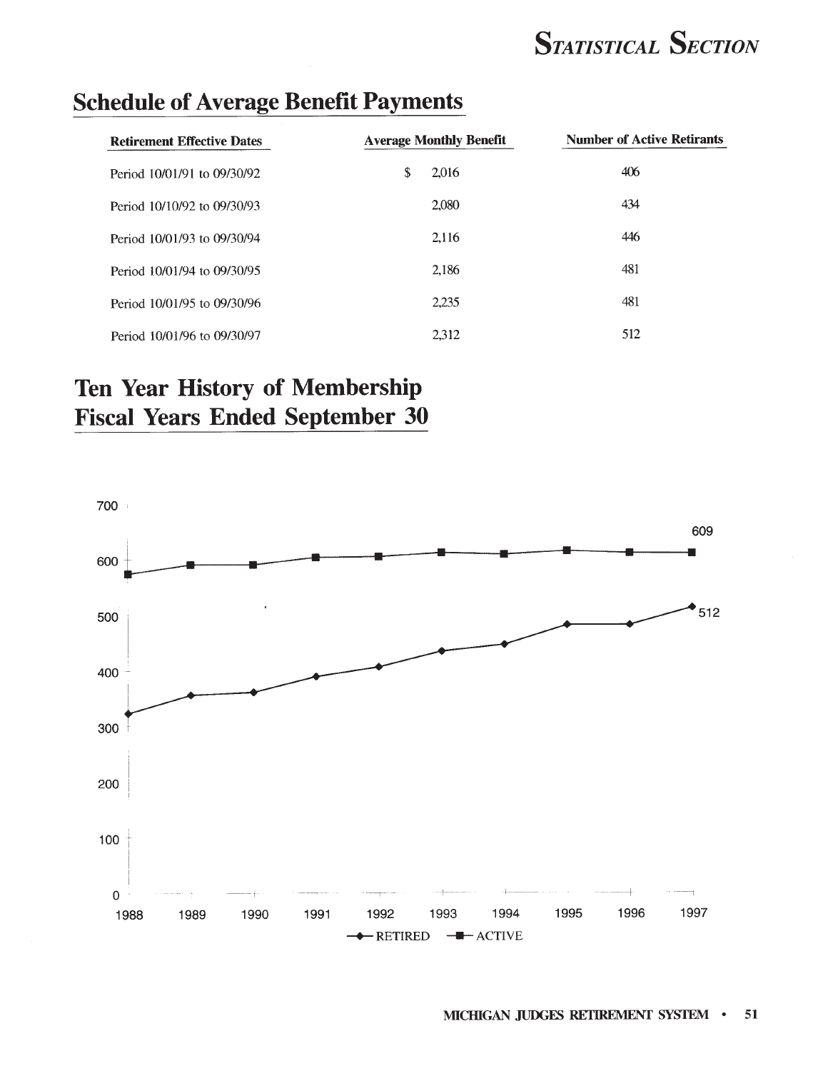# Statistical Section

## Schedule of Average Benefit Payments

| Retirement Effective Dates | Average Monthly Benefit | Number of Active Retirants |
|---|---|---|
| Period 10/01/91 to 09/30/92 | $ 2,016 | 406 |
| Period 10/10/92 to 09/30/93 | 2,080 | 434 |
| Period 10/01/93 to 09/30/94 | 2,116 | 446 |
| Period 10/01/94 to 09/30/95 | 2,186 | 481 |
| Period 10/01/95 to 09/30/96 | 2,235 | 481 |
| Period 10/01/96 to 09/30/97 | 2,312 | 512 |

## Ten Year History of Membership Fiscal Years Ended September 30

700
600
500
400
300
200
100
0

609

512

1988 1989 1990 1991 1992 1993 1994 1995 1996 1997

RETIRED ACTIVE